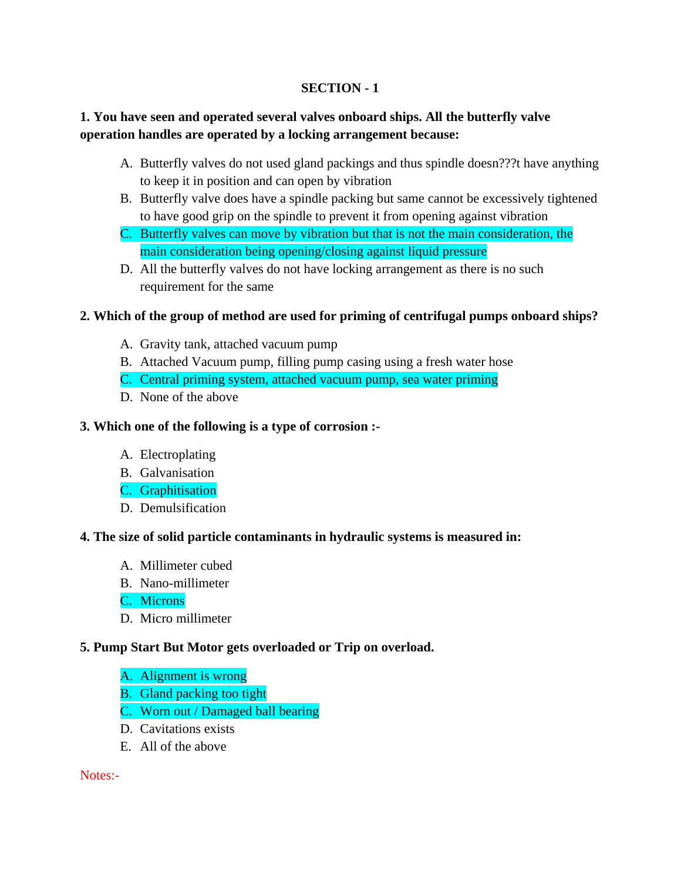## SECTION - 1

**1. You have seen and operated several valves onboard ships. All the butterfly valve operation handles are operated by a locking arrangement because:**

A. Butterfly valves do not used gland packings and thus spindle doesn???t have anything to keep it in position and can open by vibration
B. Butterfly valve does have a spindle packing but same cannot be excessively tightened to have good grip on the spindle to prevent it from opening against vibration
C. Butterfly valves can move by vibration but that is not the main consideration, the main consideration being opening/closing against liquid pressure
D. All the butterfly valves do not have locking arrangement as there is no such requirement for the same

**2. Which of the group of method are used for priming of centrifugal pumps onboard ships?**

A. Gravity tank, attached vacuum pump
B. Attached Vacuum pump, filling pump casing using a fresh water hose
C. Central priming system, attached vacuum pump, sea water priming
D. None of the above

**3. Which one of the following is a type of corrosion :-**

A. Electroplating
B. Galvanisation
C. Graphitisation
D. Demulsification

**4. The size of solid particle contaminants in hydraulic systems is measured in:**

A. Millimeter cubed
B. Nano-millimeter
C. Microns
D. Micro millimeter

**5. Pump Start But Motor gets overloaded or Trip on overload.**

A. Alignment is wrong
B. Gland packing too tight
C. Worn out / Damaged ball bearing
D. Cavitations exists
E. All of the above

Notes:-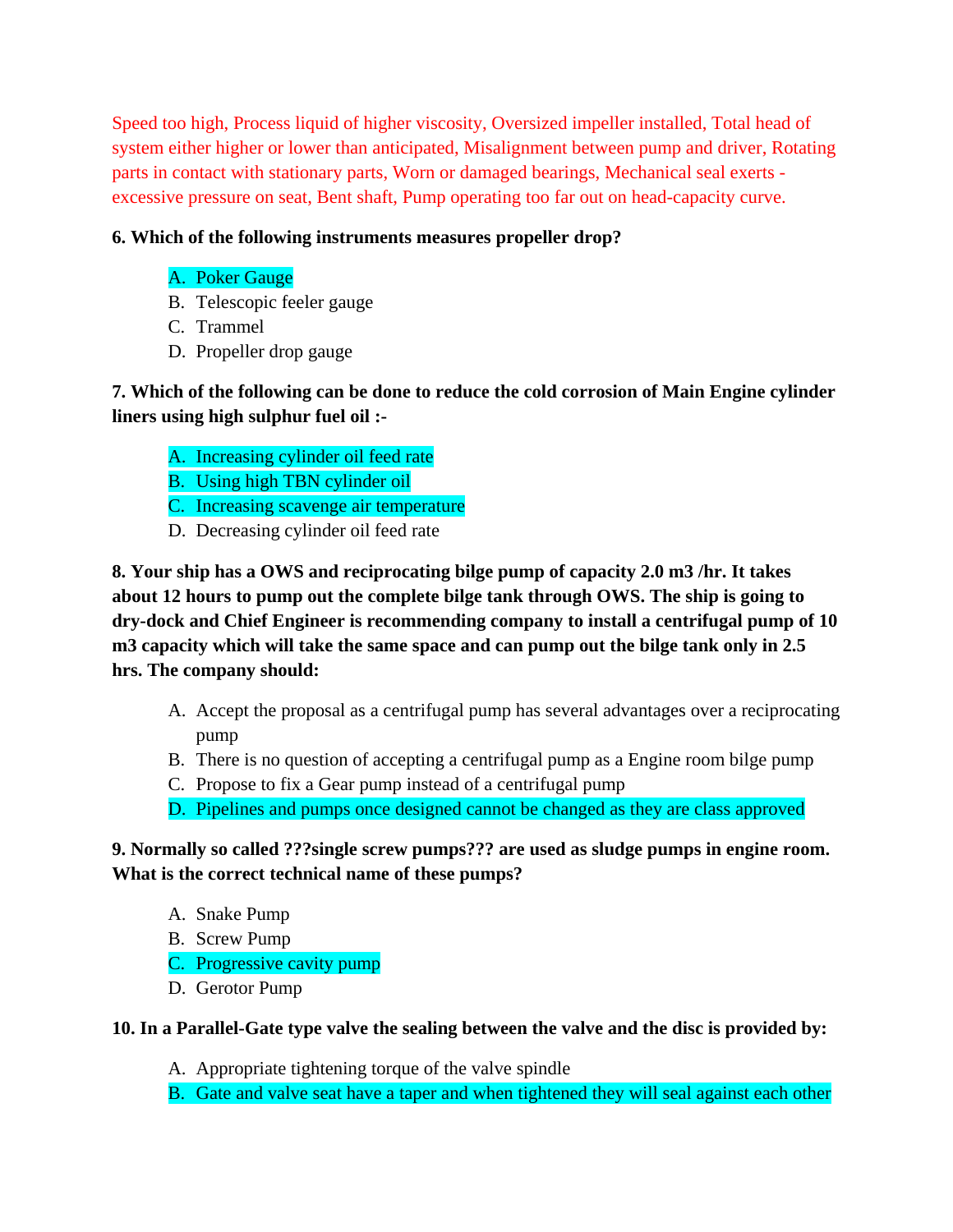Speed too high, Process liquid of higher viscosity, Oversized impeller installed, Total head of system either higher or lower than anticipated, Misalignment between pump and driver, Rotating parts in contact with stationary parts, Worn or damaged bearings, Mechanical seal exerts - excessive pressure on seat, Bent shaft, Pump operating too far out on head-capacity curve.

**6. Which of the following instruments measures propeller drop?**

A. Poker Gauge
B. Telescopic feeler gauge
C. Trammel
D. Propeller drop gauge

**7. Which of the following can be done to reduce the cold corrosion of Main Engine cylinder liners using high sulphur fuel oil :-**

A. Increasing cylinder oil feed rate
B. Using high TBN cylinder oil
C. Increasing scavenge air temperature
D. Decreasing cylinder oil feed rate

**8. Your ship has a OWS and reciprocating bilge pump of capacity 2.0 m3 /hr. It takes about 12 hours to pump out the complete bilge tank through OWS. The ship is going to dry-dock and Chief Engineer is recommending company to install a centrifugal pump of 10 m3 capacity which will take the same space and can pump out the bilge tank only in 2.5 hrs. The company should:**

A. Accept the proposal as a centrifugal pump has several advantages over a reciprocating pump
B. There is no question of accepting a centrifugal pump as a Engine room bilge pump
C. Propose to fix a Gear pump instead of a centrifugal pump
D. Pipelines and pumps once designed cannot be changed as they are class approved

**9. Normally so called ???single screw pumps??? are used as sludge pumps in engine room. What is the correct technical name of these pumps?**

A. Snake Pump
B. Screw Pump
C. Progressive cavity pump
D. Gerotor Pump

**10. In a Parallel-Gate type valve the sealing between the valve and the disc is provided by:**

A. Appropriate tightening torque of the valve spindle
B. Gate and valve seat have a taper and when tightened they will seal against each other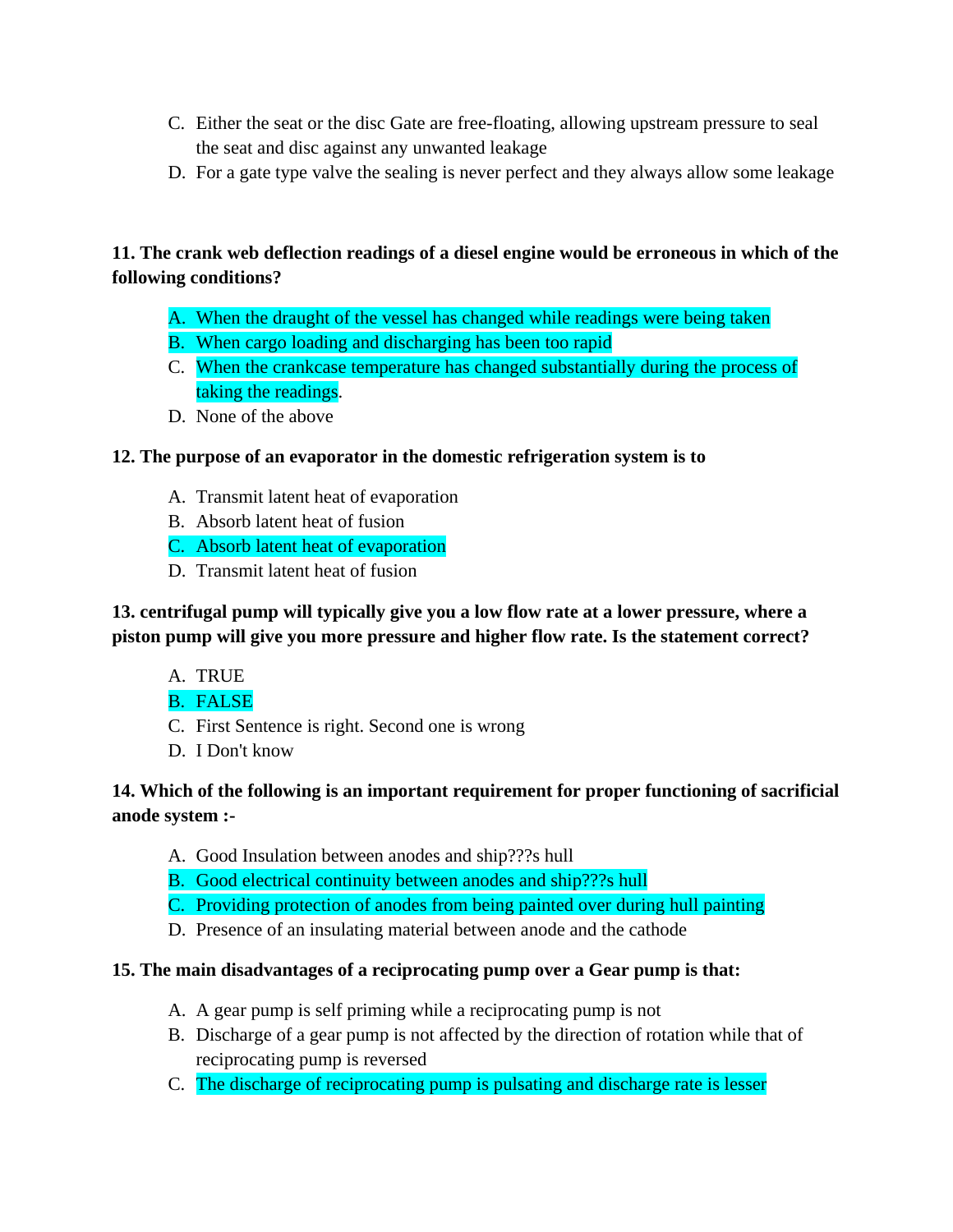C. Either the seat or the disc Gate are free-floating, allowing upstream pressure to seal the seat and disc against any unwanted leakage
D. For a gate type valve the sealing is never perfect and they always allow some leakage

**11. The crank web deflection readings of a diesel engine would be erroneous in which of the following conditions?**

A. When the draught of the vessel has changed while readings were being taken
B. When cargo loading and discharging has been too rapid
C. When the crankcase temperature has changed substantially during the process of taking the readings.
D. None of the above

**12. The purpose of an evaporator in the domestic refrigeration system is to**

A. Transmit latent heat of evaporation
B. Absorb latent heat of fusion
C. Absorb latent heat of evaporation
D. Transmit latent heat of fusion

**13. centrifugal pump will typically give you a low flow rate at a lower pressure, where a piston pump will give you more pressure and higher flow rate. Is the statement correct?**

A. TRUE
B. FALSE
C. First Sentence is right. Second one is wrong
D. I Don't know

**14. Which of the following is an important requirement for proper functioning of sacrificial anode system :-**

A. Good Insulation between anodes and ship???s hull
B. Good electrical continuity between anodes and ship???s hull
C. Providing protection of anodes from being painted over during hull painting
D. Presence of an insulating material between anode and the cathode

**15. The main disadvantages of a reciprocating pump over a Gear pump is that:**

A. A gear pump is self priming while a reciprocating pump is not
B. Discharge of a gear pump is not affected by the direction of rotation while that of reciprocating pump is reversed
C. The discharge of reciprocating pump is pulsating and discharge rate is lesser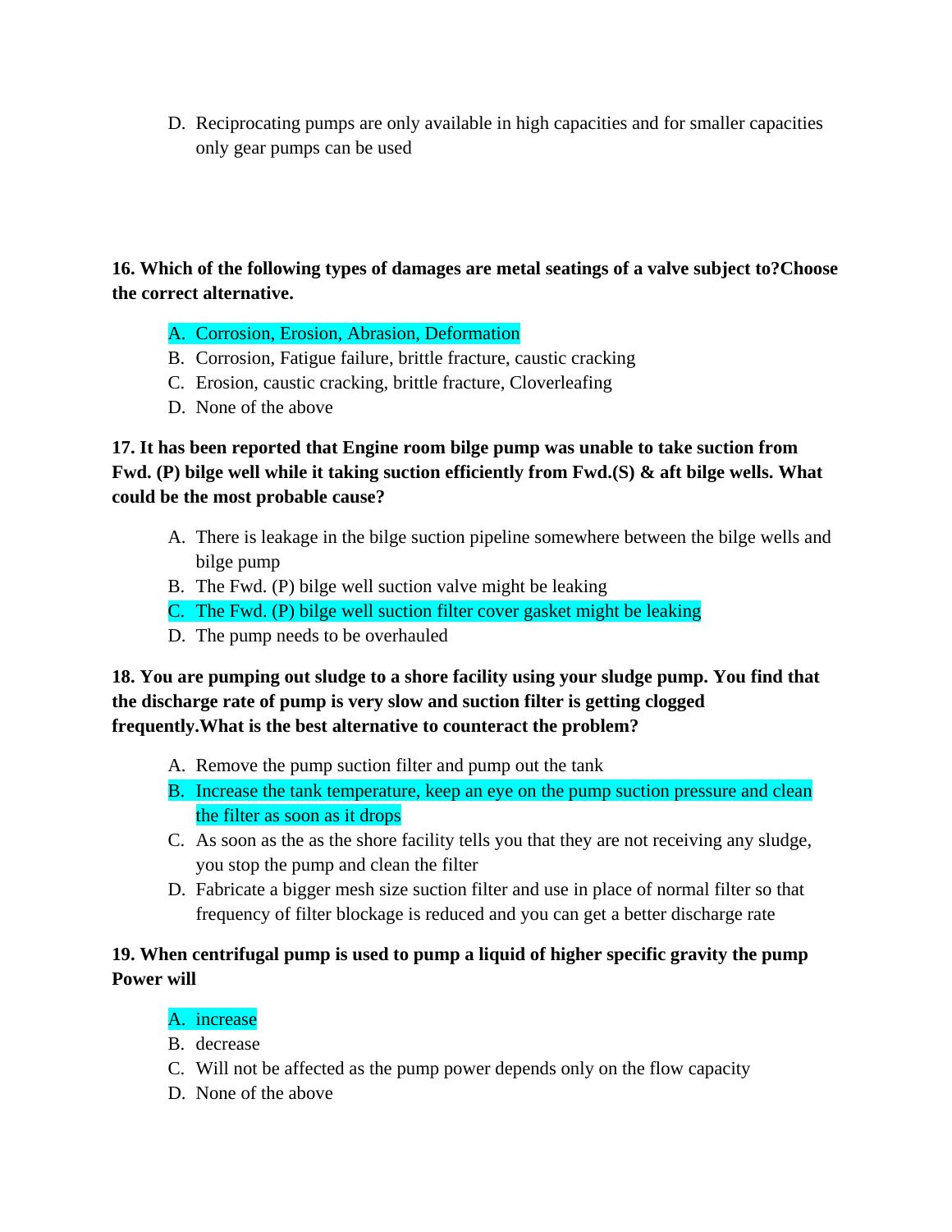D. Reciprocating pumps are only available in high capacities and for smaller capacities only gear pumps can be used

**16. Which of the following types of damages are metal seatings of a valve subject to?Choose the correct alternative.**

A. Corrosion, Erosion, Abrasion, Deformation
B. Corrosion, Fatigue failure, brittle fracture, caustic cracking
C. Erosion, caustic cracking, brittle fracture, Cloverleafing
D. None of the above

**17. It has been reported that Engine room bilge pump was unable to take suction from Fwd. (P) bilge well while it taking suction efficiently from Fwd.(S) & aft bilge wells. What could be the most probable cause?**

A. There is leakage in the bilge suction pipeline somewhere between the bilge wells and bilge pump
B. The Fwd. (P) bilge well suction valve might be leaking
C. The Fwd. (P) bilge well suction filter cover gasket might be leaking
D. The pump needs to be overhauled

**18. You are pumping out sludge to a shore facility using your sludge pump. You find that the discharge rate of pump is very slow and suction filter is getting clogged frequently.What is the best alternative to counteract the problem?**

A. Remove the pump suction filter and pump out the tank
B. Increase the tank temperature, keep an eye on the pump suction pressure and clean the filter as soon as it drops
C. As soon as the as the shore facility tells you that they are not receiving any sludge, you stop the pump and clean the filter
D. Fabricate a bigger mesh size suction filter and use in place of normal filter so that frequency of filter blockage is reduced and you can get a better discharge rate

**19. When centrifugal pump is used to pump a liquid of higher specific gravity the pump Power will**

A. increase
B. decrease
C. Will not be affected as the pump power depends only on the flow capacity
D. None of the above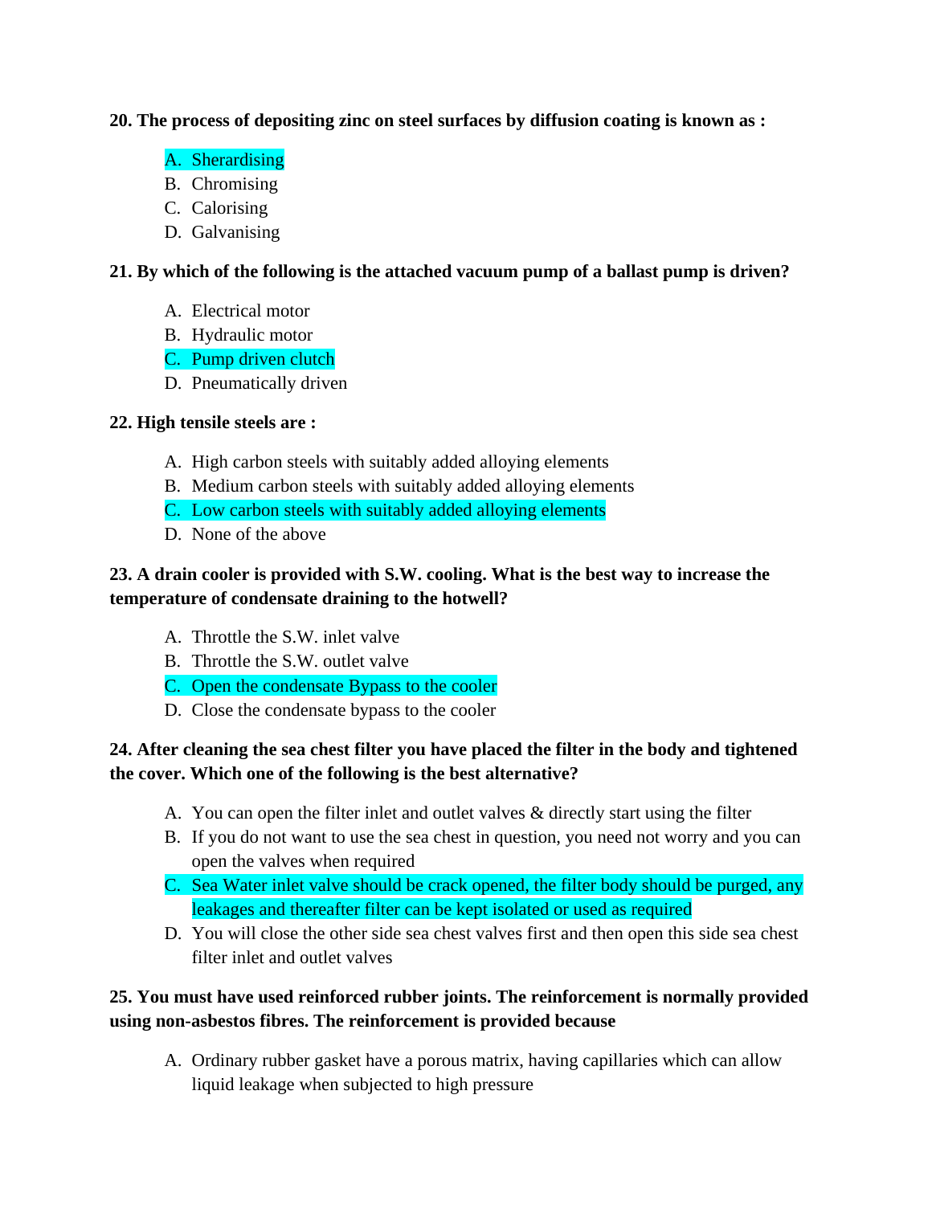**20. The process of depositing zinc on steel surfaces by diffusion coating is known as :**

A. Sherardising
B. Chromising
C. Calorising
D. Galvanising

**21. By which of the following is the attached vacuum pump of a ballast pump is driven?**

A. Electrical motor
B. Hydraulic motor
C. Pump driven clutch
D. Pneumatically driven

**22. High tensile steels are :**

A. High carbon steels with suitably added alloying elements
B. Medium carbon steels with suitably added alloying elements
C. Low carbon steels with suitably added alloying elements
D. None of the above

**23. A drain cooler is provided with S.W. cooling. What is the best way to increase the temperature of condensate draining to the hotwell?**

A. Throttle the S.W. inlet valve
B. Throttle the S.W. outlet valve
C. Open the condensate Bypass to the cooler
D. Close the condensate bypass to the cooler

**24. After cleaning the sea chest filter you have placed the filter in the body and tightened the cover. Which one of the following is the best alternative?**

A. You can open the filter inlet and outlet valves & directly start using the filter
B. If you do not want to use the sea chest in question, you need not worry and you can open the valves when required
C. Sea Water inlet valve should be crack opened, the filter body should be purged, any leakages and thereafter filter can be kept isolated or used as required
D. You will close the other side sea chest valves first and then open this side sea chest filter inlet and outlet valves

**25. You must have used reinforced rubber joints. The reinforcement is normally provided using non-asbestos fibres. The reinforcement is provided because**

A. Ordinary rubber gasket have a porous matrix, having capillaries which can allow liquid leakage when subjected to high pressure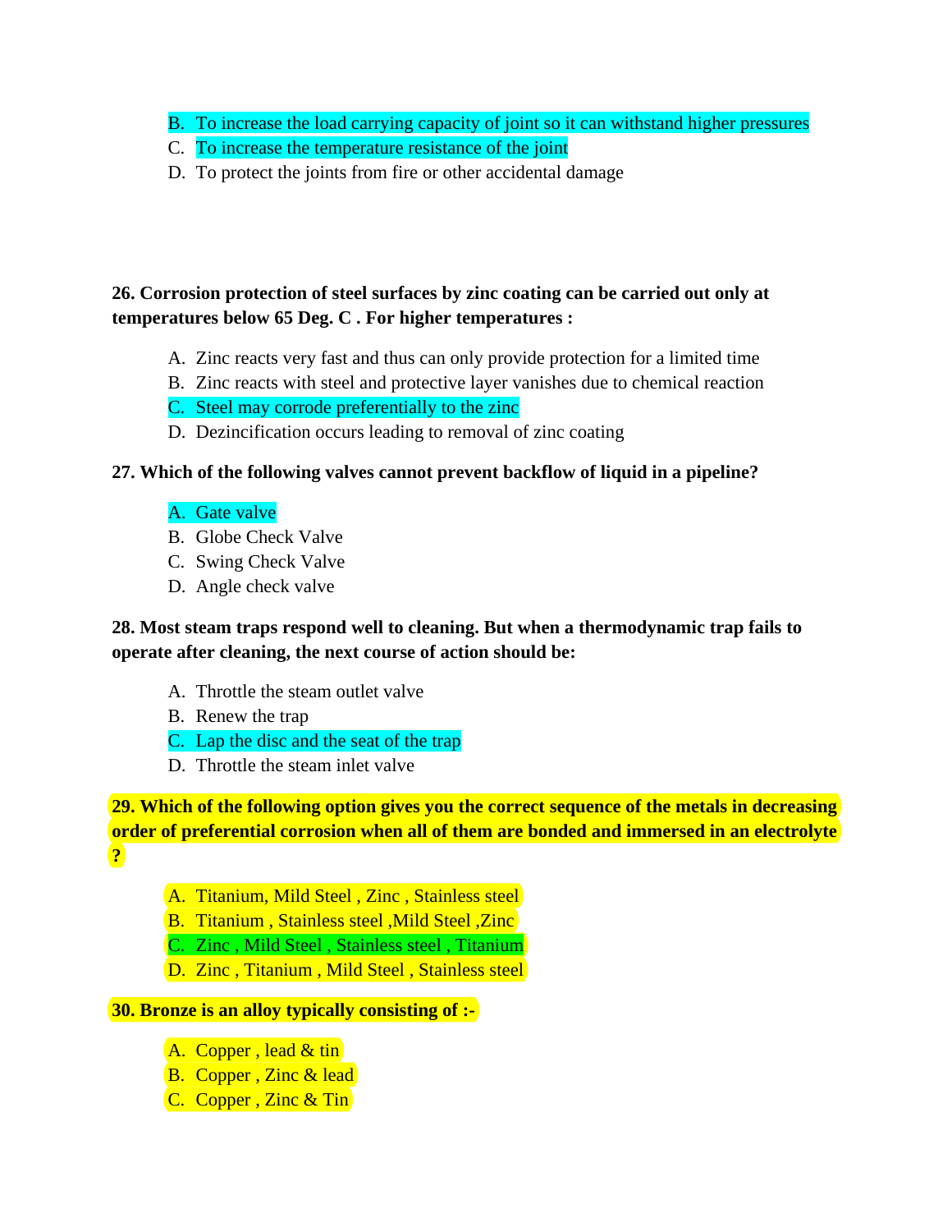B. To increase the load carrying capacity of joint so it can withstand higher pressures
C. To increase the temperature resistance of the joint
D. To protect the joints from fire or other accidental damage

**26. Corrosion protection of steel surfaces by zinc coating can be carried out only at temperatures below 65 Deg. C . For higher temperatures :**

A. Zinc reacts very fast and thus can only provide protection for a limited time
B. Zinc reacts with steel and protective layer vanishes due to chemical reaction
C. Steel may corrode preferentially to the zinc
D. Dezincification occurs leading to removal of zinc coating

**27. Which of the following valves cannot prevent backflow of liquid in a pipeline?**

A. Gate valve
B. Globe Check Valve
C. Swing Check Valve
D. Angle check valve

**28. Most steam traps respond well to cleaning. But when a thermodynamic trap fails to operate after cleaning, the next course of action should be:**

A. Throttle the steam outlet valve
B. Renew the trap
C. Lap the disc and the seat of the trap
D. Throttle the steam inlet valve

**29. Which of the following option gives you the correct sequence of the metals in decreasing order of preferential corrosion when all of them are bonded and immersed in an electrolyte ?**

A. Titanium, Mild Steel , Zinc , Stainless steel
B. Titanium , Stainless steel ,Mild Steel ,Zinc
C. Zinc , Mild Steel , Stainless steel , Titanium
D. Zinc , Titanium , Mild Steel , Stainless steel

**30. Bronze is an alloy typically consisting of :-**

A. Copper , lead & tin
B. Copper , Zinc & lead
C. Copper , Zinc & Tin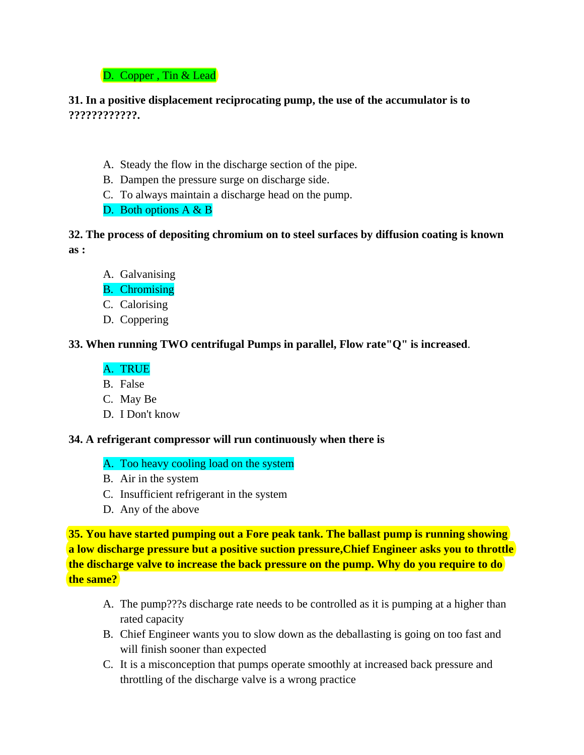D. Copper , Tin & Lead

**31. In a positive displacement reciprocating pump, the use of the accumulator is to ????????????.**

A. Steady the flow in the discharge section of the pipe.
B. Dampen the pressure surge on discharge side.
C. To always maintain a discharge head on the pump.
D. Both options A & B

**32. The process of depositing chromium on to steel surfaces by diffusion coating is known as :**

A. Galvanising
B. Chromising
C. Calorising
D. Coppering

**33. When running TWO centrifugal Pumps in parallel, Flow rate"Q" is increased**.

A. TRUE
B. False
C. May Be
D. I Don't know

**34. A refrigerant compressor will run continuously when there is**

A. Too heavy cooling load on the system
B. Air in the system
C. Insufficient refrigerant in the system
D. Any of the above

**35. You have started pumping out a Fore peak tank. The ballast pump is running showing a low discharge pressure but a positive suction pressure,Chief Engineer asks you to throttle the discharge valve to increase the back pressure on the pump. Why do you require to do the same?**

A. The pump???s discharge rate needs to be controlled as it is pumping at a higher than rated capacity
B. Chief Engineer wants you to slow down as the deballasting is going on too fast and will finish sooner than expected
C. It is a misconception that pumps operate smoothly at increased back pressure and throttling of the discharge valve is a wrong practice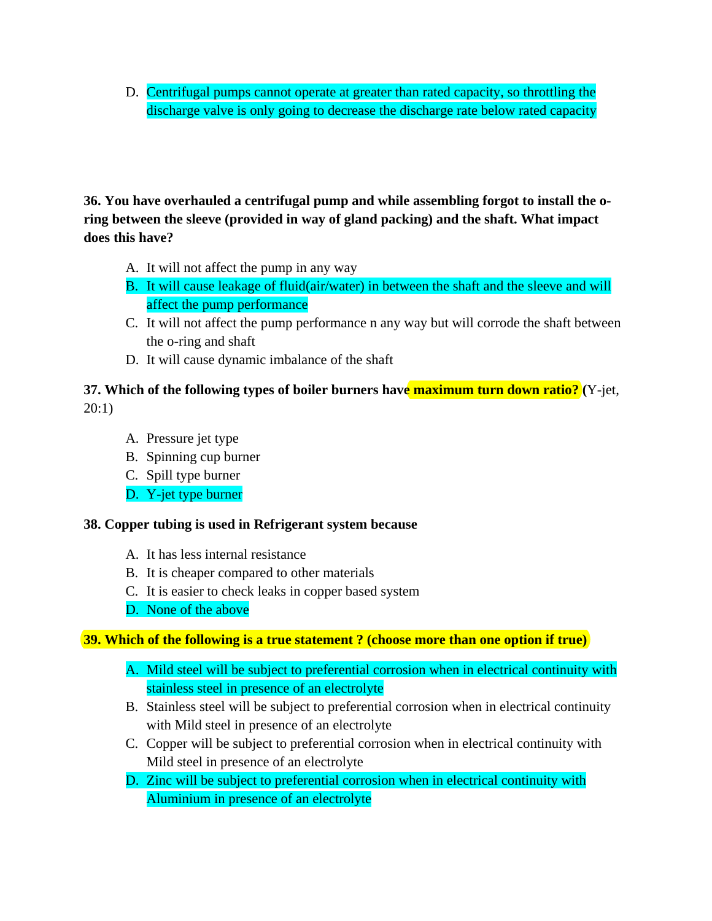D. Centrifugal pumps cannot operate at greater than rated capacity, so throttling the discharge valve is only going to decrease the discharge rate below rated capacity

**36. You have overhauled a centrifugal pump and while assembling forgot to install the o-ring between the sleeve (provided in way of gland packing) and the shaft. What impact does this have?**

A. It will not affect the pump in any way
B. It will cause leakage of fluid(air/water) in between the shaft and the sleeve and will affect the pump performance
C. It will not affect the pump performance n any way but will corrode the shaft between the o-ring and shaft
D. It will cause dynamic imbalance of the shaft

**37. Which of the following types of boiler burners have maximum turn down ratio?** (Y-jet, 20:1)

A. Pressure jet type
B. Spinning cup burner
C. Spill type burner
D. Y-jet type burner

**38. Copper tubing is used in Refrigerant system because**

A. It has less internal resistance
B. It is cheaper compared to other materials
C. It is easier to check leaks in copper based system
D. None of the above

**39. Which of the following is a true statement ? (choose more than one option if true)**

A. Mild steel will be subject to preferential corrosion when in electrical continuity with stainless steel in presence of an electrolyte
B. Stainless steel will be subject to preferential corrosion when in electrical continuity with Mild steel in presence of an electrolyte
C. Copper will be subject to preferential corrosion when in electrical continuity with Mild steel in presence of an electrolyte
D. Zinc will be subject to preferential corrosion when in electrical continuity with Aluminium in presence of an electrolyte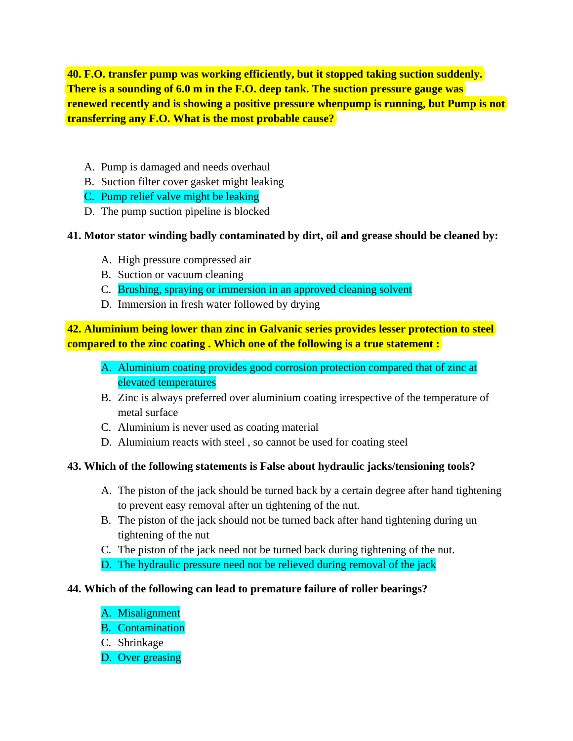**40. F.O. transfer pump was working efficiently, but it stopped taking suction suddenly. There is a sounding of 6.0 m in the F.O. deep tank. The suction pressure gauge was renewed recently and is showing a positive pressure whenpump is running, but Pump is not transferring any F.O. What is the most probable cause?**

A. Pump is damaged and needs overhaul
B. Suction filter cover gasket might leaking
C. Pump relief valve might be leaking
D. The pump suction pipeline is blocked

**41. Motor stator winding badly contaminated by dirt, oil and grease should be cleaned by:**

A. High pressure compressed air
B. Suction or vacuum cleaning
C. Brushing, spraying or immersion in an approved cleaning solvent
D. Immersion in fresh water followed by drying

**42. Aluminium being lower than zinc in Galvanic series provides lesser protection to steel compared to the zinc coating . Which one of the following is a true statement :**

A. Aluminium coating provides good corrosion protection compared that of zinc at elevated temperatures
B. Zinc is always preferred over aluminium coating irrespective of the temperature of metal surface
C. Aluminium is never used as coating material
D. Aluminium reacts with steel , so cannot be used for coating steel

**43. Which of the following statements is False about hydraulic jacks/tensioning tools?**

A. The piston of the jack should be turned back by a certain degree after hand tightening to prevent easy removal after un tightening of the nut.
B. The piston of the jack should not be turned back after hand tightening during un tightening of the nut
C. The piston of the jack need not be turned back during tightening of the nut.
D. The hydraulic pressure need not be relieved during removal of the jack

**44. Which of the following can lead to premature failure of roller bearings?**

A. Misalignment
B. Contamination
C. Shrinkage
D. Over greasing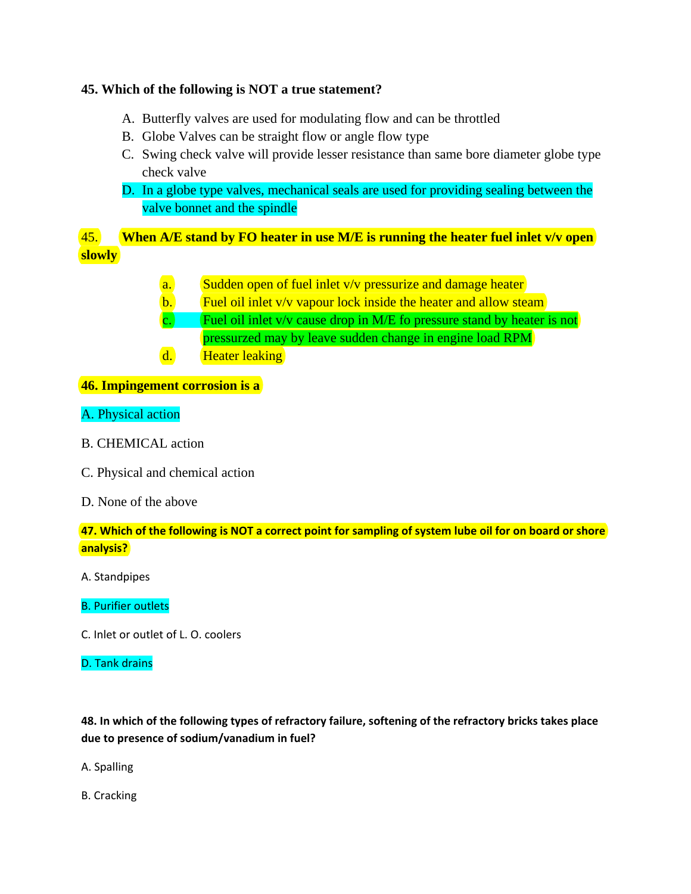**45. Which of the following is NOT a true statement?**

A. Butterfly valves are used for modulating flow and can be throttled
B. Globe Valves can be straight flow or angle flow type
C. Swing check valve will provide lesser resistance than same bore diameter globe type check valve
D. In a globe type valves, mechanical seals are used for providing sealing between the valve bonnet and the spindle

**45. When A/E stand by FO heater in use M/E is running the heater fuel inlet v/v open slowly**

a. Sudden open of fuel inlet v/v pressurize and damage heater
b. Fuel oil inlet v/v vapour lock inside the heater and allow steam
c. Fuel oil inlet v/v cause drop in M/E fo pressure stand by heater is not pressurzed may by leave sudden change in engine load RPM
d. Heater leaking

**46. Impingement corrosion is a**

A. Physical action

B. CHEMICAL action

C. Physical and chemical action

D. None of the above

**47. Which of the following is NOT a correct point for sampling of system lube oil for on board or shore analysis?**

A. Standpipes

B. Purifier outlets

C. Inlet or outlet of L. O. coolers

D. Tank drains

**48. In which of the following types of refractory failure, softening of the refractory bricks takes place due to presence of sodium/vanadium in fuel?**

A. Spalling

B. Cracking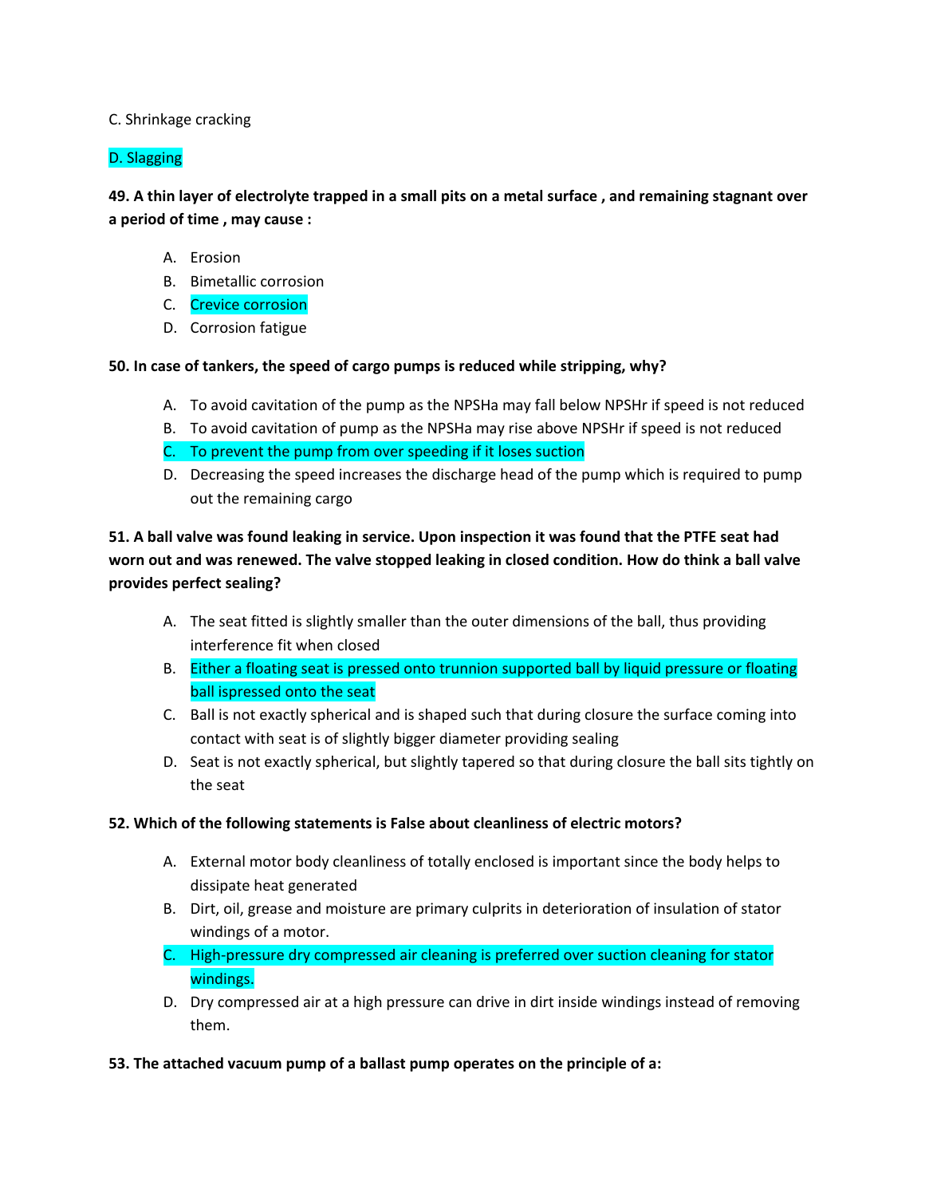C. Shrinkage cracking

D. Slagging

**49. A thin layer of electrolyte trapped in a small pits on a metal surface , and remaining stagnant over a period of time , may cause :**

A. Erosion
B. Bimetallic corrosion
C. Crevice corrosion
D. Corrosion fatigue

**50. In case of tankers, the speed of cargo pumps is reduced while stripping, why?**

A. To avoid cavitation of the pump as the NPSHa may fall below NPSHr if speed is not reduced
B. To avoid cavitation of pump as the NPSHa may rise above NPSHr if speed is not reduced
C. To prevent the pump from over speeding if it loses suction
D. Decreasing the speed increases the discharge head of the pump which is required to pump out the remaining cargo

**51. A ball valve was found leaking in service. Upon inspection it was found that the PTFE seat had worn out and was renewed. The valve stopped leaking in closed condition. How do think a ball valve provides perfect sealing?**

A. The seat fitted is slightly smaller than the outer dimensions of the ball, thus providing interference fit when closed
B. Either a floating seat is pressed onto trunnion supported ball by liquid pressure or floating ball ispressed onto the seat
C. Ball is not exactly spherical and is shaped such that during closure the surface coming into contact with seat is of slightly bigger diameter providing sealing
D. Seat is not exactly spherical, but slightly tapered so that during closure the ball sits tightly on the seat

**52. Which of the following statements is False about cleanliness of electric motors?**

A. External motor body cleanliness of totally enclosed is important since the body helps to dissipate heat generated
B. Dirt, oil, grease and moisture are primary culprits in deterioration of insulation of stator windings of a motor.
C. High-pressure dry compressed air cleaning is preferred over suction cleaning for stator windings.
D. Dry compressed air at a high pressure can drive in dirt inside windings instead of removing them.

**53. The attached vacuum pump of a ballast pump operates on the principle of a:**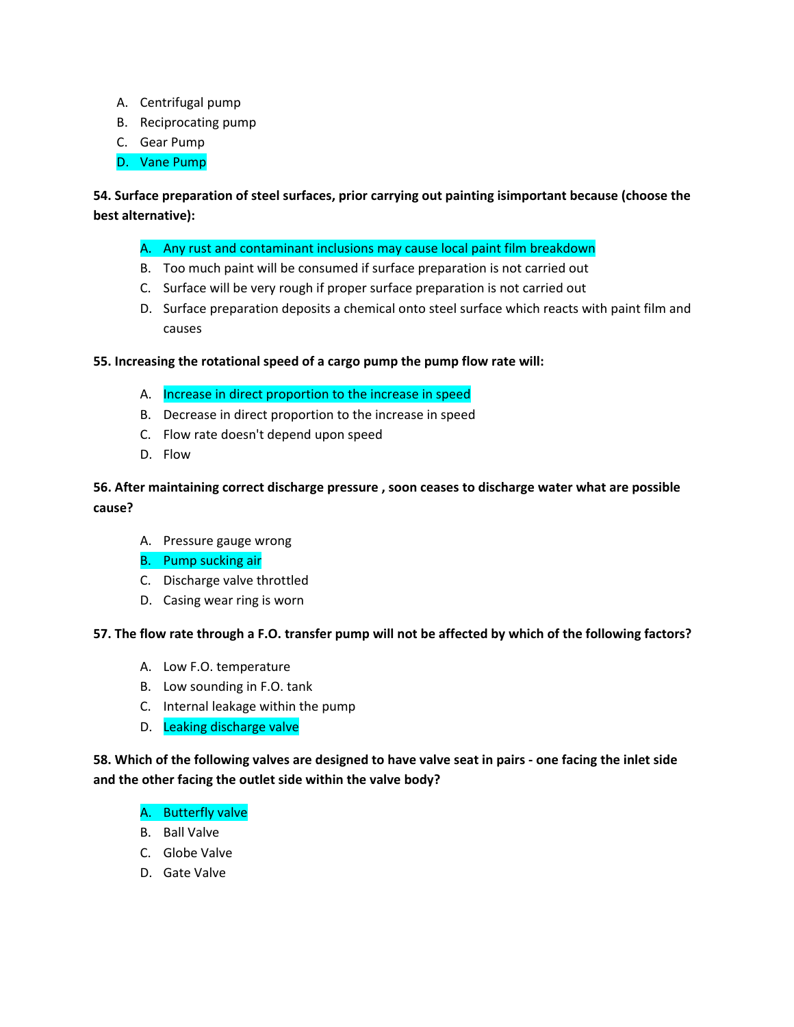A. Centrifugal pump
B. Reciprocating pump
C. Gear Pump
D. Vane Pump

**54. Surface preparation of steel surfaces, prior carrying out painting isimportant because (choose the best alternative):**

A. Any rust and contaminant inclusions may cause local paint film breakdown
B. Too much paint will be consumed if surface preparation is not carried out
C. Surface will be very rough if proper surface preparation is not carried out
D. Surface preparation deposits a chemical onto steel surface which reacts with paint film and causes

**55. Increasing the rotational speed of a cargo pump the pump flow rate will:**

A. Increase in direct proportion to the increase in speed
B. Decrease in direct proportion to the increase in speed
C. Flow rate doesn't depend upon speed
D. Flow

**56. After maintaining correct discharge pressure , soon ceases to discharge water what are possible cause?**

A. Pressure gauge wrong
B. Pump sucking air
C. Discharge valve throttled
D. Casing wear ring is worn

**57. The flow rate through a F.O. transfer pump will not be affected by which of the following factors?**

A. Low F.O. temperature
B. Low sounding in F.O. tank
C. Internal leakage within the pump
D. Leaking discharge valve

**58. Which of the following valves are designed to have valve seat in pairs - one facing the inlet side and the other facing the outlet side within the valve body?**

A. Butterfly valve
B. Ball Valve
C. Globe Valve
D. Gate Valve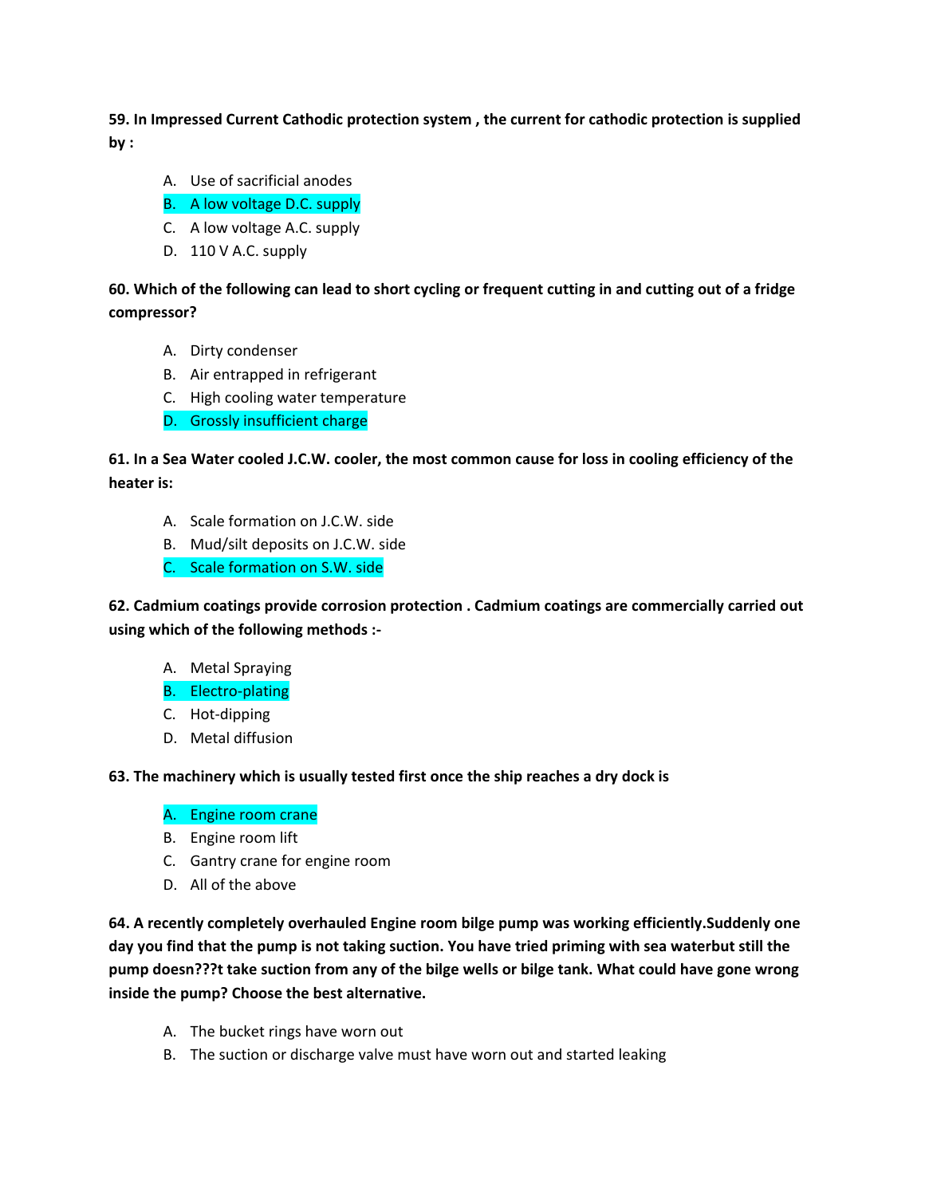**59. In Impressed Current Cathodic protection system , the current for cathodic protection is supplied by :**

A. Use of sacrificial anodes
B. A low voltage D.C. supply
C. A low voltage A.C. supply
D. 110 V A.C. supply

**60. Which of the following can lead to short cycling or frequent cutting in and cutting out of a fridge compressor?**

A. Dirty condenser
B. Air entrapped in refrigerant
C. High cooling water temperature
D. Grossly insufficient charge

**61. In a Sea Water cooled J.C.W. cooler, the most common cause for loss in cooling efficiency of the heater is:**

A. Scale formation on J.C.W. side
B. Mud/silt deposits on J.C.W. side
C. Scale formation on S.W. side

**62. Cadmium coatings provide corrosion protection . Cadmium coatings are commercially carried out using which of the following methods :-**

A. Metal Spraying
B. Electro-plating
C. Hot-dipping
D. Metal diffusion

**63. The machinery which is usually tested first once the ship reaches a dry dock is**

A. Engine room crane
B. Engine room lift
C. Gantry crane for engine room
D. All of the above

**64. A recently completely overhauled Engine room bilge pump was working efficiently.Suddenly one day you find that the pump is not taking suction. You have tried priming with sea waterbut still the pump doesn???t take suction from any of the bilge wells or bilge tank. What could have gone wrong inside the pump? Choose the best alternative.**

A. The bucket rings have worn out
B. The suction or discharge valve must have worn out and started leaking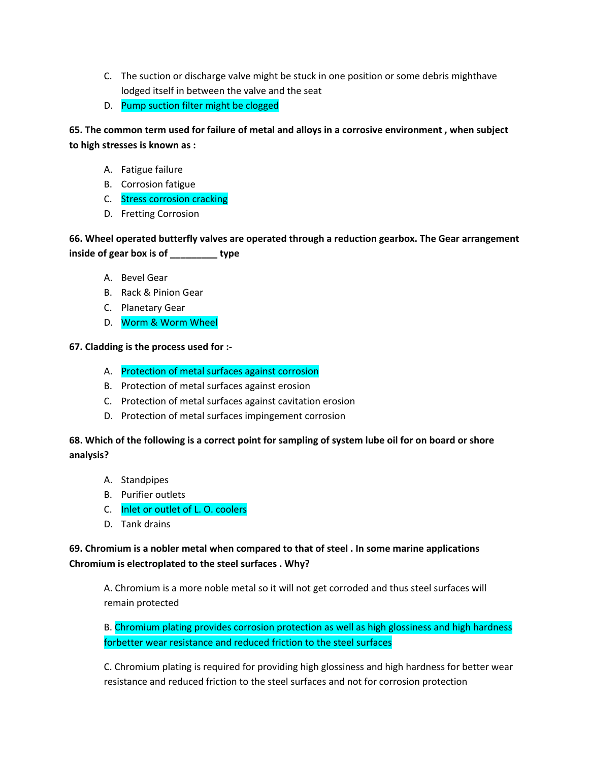C. The suction or discharge valve might be stuck in one position or some debris mighthave lodged itself in between the valve and the seat
D. Pump suction filter might be clogged

**65. The common term used for failure of metal and alloys in a corrosive environment , when subject to high stresses is known as :**

A. Fatigue failure
B. Corrosion fatigue
C. Stress corrosion cracking
D. Fretting Corrosion

**66. Wheel operated butterfly valves are operated through a reduction gearbox. The Gear arrangement inside of gear box is of _________ type**

A. Bevel Gear
B. Rack & Pinion Gear
C. Planetary Gear
D. Worm & Worm Wheel

**67. Cladding is the process used for :-**

A. Protection of metal surfaces against corrosion
B. Protection of metal surfaces against erosion
C. Protection of metal surfaces against cavitation erosion
D. Protection of metal surfaces impingement corrosion

**68. Which of the following is a correct point for sampling of system lube oil for on board or shore analysis?**

A. Standpipes
B. Purifier outlets
C. Inlet or outlet of L. O. coolers
D. Tank drains

**69. Chromium is a nobler metal when compared to that of steel . In some marine applications Chromium is electroplated to the steel surfaces . Why?**

A. Chromium is a more noble metal so it will not get corroded and thus steel surfaces will remain protected

B. Chromium plating provides corrosion protection as well as high glossiness and high hardness forbetter wear resistance and reduced friction to the steel surfaces

C. Chromium plating is required for providing high glossiness and high hardness for better wear resistance and reduced friction to the steel surfaces and not for corrosion protection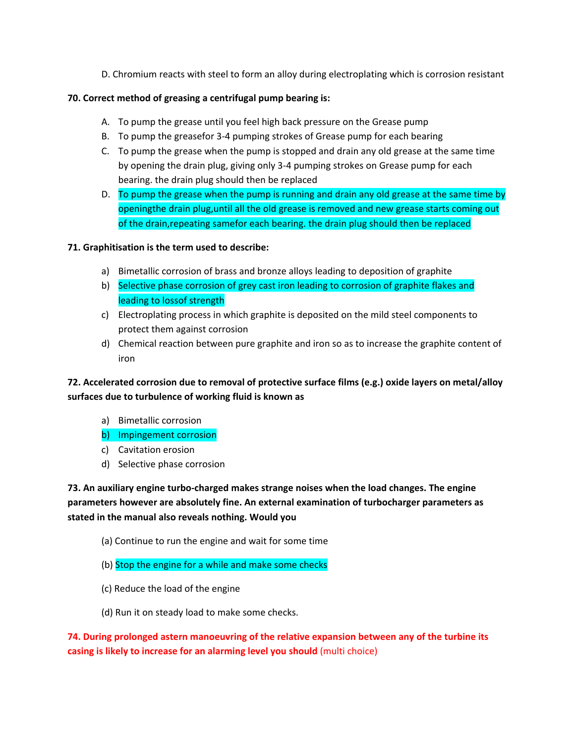D. Chromium reacts with steel to form an alloy during electroplating which is corrosion resistant

**70. Correct method of greasing a centrifugal pump bearing is:**

A. To pump the grease until you feel high back pressure on the Grease pump
B. To pump the greasefor 3-4 pumping strokes of Grease pump for each bearing
C. To pump the grease when the pump is stopped and drain any old grease at the same time by opening the drain plug, giving only 3-4 pumping strokes on Grease pump for each bearing. the drain plug should then be replaced
D. To pump the grease when the pump is running and drain any old grease at the same time by openingthe drain plug,until all the old grease is removed and new grease starts coming out of the drain,repeating samefor each bearing. the drain plug should then be replaced

**71. Graphitisation is the term used to describe:**

a) Bimetallic corrosion of brass and bronze alloys leading to deposition of graphite
b) Selective phase corrosion of grey cast iron leading to corrosion of graphite flakes and leading to lossof strength
c) Electroplating process in which graphite is deposited on the mild steel components to protect them against corrosion
d) Chemical reaction between pure graphite and iron so as to increase the graphite content of iron

**72. Accelerated corrosion due to removal of protective surface films (e.g.) oxide layers on metal/alloy surfaces due to turbulence of working fluid is known as**

a) Bimetallic corrosion
b) Impingement corrosion
c) Cavitation erosion
d) Selective phase corrosion

**73. An auxiliary engine turbo-charged makes strange noises when the load changes. The engine parameters however are absolutely fine. An external examination of turbocharger parameters as stated in the manual also reveals nothing. Would you**

(a) Continue to run the engine and wait for some time

(b) Stop the engine for a while and make some checks

(c) Reduce the load of the engine

(d) Run it on steady load to make some checks.

**74. During prolonged astern manoeuvring of the relative expansion between any of the turbine its casing is likely to increase for an alarming level you should** (multi choice)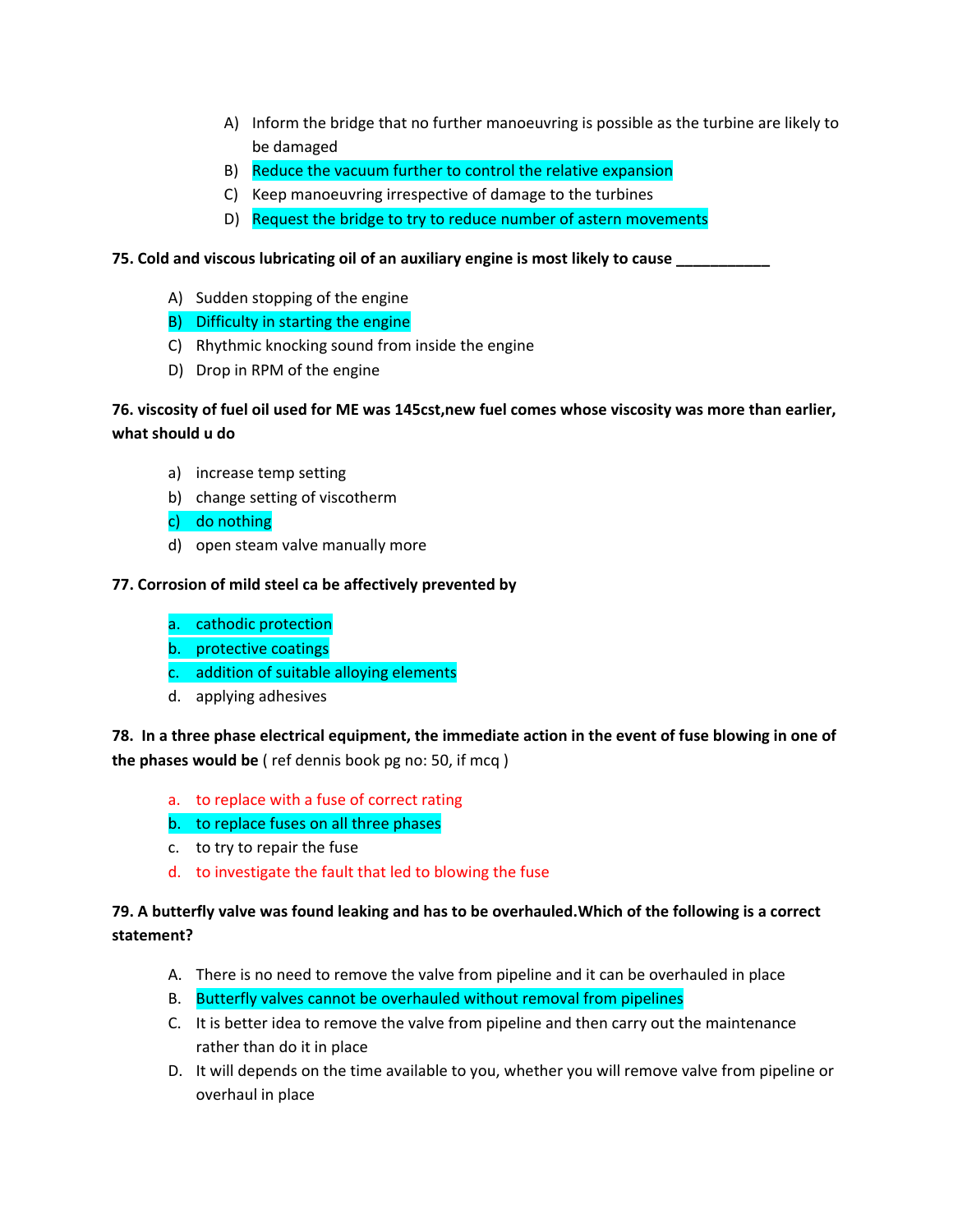A) Inform the bridge that no further manoeuvring is possible as the turbine are likely to be damaged
B) Reduce the vacuum further to control the relative expansion
C) Keep manoeuvring irrespective of damage to the turbines
D) Request the bridge to try to reduce number of astern movements

**75. Cold and viscous lubricating oil of an auxiliary engine is most likely to cause ___________**

A) Sudden stopping of the engine
B) Difficulty in starting the engine
C) Rhythmic knocking sound from inside the engine
D) Drop in RPM of the engine

**76. viscosity of fuel oil used for ME was 145cst,new fuel comes whose viscosity was more than earlier, what should u do**

a) increase temp setting
b) change setting of viscotherm
c) do nothing
d) open steam valve manually more

**77. Corrosion of mild steel ca be affectively prevented by**

a. cathodic protection
b. protective coatings
c. addition of suitable alloying elements
d. applying adhesives

**78. In a three phase electrical equipment, the immediate action in the event of fuse blowing in one of the phases would be** ( ref dennis book pg no: 50, if mcq )

a. to replace with a fuse of correct rating
b. to replace fuses on all three phases
c. to try to repair the fuse
d. to investigate the fault that led to blowing the fuse

**79. A butterfly valve was found leaking and has to be overhauled.Which of the following is a correct statement?**

A. There is no need to remove the valve from pipeline and it can be overhauled in place
B. Butterfly valves cannot be overhauled without removal from pipelines
C. It is better idea to remove the valve from pipeline and then carry out the maintenance rather than do it in place
D. It will depends on the time available to you, whether you will remove valve from pipeline or overhaul in place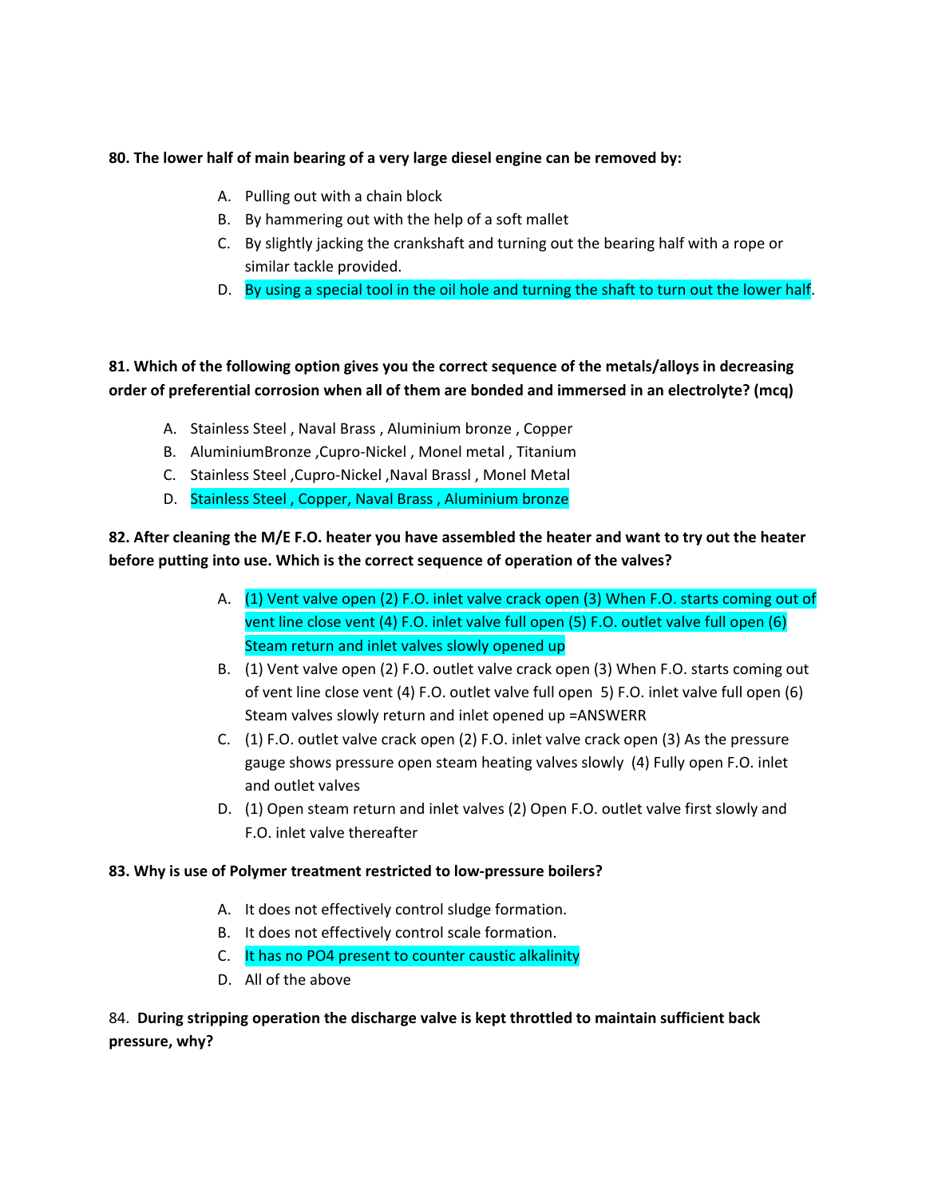**80. The lower half of main bearing of a very large diesel engine can be removed by:**

A. Pulling out with a chain block
B. By hammering out with the help of a soft mallet
C. By slightly jacking the crankshaft and turning out the bearing half with a rope or similar tackle provided.
D. By using a special tool in the oil hole and turning the shaft to turn out the lower half.

**81. Which of the following option gives you the correct sequence of the metals/alloys in decreasing order of preferential corrosion when all of them are bonded and immersed in an electrolyte? (mcq)**

A. Stainless Steel , Naval Brass , Aluminium bronze , Copper
B. AluminiumBronze ,Cupro-Nickel , Monel metal , Titanium
C. Stainless Steel ,Cupro-Nickel ,Naval Brassl , Monel Metal
D. Stainless Steel , Copper, Naval Brass , Aluminium bronze

**82. After cleaning the M/E F.O. heater you have assembled the heater and want to try out the heater before putting into use. Which is the correct sequence of operation of the valves?**

A. (1) Vent valve open (2) F.O. inlet valve crack open (3) When F.O. starts coming out of vent line close vent (4) F.O. inlet valve full open (5) F.O. outlet valve full open (6) Steam return and inlet valves slowly opened up
B. (1) Vent valve open (2) F.O. outlet valve crack open (3) When F.O. starts coming out of vent line close vent (4) F.O. outlet valve full open 5) F.O. inlet valve full open (6) Steam valves slowly return and inlet opened up =ANSWERR
C. (1) F.O. outlet valve crack open (2) F.O. inlet valve crack open (3) As the pressure gauge shows pressure open steam heating valves slowly (4) Fully open F.O. inlet and outlet valves
D. (1) Open steam return and inlet valves (2) Open F.O. outlet valve first slowly and F.O. inlet valve thereafter

**83. Why is use of Polymer treatment restricted to low-pressure boilers?**

A. It does not effectively control sludge formation.
B. It does not effectively control scale formation.
C. It has no $PO_4$ present to counter caustic alkalinity
D. All of the above

84. **During stripping operation the discharge valve is kept throttled to maintain sufficient back pressure, why?**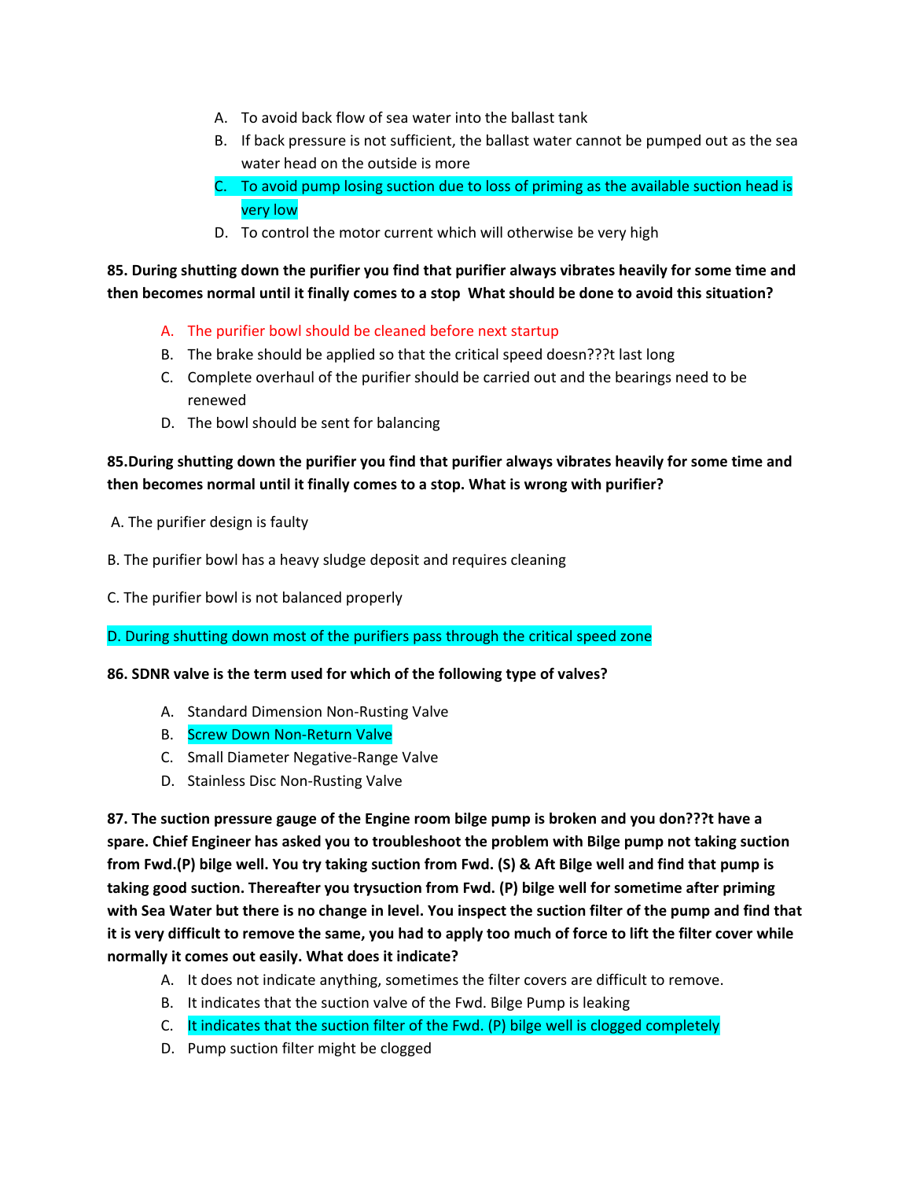A. To avoid back flow of sea water into the ballast tank
B. If back pressure is not sufficient, the ballast water cannot be pumped out as the sea water head on the outside is more
C. To avoid pump losing suction due to loss of priming as the available suction head is very low
D. To control the motor current which will otherwise be very high

**85. During shutting down the purifier you find that purifier always vibrates heavily for some time and then becomes normal until it finally comes to a stop What should be done to avoid this situation?**

A. The purifier bowl should be cleaned before next startup
B. The brake should be applied so that the critical speed doesn???t last long
C. Complete overhaul of the purifier should be carried out and the bearings need to be renewed
D. The bowl should be sent for balancing

**85.During shutting down the purifier you find that purifier always vibrates heavily for some time and then becomes normal until it finally comes to a stop. What is wrong with purifier?**

A. The purifier design is faulty

B. The purifier bowl has a heavy sludge deposit and requires cleaning

C. The purifier bowl is not balanced properly

D. During shutting down most of the purifiers pass through the critical speed zone

**86. SDNR valve is the term used for which of the following type of valves?**

A. Standard Dimension Non-Rusting Valve
B. Screw Down Non-Return Valve
C. Small Diameter Negative-Range Valve
D. Stainless Disc Non-Rusting Valve

**87. The suction pressure gauge of the Engine room bilge pump is broken and you don???t have a spare. Chief Engineer has asked you to troubleshoot the problem with Bilge pump not taking suction from Fwd.(P) bilge well. You try taking suction from Fwd. (S) & Aft Bilge well and find that pump is taking good suction. Thereafter you trysuction from Fwd. (P) bilge well for sometime after priming with Sea Water but there is no change in level. You inspect the suction filter of the pump and find that it is very difficult to remove the same, you had to apply too much of force to lift the filter cover while normally it comes out easily. What does it indicate?**

A. It does not indicate anything, sometimes the filter covers are difficult to remove.
B. It indicates that the suction valve of the Fwd. Bilge Pump is leaking
C. It indicates that the suction filter of the Fwd. (P) bilge well is clogged completely
D. Pump suction filter might be clogged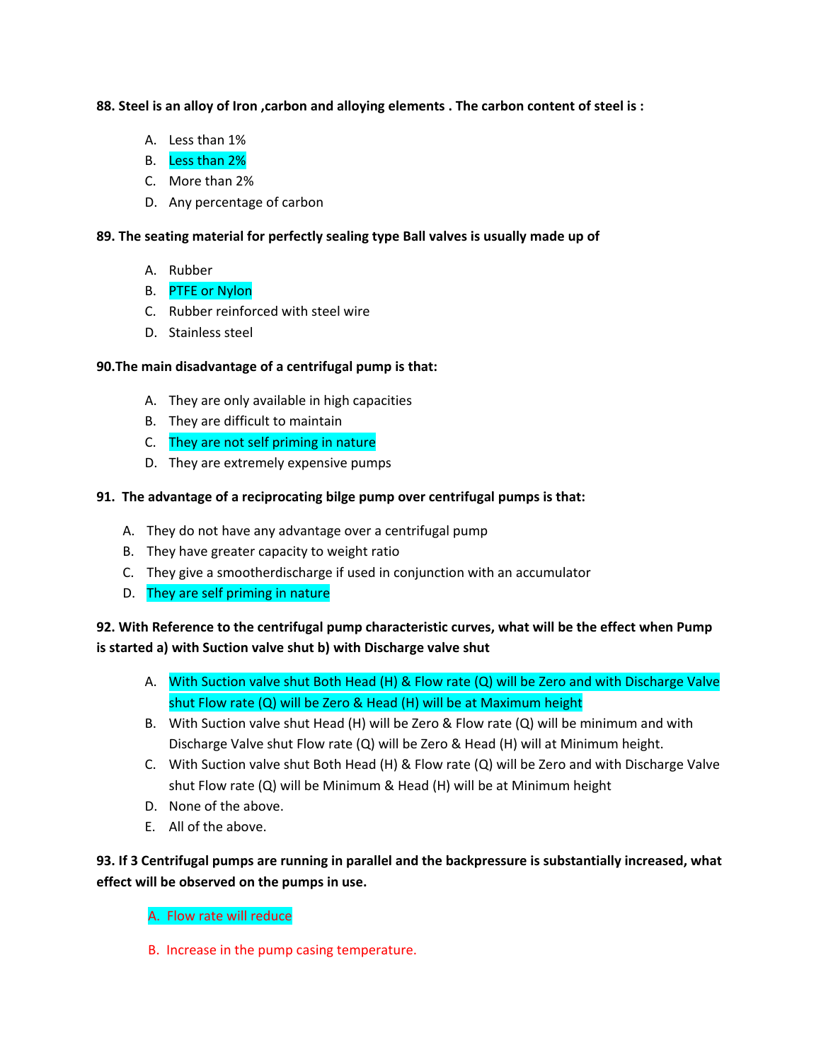**88. Steel is an alloy of Iron ,carbon and alloying elements . The carbon content of steel is :**

A. Less than 1%
B. Less than 2%
C. More than 2%
D. Any percentage of carbon

**89. The seating material for perfectly sealing type Ball valves is usually made up of**

A. Rubber
B. PTFE or Nylon
C. Rubber reinforced with steel wire
D. Stainless steel

**90.The main disadvantage of a centrifugal pump is that:**

A. They are only available in high capacities
B. They are difficult to maintain
C. They are not self priming in nature
D. They are extremely expensive pumps

**91. The advantage of a reciprocating bilge pump over centrifugal pumps is that:**

A. They do not have any advantage over a centrifugal pump
B. They have greater capacity to weight ratio
C. They give a smootherdischarge if used in conjunction with an accumulator
D. They are self priming in nature

**92. With Reference to the centrifugal pump characteristic curves, what will be the effect when Pump is started a) with Suction valve shut b) with Discharge valve shut**

A. With Suction valve shut Both Head (H) & Flow rate (Q) will be Zero and with Discharge Valve shut Flow rate (Q) will be Zero & Head (H) will be at Maximum height
B. With Suction valve shut Head (H) will be Zero & Flow rate (Q) will be minimum and with Discharge Valve shut Flow rate (Q) will be Zero & Head (H) will at Minimum height.
C. With Suction valve shut Both Head (H) & Flow rate (Q) will be Zero and with Discharge Valve shut Flow rate (Q) will be Minimum & Head (H) will be at Minimum height
D. None of the above.
E. All of the above.

**93. If 3 Centrifugal pumps are running in parallel and the backpressure is substantially increased, what effect will be observed on the pumps in use.**

A. Flow rate will reduce

B. Increase in the pump casing temperature.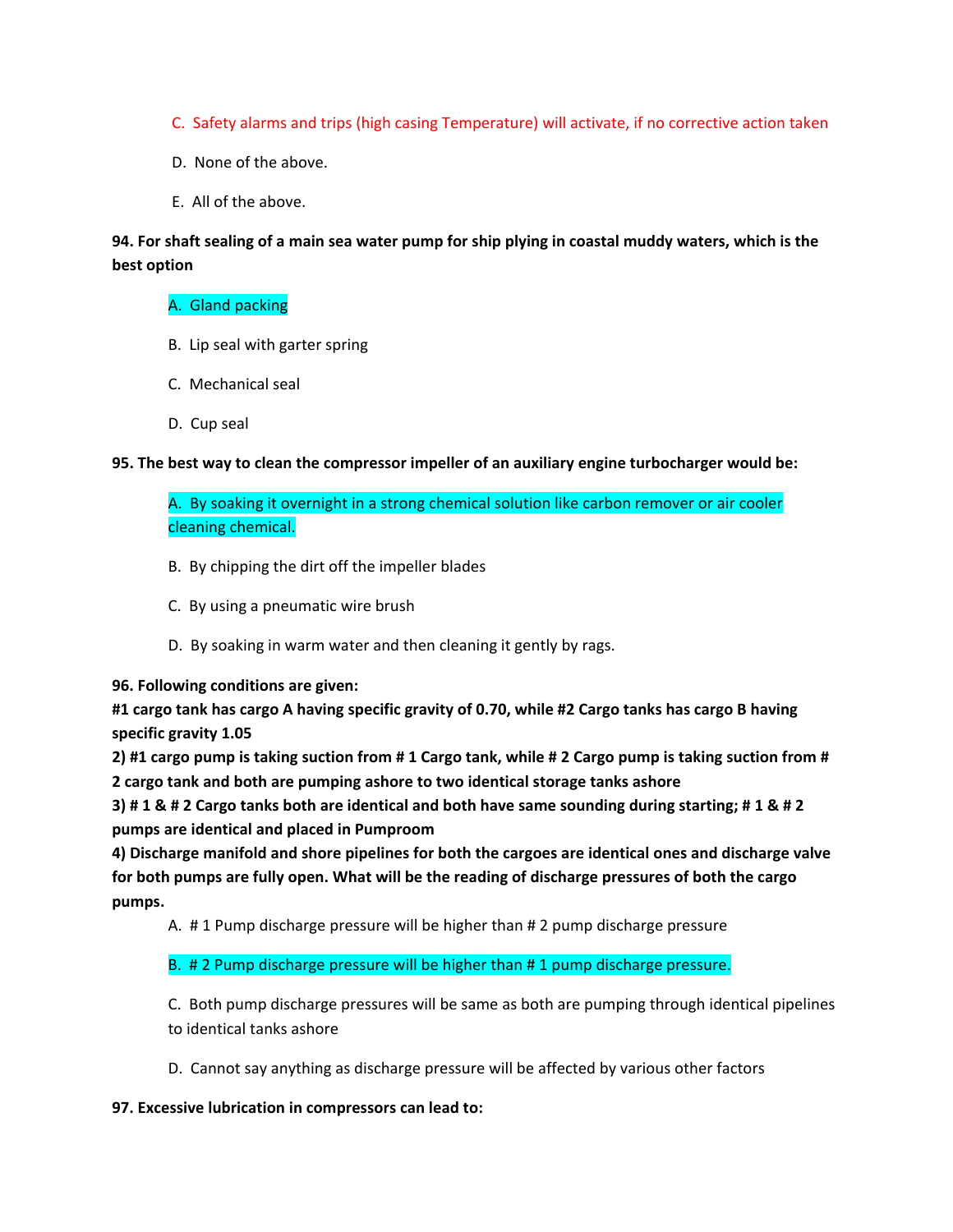C. Safety alarms and trips (high casing Temperature) will activate, if no corrective action taken

D. None of the above.

E. All of the above.

**94. For shaft sealing of a main sea water pump for ship plying in coastal muddy waters, which is the best option**

A. Gland packing

B. Lip seal with garter spring

C. Mechanical seal

D. Cup seal

**95. The best way to clean the compressor impeller of an auxiliary engine turbocharger would be:**

A. By soaking it overnight in a strong chemical solution like carbon remover or air cooler cleaning chemical.

B. By chipping the dirt off the impeller blades

C. By using a pneumatic wire brush

D. By soaking in warm water and then cleaning it gently by rags.

**96. Following conditions are given:**
**#1 cargo tank has cargo A having specific gravity of 0.70, while #2 Cargo tanks has cargo B having specific gravity 1.05**
**2) #1 cargo pump is taking suction from # 1 Cargo tank, while # 2 Cargo pump is taking suction from # 2 cargo tank and both are pumping ashore to two identical storage tanks ashore**
**3) # 1 & # 2 Cargo tanks both are identical and both have same sounding during starting; # 1 & # 2 pumps are identical and placed in Pumproom**
**4) Discharge manifold and shore pipelines for both the cargoes are identical ones and discharge valve for both pumps are fully open. What will be the reading of discharge pressures of both the cargo pumps.**

A. # 1 Pump discharge pressure will be higher than # 2 pump discharge pressure

B. # 2 Pump discharge pressure will be higher than # 1 pump discharge pressure.

C. Both pump discharge pressures will be same as both are pumping through identical pipelines to identical tanks ashore

D. Cannot say anything as discharge pressure will be affected by various other factors

**97. Excessive lubrication in compressors can lead to:**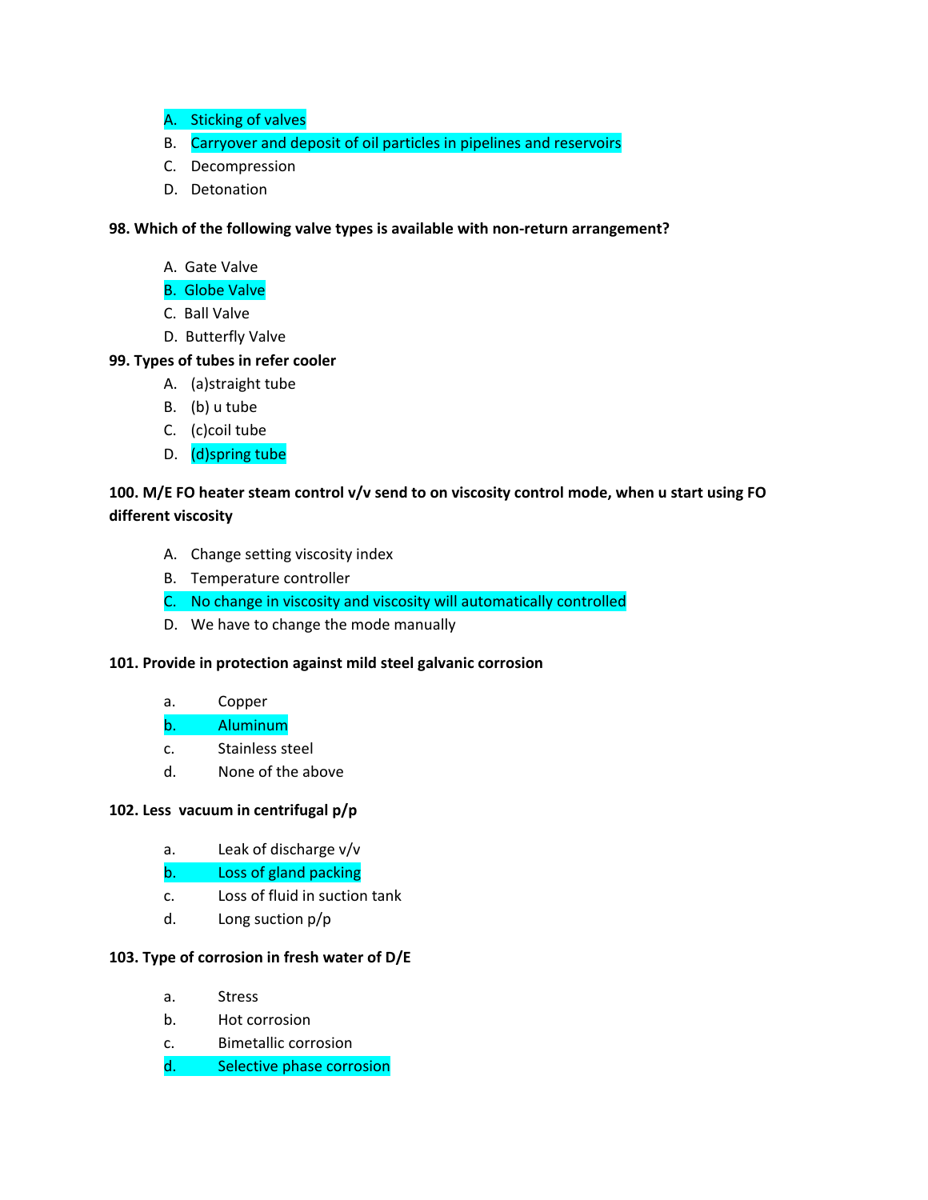A. Sticking of valves
B. Carryover and deposit of oil particles in pipelines and reservoirs
C. Decompression
D. Detonation

**98. Which of the following valve types is available with non-return arrangement?**

A. Gate Valve
B. Globe Valve
C. Ball Valve
D. Butterfly Valve

**99. Types of tubes in refer cooler**

A. (a)straight tube
B. (b) u tube
C. (c)coil tube
D. (d)spring tube

**100. M/E FO heater steam control v/v send to on viscosity control mode, when u start using FO different viscosity**

A. Change setting viscosity index
B. Temperature controller
C. No change in viscosity and viscosity will automatically controlled
D. We have to change the mode manually

**101. Provide in protection against mild steel galvanic corrosion**

a. Copper
b. Aluminum
c. Stainless steel
d. None of the above

**102. Less vacuum in centrifugal p/p**

a. Leak of discharge v/v
b. Loss of gland packing
c. Loss of fluid in suction tank
d. Long suction p/p

**103. Type of corrosion in fresh water of D/E**

a. Stress
b. Hot corrosion
c. Bimetallic corrosion
d. Selective phase corrosion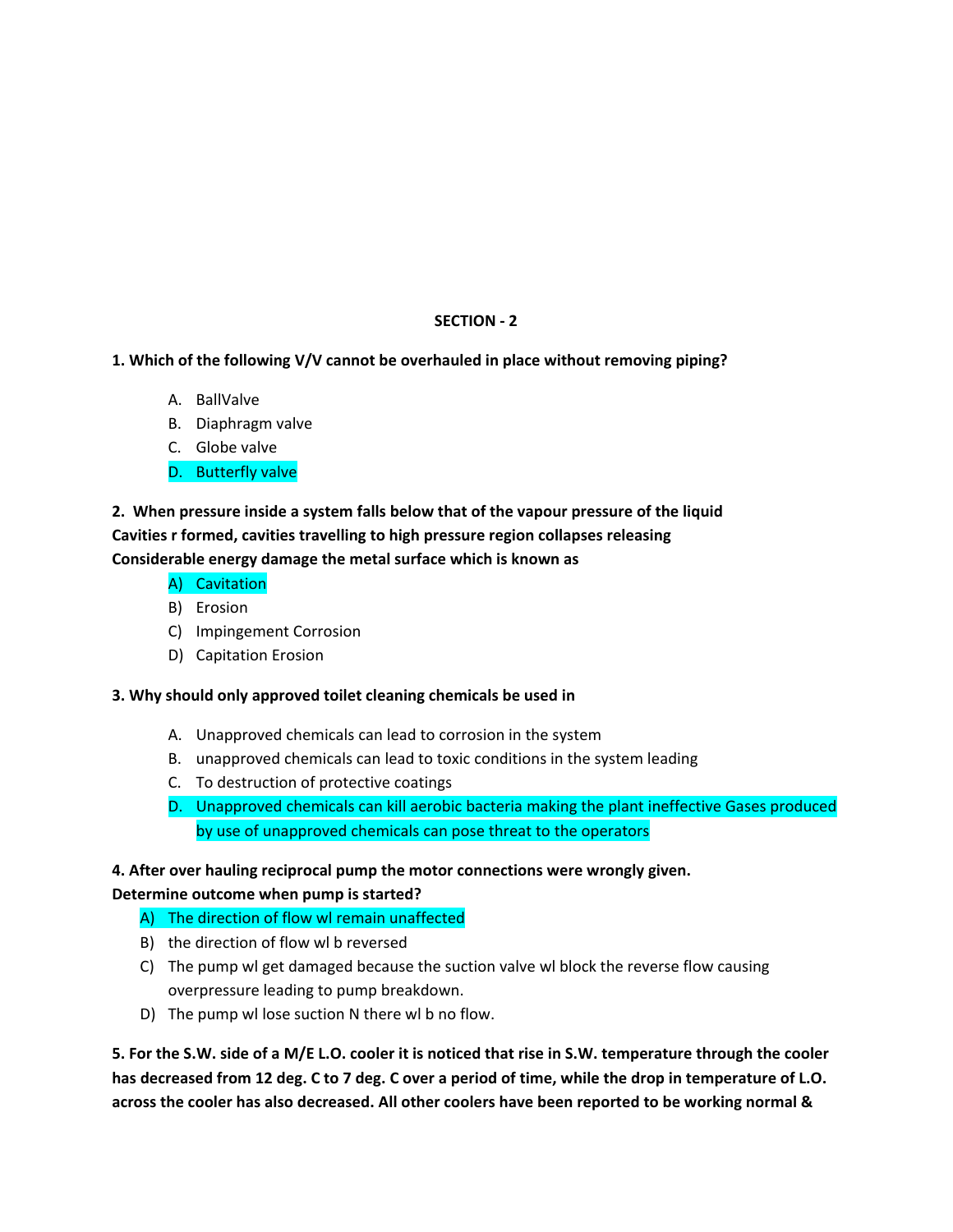**SECTION - 2**

**1. Which of the following V/V cannot be overhauled in place without removing piping?**

A. BallValve
B. Diaphragm valve
C. Globe valve
D. Butterfly valve

**2. When pressure inside a system falls below that of the vapour pressure of the liquid Cavities r formed, cavities travelling to high pressure region collapses releasing Considerable energy damage the metal surface which is known as**

A) Cavitation
B) Erosion
C) Impingement Corrosion
D) Capitation Erosion

**3. Why should only approved toilet cleaning chemicals be used in**

A. Unapproved chemicals can lead to corrosion in the system
B. unapproved chemicals can lead to toxic conditions in the system leading
C. To destruction of protective coatings
D. Unapproved chemicals can kill aerobic bacteria making the plant ineffective Gases produced by use of unapproved chemicals can pose threat to the operators

**4. After over hauling reciprocal pump the motor connections were wrongly given. Determine outcome when pump is started?**

A) The direction of flow wl remain unaffected
B) the direction of flow wl b reversed
C) The pump wl get damaged because the suction valve wl block the reverse flow causing overpressure leading to pump breakdown.
D) The pump wl lose suction N there wl b no flow.

**5. For the S.W. side of a M/E L.O. cooler it is noticed that rise in S.W. temperature through the cooler has decreased from 12 deg. C to 7 deg. C over a period of time, while the drop in temperature of L.O. across the cooler has also decreased. All other coolers have been reported to be working normal &**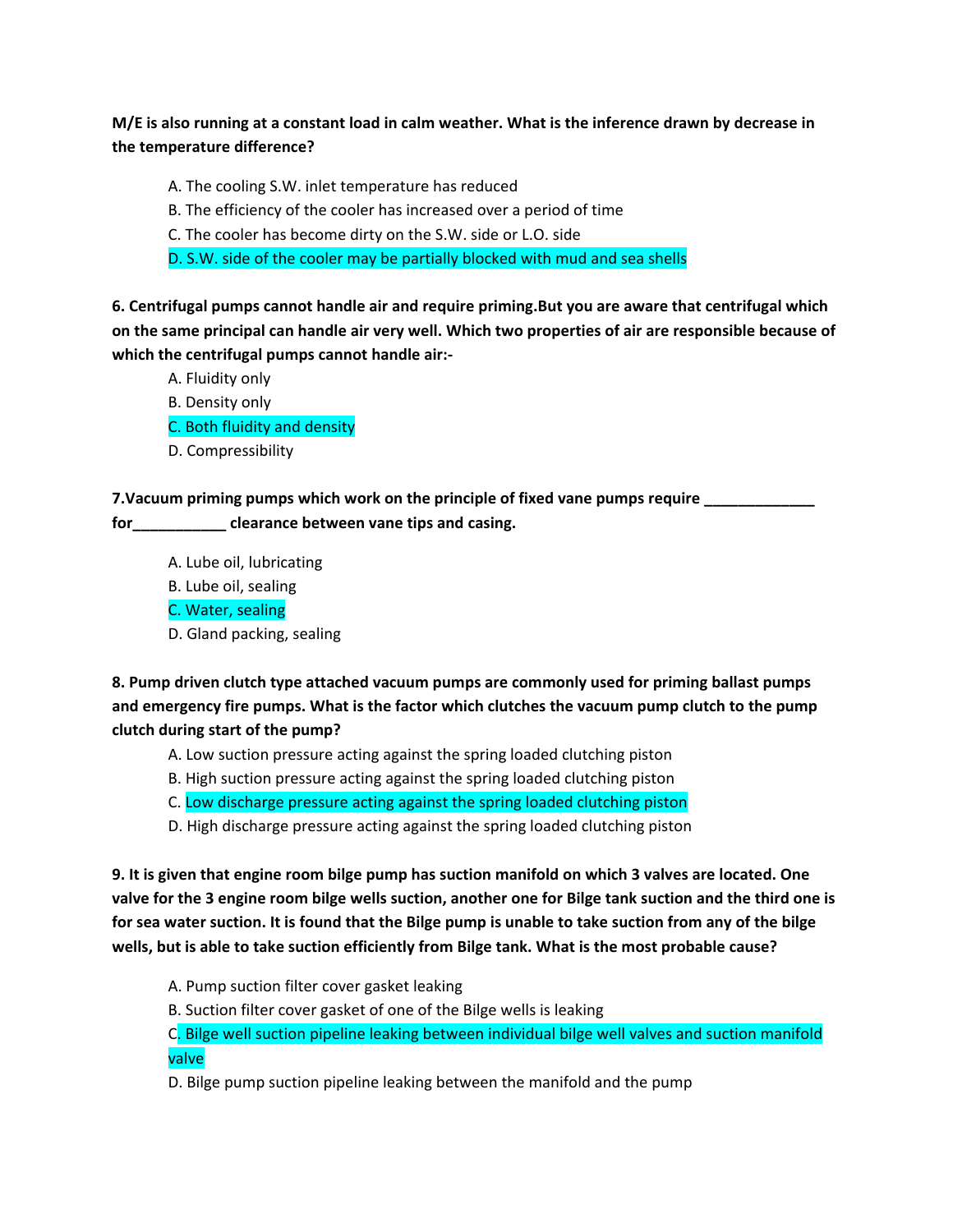**M/E is also running at a constant load in calm weather. What is the inference drawn by decrease in the temperature difference?**

A. The cooling S.W. inlet temperature has reduced
B. The efficiency of the cooler has increased over a period of time
C. The cooler has become dirty on the S.W. side or L.O. side
D. S.W. side of the cooler may be partially blocked with mud and sea shells

**6. Centrifugal pumps cannot handle air and require priming.But you are aware that centrifugal which on the same principal can handle air very well. Which two properties of air are responsible because of which the centrifugal pumps cannot handle air:-**

A. Fluidity only
B. Density only
C. Both fluidity and density
D. Compressibility

**7.Vacuum priming pumps which work on the principle of fixed vane pumps require _____________ for___________ clearance between vane tips and casing.**

A. Lube oil, lubricating
B. Lube oil, sealing
C. Water, sealing
D. Gland packing, sealing

**8. Pump driven clutch type attached vacuum pumps are commonly used for priming ballast pumps and emergency fire pumps. What is the factor which clutches the vacuum pump clutch to the pump clutch during start of the pump?**

A. Low suction pressure acting against the spring loaded clutching piston
B. High suction pressure acting against the spring loaded clutching piston
C. Low discharge pressure acting against the spring loaded clutching piston
D. High discharge pressure acting against the spring loaded clutching piston

**9. It is given that engine room bilge pump has suction manifold on which 3 valves are located. One valve for the 3 engine room bilge wells suction, another one for Bilge tank suction and the third one is for sea water suction. It is found that the Bilge pump is unable to take suction from any of the bilge wells, but is able to take suction efficiently from Bilge tank. What is the most probable cause?**

A. Pump suction filter cover gasket leaking
B. Suction filter cover gasket of one of the Bilge wells is leaking
C. Bilge well suction pipeline leaking between individual bilge well valves and suction manifold valve
D. Bilge pump suction pipeline leaking between the manifold and the pump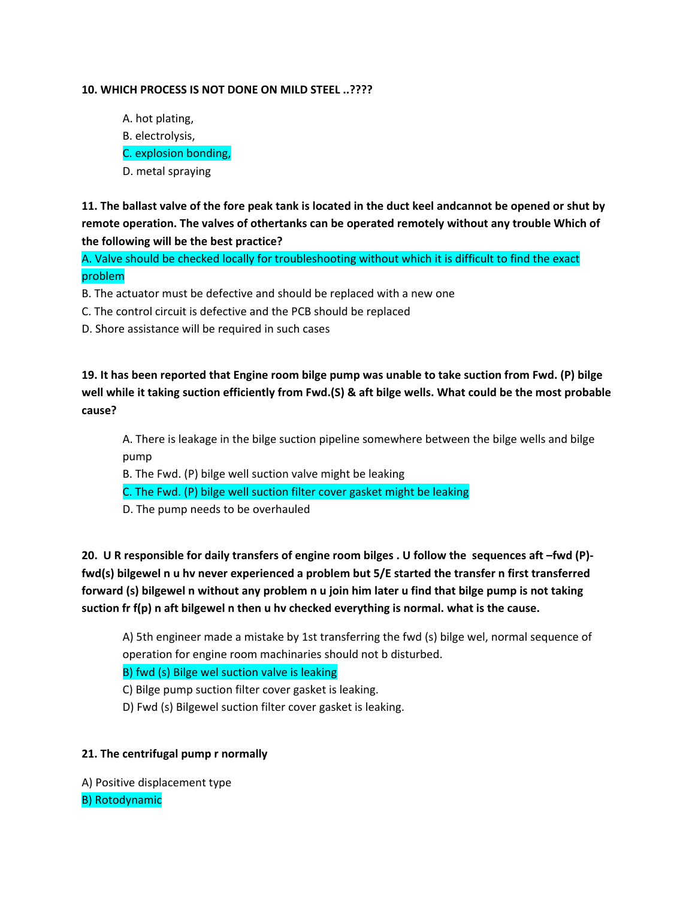**10. WHICH PROCESS IS NOT DONE ON MILD STEEL ..????**

A. hot plating,
B. electrolysis,
C. explosion bonding,
D. metal spraying

**11. The ballast valve of the fore peak tank is located in the duct keel andcannot be opened or shut by remote operation. The valves of othertanks can be operated remotely without any trouble Which of the following will be the best practice?**

A. Valve should be checked locally for troubleshooting without which it is difficult to find the exact problem
B. The actuator must be defective and should be replaced with a new one
C. The control circuit is defective and the PCB should be replaced
D. Shore assistance will be required in such cases

**19. It has been reported that Engine room bilge pump was unable to take suction from Fwd. (P) bilge well while it taking suction efficiently from Fwd.(S) & aft bilge wells. What could be the most probable cause?**

A. There is leakage in the bilge suction pipeline somewhere between the bilge wells and bilge pump
B. The Fwd. (P) bilge well suction valve might be leaking
C. The Fwd. (P) bilge well suction filter cover gasket might be leaking
D. The pump needs to be overhauled

**20. U R responsible for daily transfers of engine room bilges . U follow the sequences aft –fwd (P)-fwd(s) bilgewel n u hv never experienced a problem but 5/E started the transfer n first transferred forward (s) bilgewel n without any problem n u join him later u find that bilge pump is not taking suction fr f(p) n aft bilgewel n then u hv checked everything is normal. what is the cause.**

A) 5th engineer made a mistake by 1st transferring the fwd (s) bilge wel, normal sequence of operation for engine room machinaries should not b disturbed.
B) fwd (s) Bilge wel suction valve is leaking
C) Bilge pump suction filter cover gasket is leaking.
D) Fwd (s) Bilgewel suction filter cover gasket is leaking.

**21. The centrifugal pump r normally**

A) Positive displacement type
B) Rotodynamic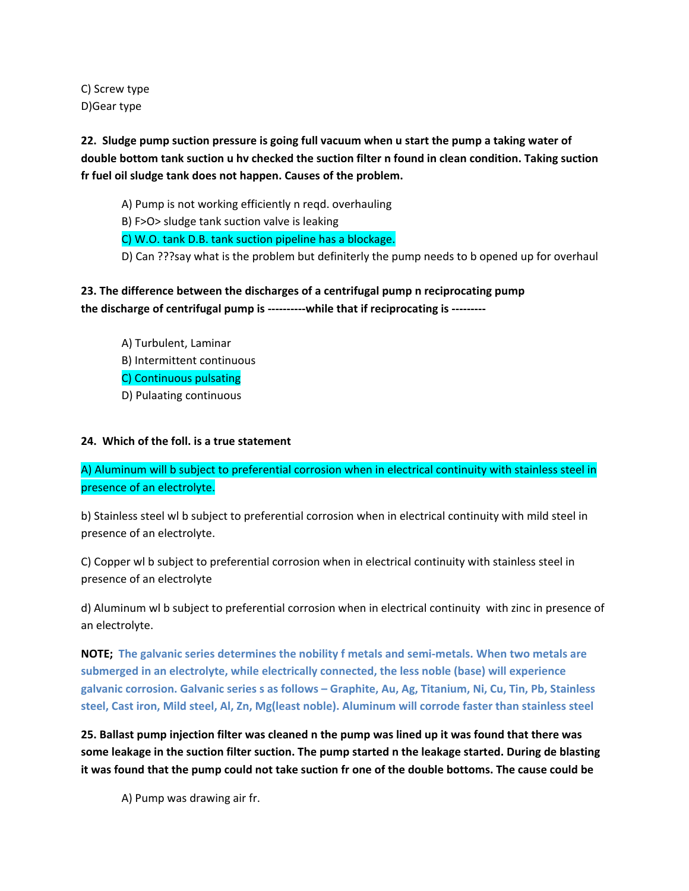C) Screw type
D)Gear type

**22. Sludge pump suction pressure is going full vacuum when u start the pump a taking water of double bottom tank suction u hv checked the suction filter n found in clean condition. Taking suction fr fuel oil sludge tank does not happen. Causes of the problem.**

A) Pump is not working efficiently n reqd. overhauling
B) F>O> sludge tank suction valve is leaking
C) W.O. tank D.B. tank suction pipeline has a blockage.
D) Can ???say what is the problem but definiterly the pump needs to b opened up for overhaul

**23. The difference between the discharges of a centrifugal pump n reciprocating pump the discharge of centrifugal pump is ----------while that if reciprocating is ---------**

A) Turbulent, Laminar
B) Intermittent continuous
C) Continuous pulsating
D) Pulaating continuous

**24. Which of the foll. is a true statement**

A) Aluminum will b subject to preferential corrosion when in electrical continuity with stainless steel in presence of an electrolyte.

b) Stainless steel wl b subject to preferential corrosion when in electrical continuity with mild steel in presence of an electrolyte.

C) Copper wl b subject to preferential corrosion when in electrical continuity with stainless steel in presence of an electrolyte

d) Aluminum wl b subject to preferential corrosion when in electrical continuity with zinc in presence of an electrolyte.

**NOTE; The galvanic series determines the nobility f metals and semi-metals. When two metals are submerged in an electrolyte, while electrically connected, the less noble (base) will experience galvanic corrosion. Galvanic series s as follows – Graphite, Au, Ag, Titanium, Ni, Cu, Tin, Pb, Stainless steel, Cast iron, Mild steel, Al, Zn, Mg(least noble). Aluminum will corrode faster than stainless steel**

**25. Ballast pump injection filter was cleaned n the pump was lined up it was found that there was some leakage in the suction filter suction. The pump started n the leakage started. During de blasting it was found that the pump could not take suction fr one of the double bottoms. The cause could be**

A) Pump was drawing air fr.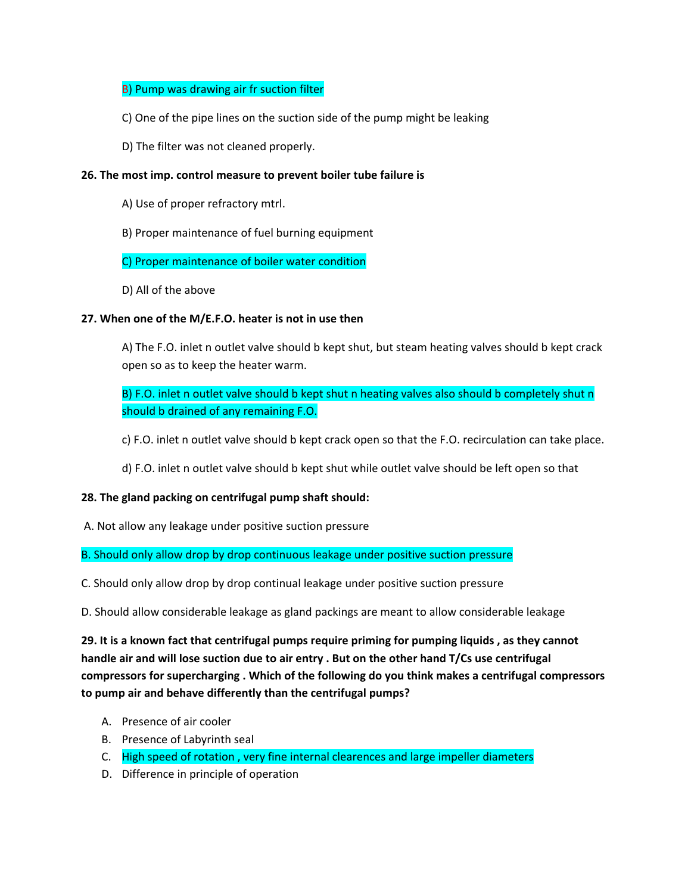B) Pump was drawing air fr suction filter

C) One of the pipe lines on the suction side of the pump might be leaking

D) The filter was not cleaned properly.

**26. The most imp. control measure to prevent boiler tube failure is**

A) Use of proper refractory mtrl.

B) Proper maintenance of fuel burning equipment

C) Proper maintenance of boiler water condition

D) All of the above

**27. When one of the M/E.F.O. heater is not in use then**

A) The F.O. inlet n outlet valve should b kept shut, but steam heating valves should b kept crack open so as to keep the heater warm.

B) F.O. inlet n outlet valve should b kept shut n heating valves also should b completely shut n should b drained of any remaining F.O.

c) F.O. inlet n outlet valve should b kept crack open so that the F.O. recirculation can take place.

d) F.O. inlet n outlet valve should b kept shut while outlet valve should be left open so that

**28. The gland packing on centrifugal pump shaft should:**

A. Not allow any leakage under positive suction pressure

B. Should only allow drop by drop continuous leakage under positive suction pressure

C. Should only allow drop by drop continual leakage under positive suction pressure

D. Should allow considerable leakage as gland packings are meant to allow considerable leakage

**29. It is a known fact that centrifugal pumps require priming for pumping liquids , as they cannot handle air and will lose suction due to air entry . But on the other hand T/Cs use centrifugal compressors for supercharging . Which of the following do you think makes a centrifugal compressors to pump air and behave differently than the centrifugal pumps?**

A. Presence of air cooler
B. Presence of Labyrinth seal
C. High speed of rotation , very fine internal clearences and large impeller diameters
D. Difference in principle of operation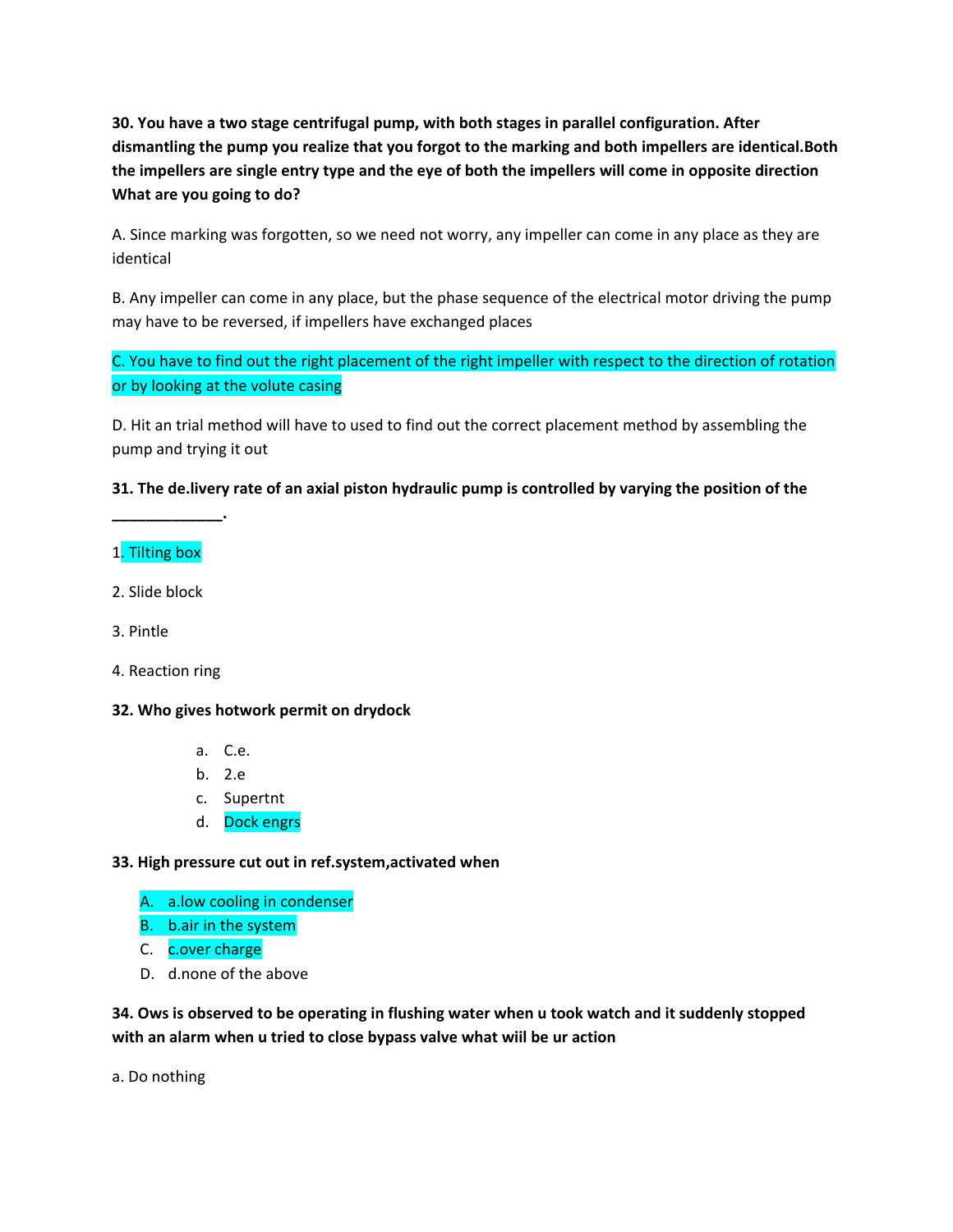**30. You have a two stage centrifugal pump, with both stages in parallel configuration. After dismantling the pump you realize that you forgot to the marking and both impellers are identical.Both the impellers are single entry type and the eye of both the impellers will come in opposite direction What are you going to do?**

A. Since marking was forgotten, so we need not worry, any impeller can come in any place as they are identical

B. Any impeller can come in any place, but the phase sequence of the electrical motor driving the pump may have to be reversed, if impellers have exchanged places

C. You have to find out the right placement of the right impeller with respect to the direction of rotation or by looking at the volute casing

D. Hit an trial method will have to used to find out the correct placement method by assembling the pump and trying it out

**31. The de.livery rate of an axial piston hydraulic pump is controlled by varying the position of the _____________.**

1. Tilting box
2. Slide block
3. Pintle
4. Reaction ring

**32. Who gives hotwork permit on drydock**

a. C.e.
b. 2.e
c. Supertnt
d. Dock engrs

**33. High pressure cut out in ref.system,activated when**

A. a.low cooling in condenser
B. b.air in the system
C. c.over charge
D. d.none of the above

**34. Ows is observed to be operating in flushing water when u took watch and it suddenly stopped with an alarm when u tried to close bypass valve what wiil be ur action**

a. Do nothing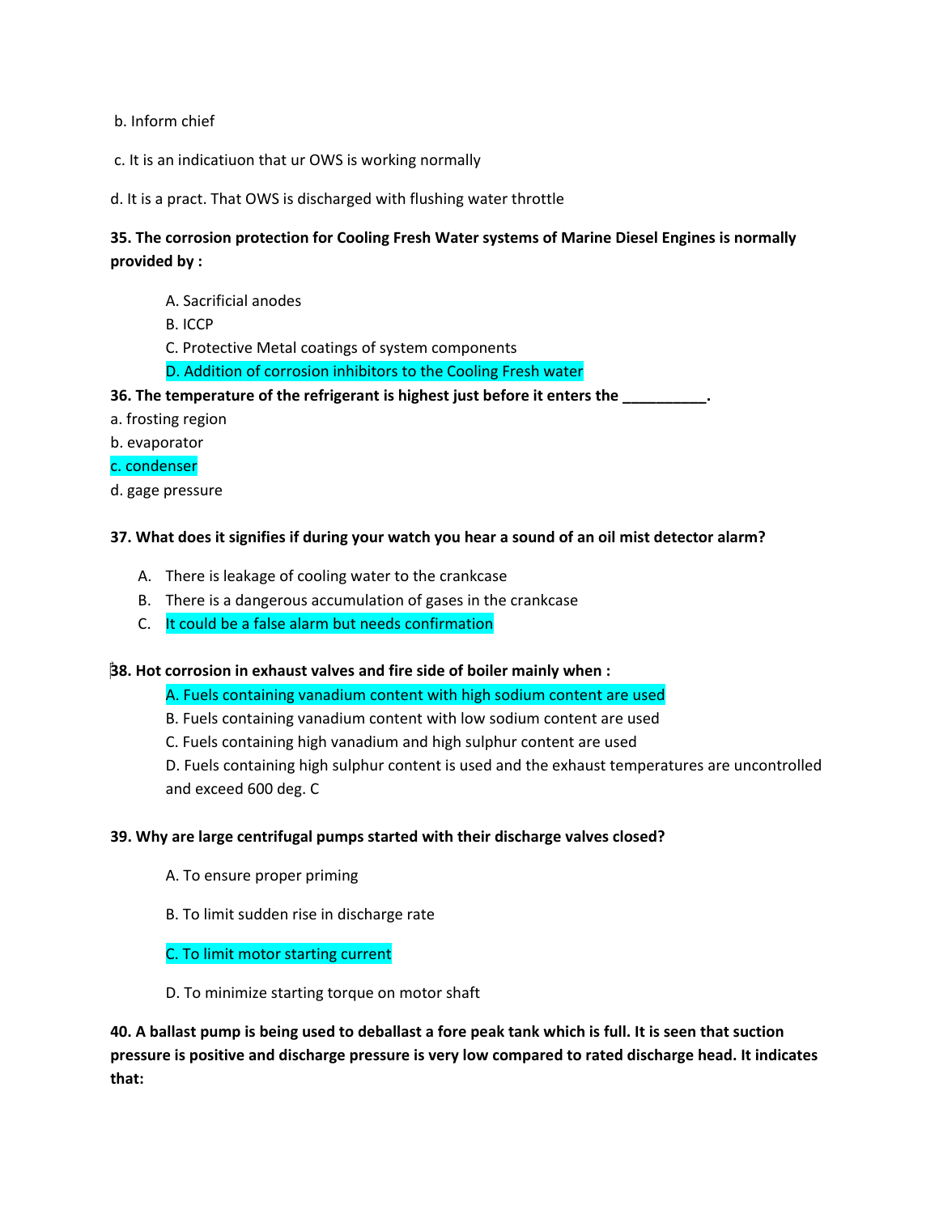b. Inform chief

c. It is an indicatiuon that ur OWS is working normally

d. It is a pract. That OWS is discharged with flushing water throttle

**35. The corrosion protection for Cooling Fresh Water systems of Marine Diesel Engines is normally provided by :**

A. Sacrificial anodes
B. ICCP
C. Protective Metal coatings of system components
D. Addition of corrosion inhibitors to the Cooling Fresh water

**36. The temperature of the refrigerant is highest just before it enters the __________.**

a. frosting region
b. evaporator
c. condenser
d. gage pressure

**37. What does it signifies if during your watch you hear a sound of an oil mist detector alarm?**

A. There is leakage of cooling water to the crankcase
B. There is a dangerous accumulation of gases in the crankcase
C. It could be a false alarm but needs confirmation

**38. Hot corrosion in exhaust valves and fire side of boiler mainly when :**

A. Fuels containing vanadium content with high sodium content are used
B. Fuels containing vanadium content with low sodium content are used
C. Fuels containing high vanadium and high sulphur content are used
D. Fuels containing high sulphur content is used and the exhaust temperatures are uncontrolled and exceed 600 deg. C

**39. Why are large centrifugal pumps started with their discharge valves closed?**

A. To ensure proper priming

B. To limit sudden rise in discharge rate

C. To limit motor starting current

D. To minimize starting torque on motor shaft

**40. A ballast pump is being used to deballast a fore peak tank which is full. It is seen that suction pressure is positive and discharge pressure is very low compared to rated discharge head. It indicates that:**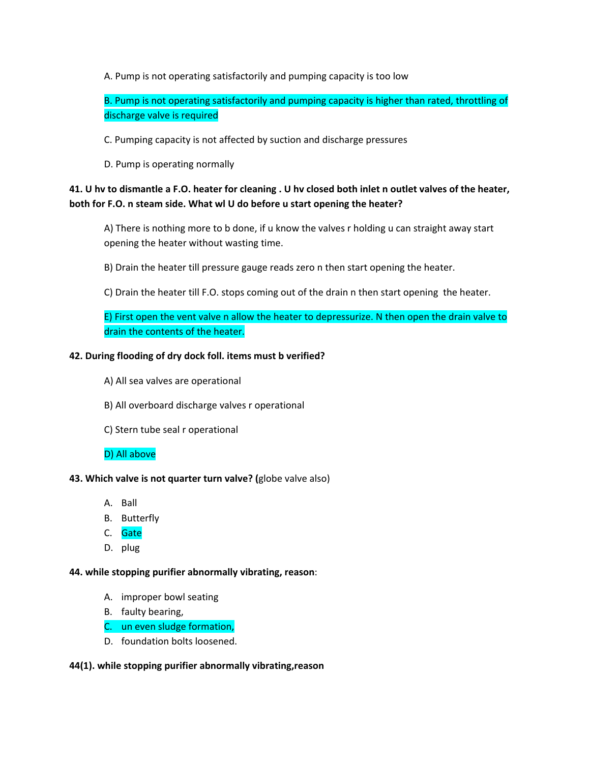A. Pump is not operating satisfactorily and pumping capacity is too low

B. Pump is not operating satisfactorily and pumping capacity is higher than rated, throttling of discharge valve is required

C. Pumping capacity is not affected by suction and discharge pressures

D. Pump is operating normally

**41. U hv to dismantle a F.O. heater for cleaning . U hv closed both inlet n outlet valves of the heater, both for F.O. n steam side. What wl U do before u start opening the heater?**

A) There is nothing more to b done, if u know the valves r holding u can straight away start opening the heater without wasting time.

B) Drain the heater till pressure gauge reads zero n then start opening the heater.

C) Drain the heater till F.O. stops coming out of the drain n then start opening the heater.

E) First open the vent valve n allow the heater to depressurize. N then open the drain valve to drain the contents of the heater.

**42. During flooding of dry dock foll. items must b verified?**

A) All sea valves are operational

B) All overboard discharge valves r operational

C) Stern tube seal r operational

D) All above

**43. Which valve is not quarter turn valve? (**globe valve also)

A. Ball
B. Butterfly
C. Gate
D. plug

**44. while stopping purifier abnormally vibrating, reason**:

A. improper bowl seating
B. faulty bearing,
C. un even sludge formation,
D. foundation bolts loosened.

**44(1). while stopping purifier abnormally vibrating,reason**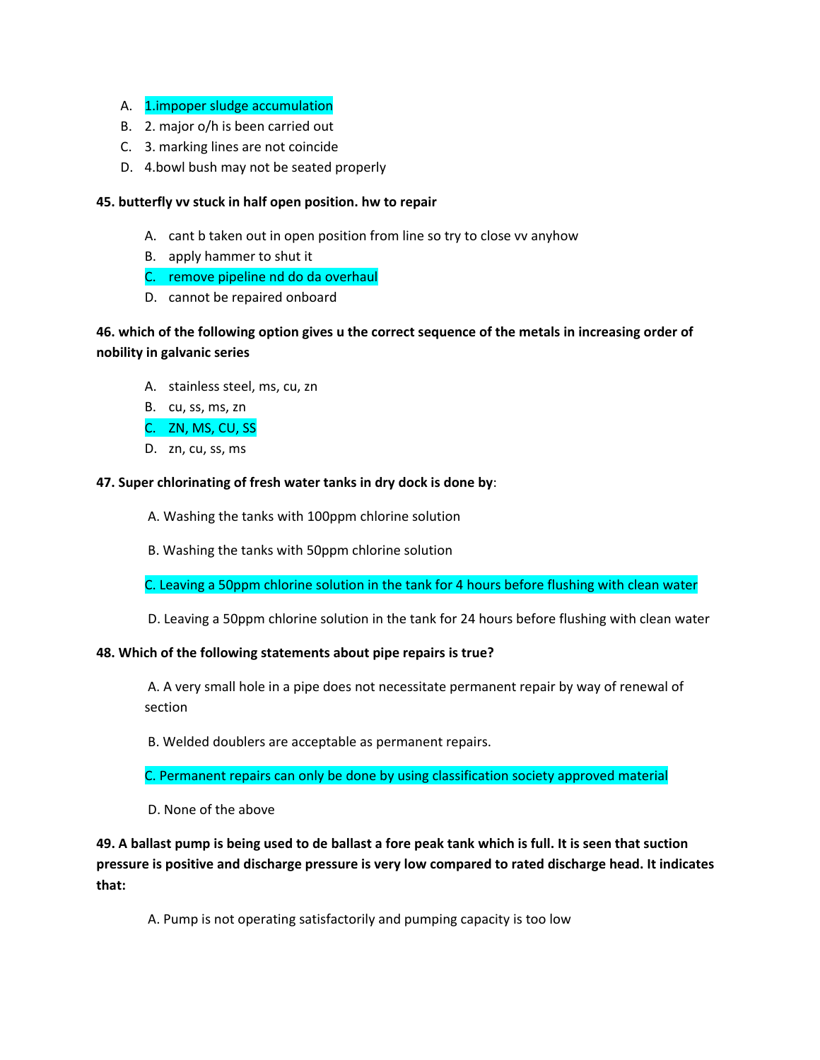A. 1.impoper sludge accumulation
B. 2. major o/h is been carried out
C. 3. marking lines are not coincide
D. 4.bowl bush may not be seated properly

**45. butterfly vv stuck in half open position. hw to repair**

A. cant b taken out in open position from line so try to close vv anyhow
B. apply hammer to shut it
C. remove pipeline nd do da overhaul
D. cannot be repaired onboard

**46. which of the following option gives u the correct sequence of the metals in increasing order of nobility in galvanic series**

A. stainless steel, ms, cu, zn
B. cu, ss, ms, zn
C. ZN, MS, CU, SS
D. zn, cu, ss, ms

**47. Super chlorinating of fresh water tanks in dry dock is done by**:

A. Washing the tanks with 100ppm chlorine solution

B. Washing the tanks with 50ppm chlorine solution

C. Leaving a 50ppm chlorine solution in the tank for 4 hours before flushing with clean water

D. Leaving a 50ppm chlorine solution in the tank for 24 hours before flushing with clean water

**48. Which of the following statements about pipe repairs is true?**

A. A very small hole in a pipe does not necessitate permanent repair by way of renewal of section

B. Welded doublers are acceptable as permanent repairs.

C. Permanent repairs can only be done by using classification society approved material

D. None of the above

**49. A ballast pump is being used to de ballast a fore peak tank which is full. It is seen that suction pressure is positive and discharge pressure is very low compared to rated discharge head. It indicates that:**

A. Pump is not operating satisfactorily and pumping capacity is too low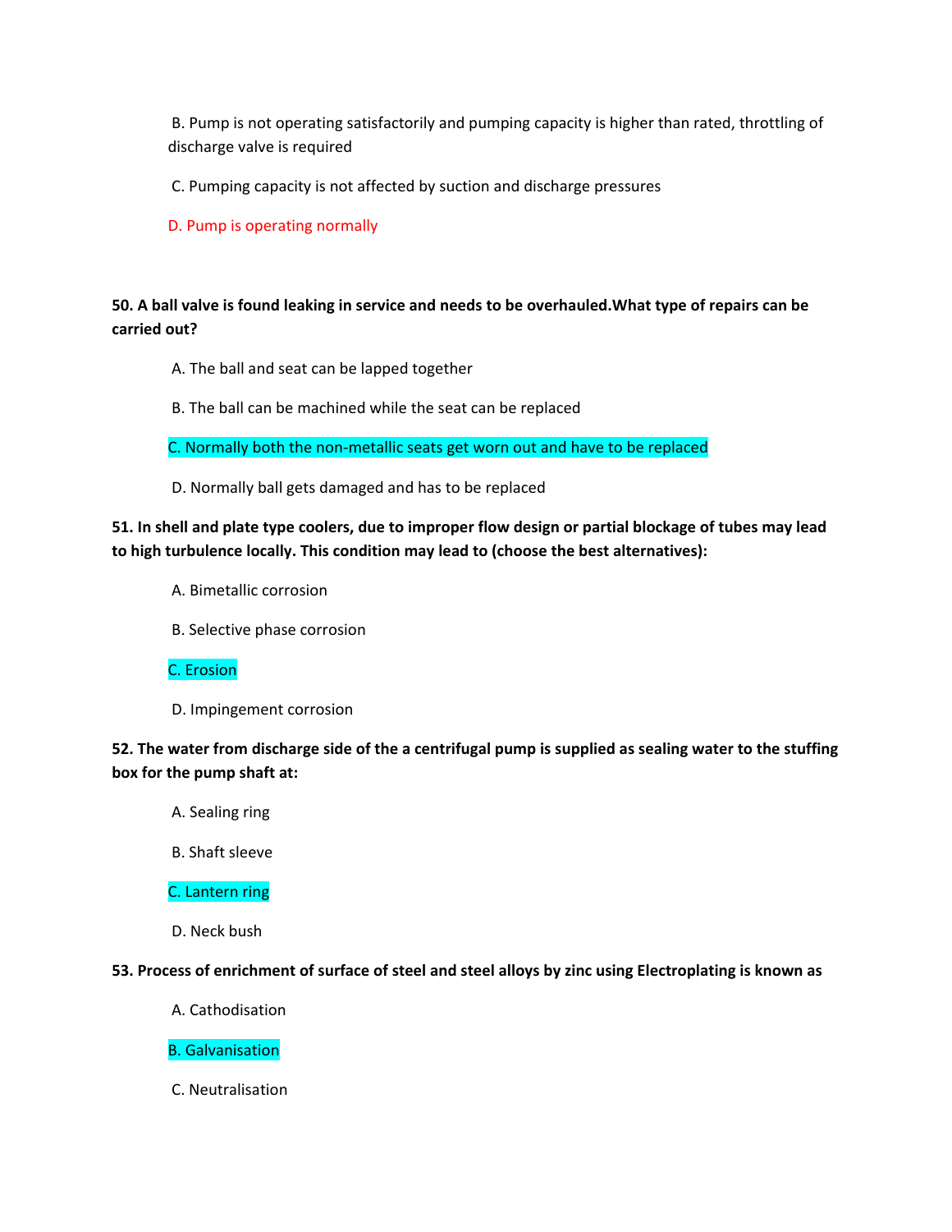B. Pump is not operating satisfactorily and pumping capacity is higher than rated, throttling of discharge valve is required

C. Pumping capacity is not affected by suction and discharge pressures

D. Pump is operating normally

**50. A ball valve is found leaking in service and needs to be overhauled.What type of repairs can be carried out?**

A. The ball and seat can be lapped together

B. The ball can be machined while the seat can be replaced

C. Normally both the non-metallic seats get worn out and have to be replaced

D. Normally ball gets damaged and has to be replaced

**51. In shell and plate type coolers, due to improper flow design or partial blockage of tubes may lead to high turbulence locally. This condition may lead to (choose the best alternatives):**

A. Bimetallic corrosion

B. Selective phase corrosion

C. Erosion

D. Impingement corrosion

**52. The water from discharge side of the a centrifugal pump is supplied as sealing water to the stuffing box for the pump shaft at:**

A. Sealing ring

B. Shaft sleeve

C. Lantern ring

D. Neck bush

**53. Process of enrichment of surface of steel and steel alloys by zinc using Electroplating is known as**

A. Cathodisation

B. Galvanisation

C. Neutralisation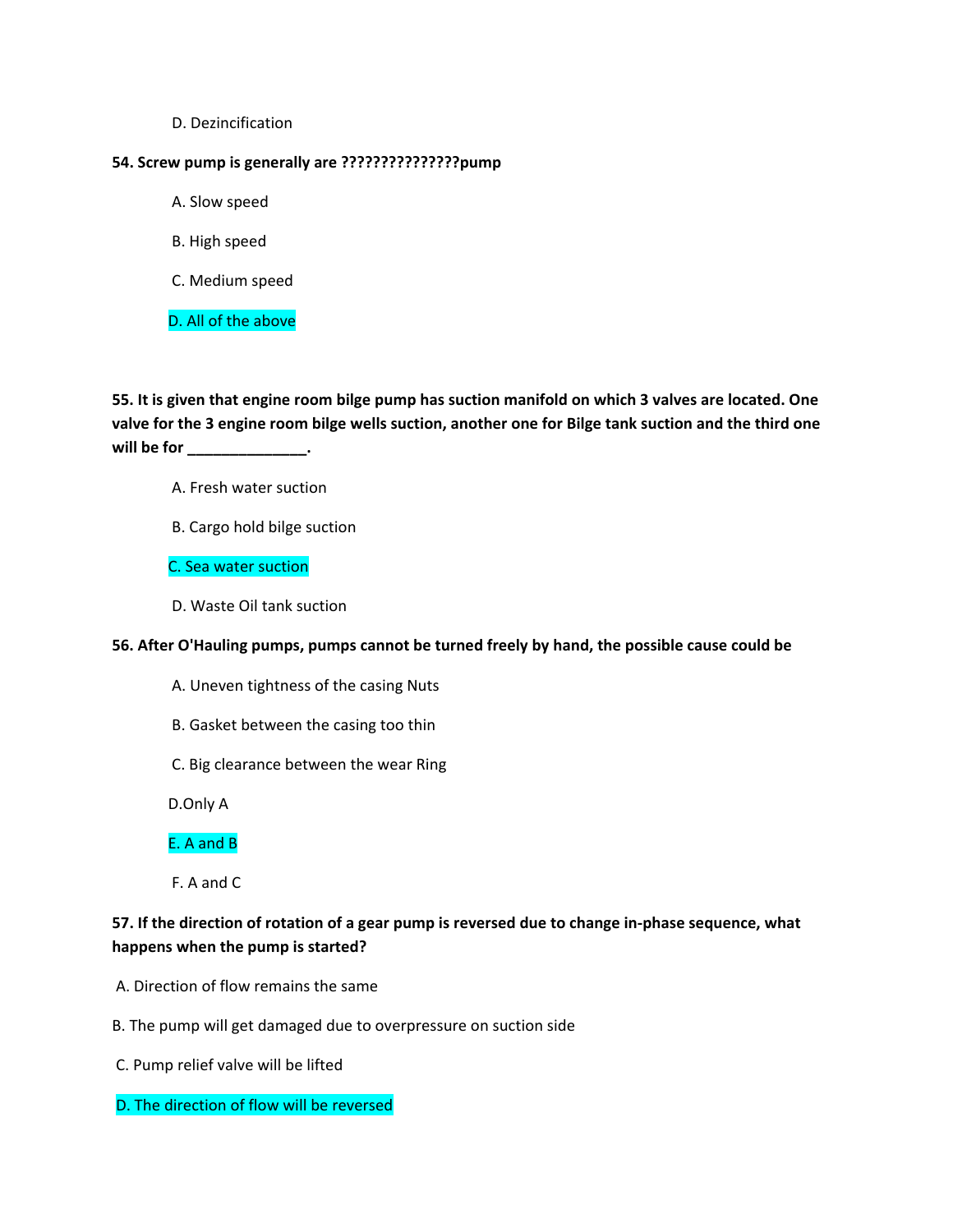D. Dezincification

**54. Screw pump is generally are ???????????????pump**

A. Slow speed

B. High speed

C. Medium speed

D. All of the above

**55. It is given that engine room bilge pump has suction manifold on which 3 valves are located. One valve for the 3 engine room bilge wells suction, another one for Bilge tank suction and the third one will be for ______________.**

A. Fresh water suction

B. Cargo hold bilge suction

C. Sea water suction

D. Waste Oil tank suction

**56. After O'Hauling pumps, pumps cannot be turned freely by hand, the possible cause could be**

A. Uneven tightness of the casing Nuts

B. Gasket between the casing too thin

C. Big clearance between the wear Ring

D.Only A

E. A and B

F. A and C

**57. If the direction of rotation of a gear pump is reversed due to change in-phase sequence, what happens when the pump is started?**

A. Direction of flow remains the same

B. The pump will get damaged due to overpressure on suction side

C. Pump relief valve will be lifted

D. The direction of flow will be reversed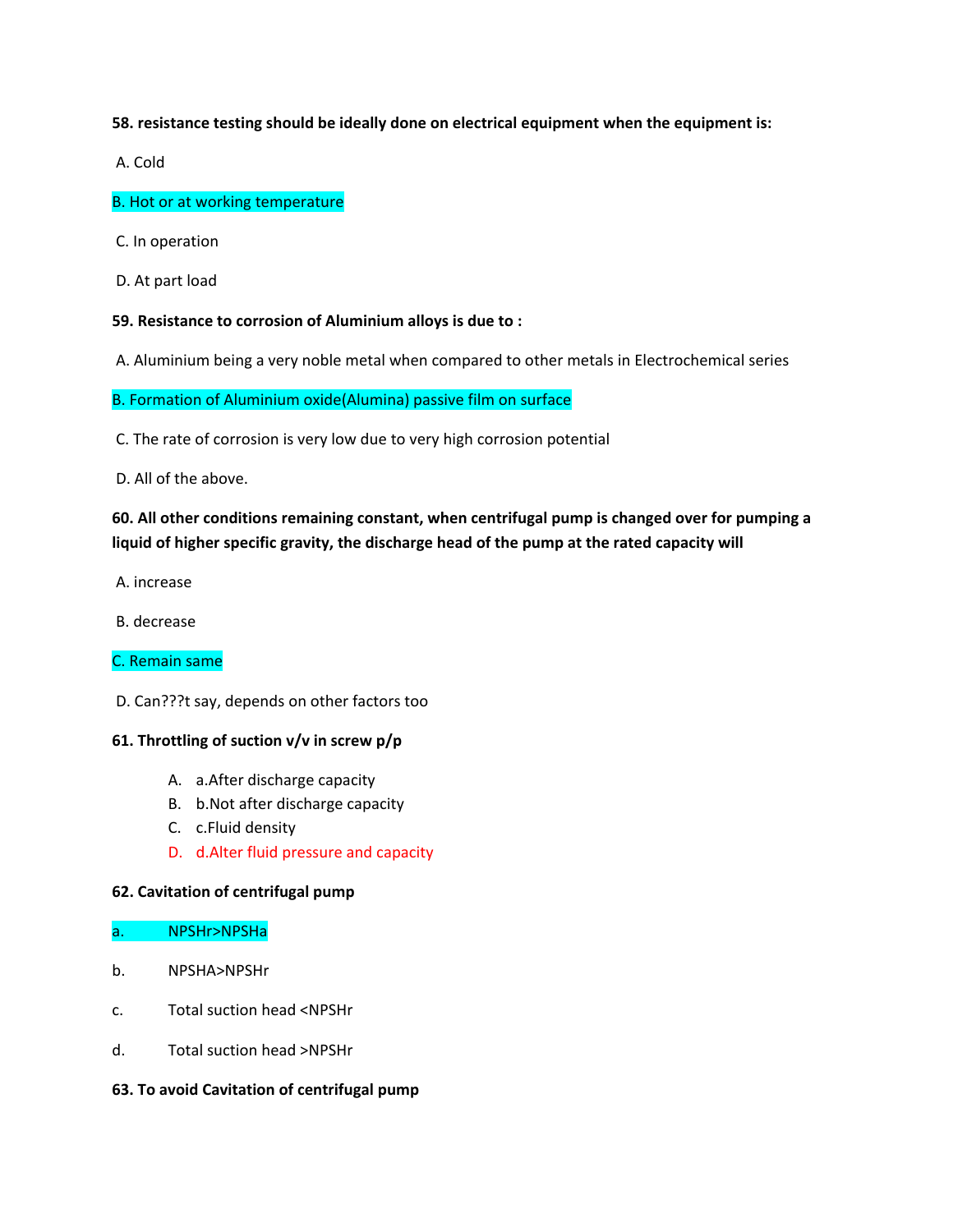**58. resistance testing should be ideally done on electrical equipment when the equipment is:**

A. Cold

B. Hot or at working temperature

C. In operation

D. At part load

**59. Resistance to corrosion of Aluminium alloys is due to :**

A. Aluminium being a very noble metal when compared to other metals in Electrochemical series

B. Formation of Aluminium oxide(Alumina) passive film on surface

C. The rate of corrosion is very low due to very high corrosion potential

D. All of the above.

**60. All other conditions remaining constant, when centrifugal pump is changed over for pumping a liquid of higher specific gravity, the discharge head of the pump at the rated capacity will**

A. increase

B. decrease

C. Remain same

D. Can???t say, depends on other factors too

**61. Throttling of suction v/v in screw p/p**

A. a.After discharge capacity
B. b.Not after discharge capacity
C. c.Fluid density
D. d.Alter fluid pressure and capacity

**62. Cavitation of centrifugal pump**

a. NPSHr>NPSHa

b. NPSHA>NPSHr

c. Total suction head <NPSHr

d. Total suction head >NPSHr

**63. To avoid Cavitation of centrifugal pump**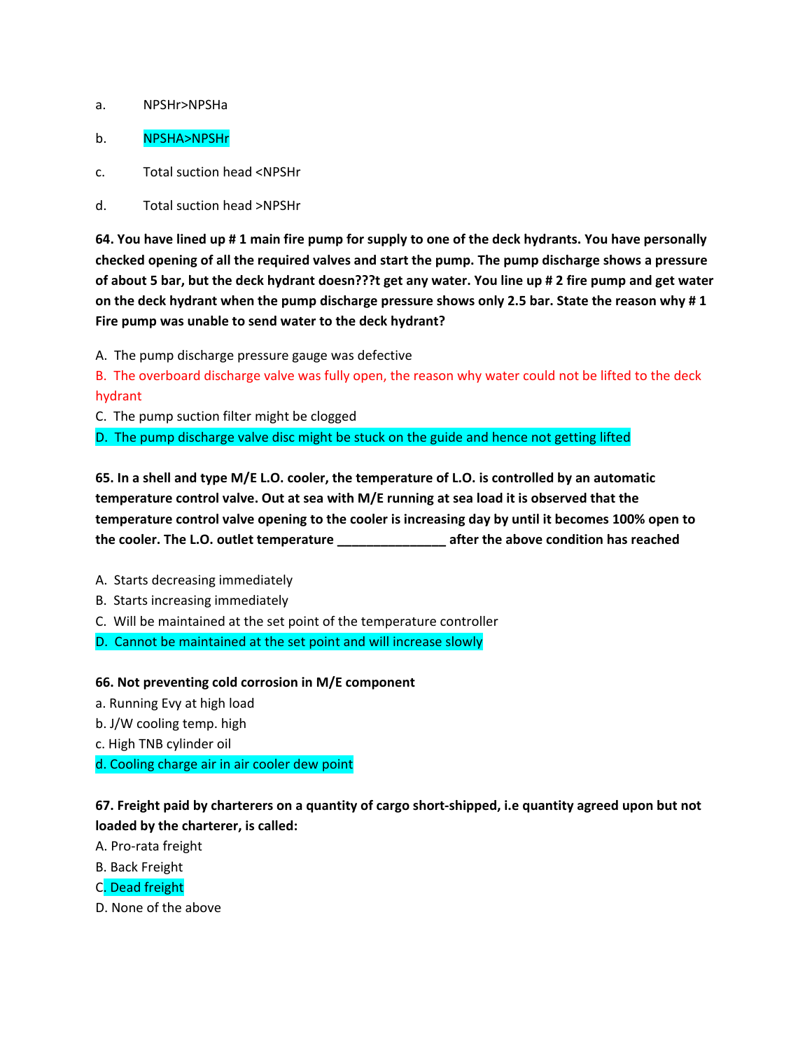a. NPSHr>NPSHa

b. NPSHA>NPSHr

c. Total suction head <NPSHr

d. Total suction head >NPSHr

**64. You have lined up # 1 main fire pump for supply to one of the deck hydrants. You have personally checked opening of all the required valves and start the pump. The pump discharge shows a pressure of about 5 bar, but the deck hydrant doesn???t get any water. You line up # 2 fire pump and get water on the deck hydrant when the pump discharge pressure shows only 2.5 bar. State the reason why # 1 Fire pump was unable to send water to the deck hydrant?**

A. The pump discharge pressure gauge was defective
B. The overboard discharge valve was fully open, the reason why water could not be lifted to the deck hydrant
C. The pump suction filter might be clogged
D. The pump discharge valve disc might be stuck on the guide and hence not getting lifted

**65. In a shell and type M/E L.O. cooler, the temperature of L.O. is controlled by an automatic temperature control valve. Out at sea with M/E running at sea load it is observed that the temperature control valve opening to the cooler is increasing day by until it becomes 100% open to the cooler. The L.O. outlet temperature _______________ after the above condition has reached**

A. Starts decreasing immediately
B. Starts increasing immediately
C. Will be maintained at the set point of the temperature controller
D. Cannot be maintained at the set point and will increase slowly

**66. Not preventing cold corrosion in M/E component**
a. Running Evy at high load
b. J/W cooling temp. high
c. High TNB cylinder oil
d. Cooling charge air in air cooler dew point

**67. Freight paid by charterers on a quantity of cargo short-shipped, i.e quantity agreed upon but not loaded by the charterer, is called:**
A. Pro-rata freight
B. Back Freight
C. Dead freight
D. None of the above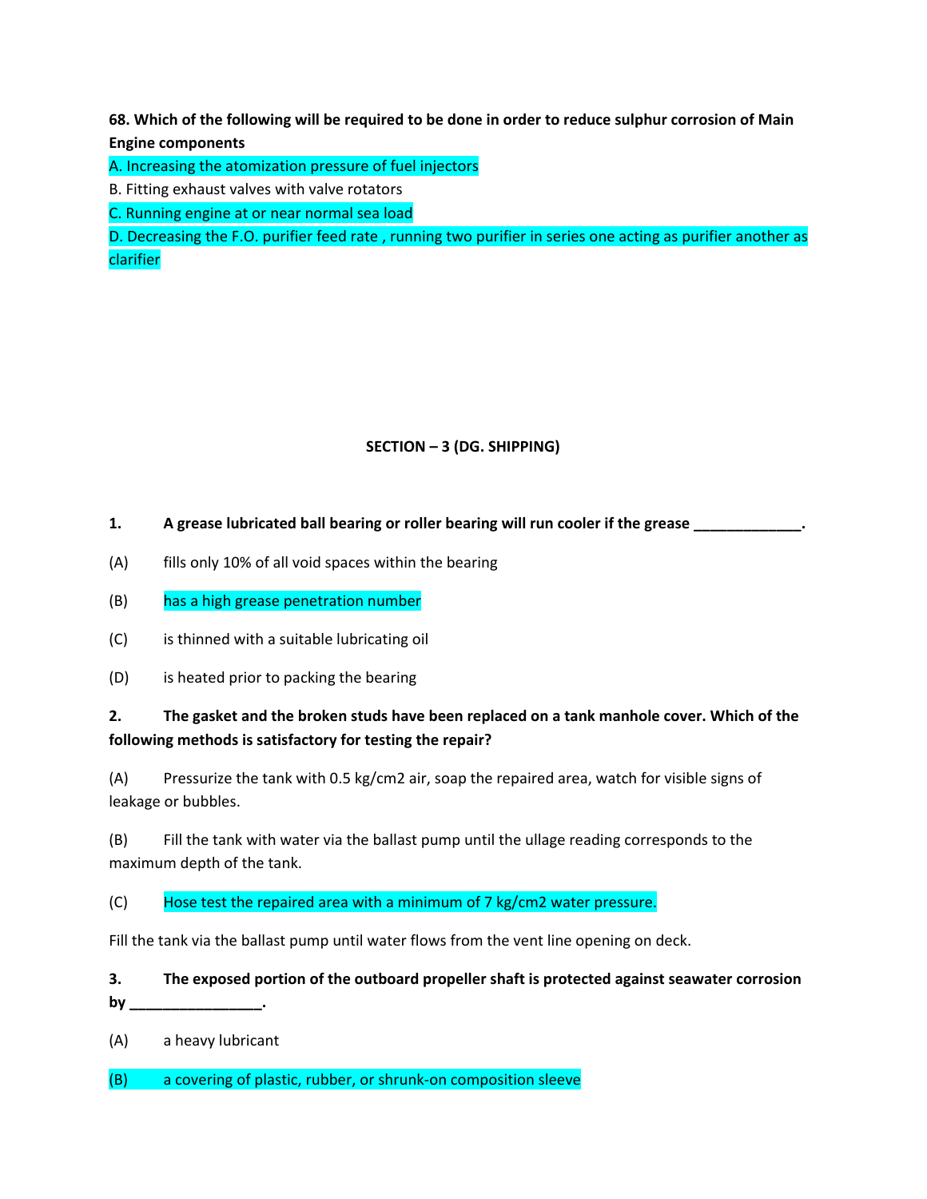**68. Which of the following will be required to be done in order to reduce sulphur corrosion of Main Engine components**

A. Increasing the atomization pressure of fuel injectors

B. Fitting exhaust valves with valve rotators

C. Running engine at or near normal sea load

D. Decreasing the F.O. purifier feed rate , running two purifier in series one acting as purifier another as clarifier

**SECTION – 3 (DG. SHIPPING)**

**1. A grease lubricated ball bearing or roller bearing will run cooler if the grease _____________.**

(A) fills only 10% of all void spaces within the bearing

(B) has a high grease penetration number

(C) is thinned with a suitable lubricating oil

(D) is heated prior to packing the bearing

**2. The gasket and the broken studs have been replaced on a tank manhole cover. Which of the following methods is satisfactory for testing the repair?**

(A) Pressurize the tank with 0.5 kg/cm2 air, soap the repaired area, watch for visible signs of leakage or bubbles.

(B) Fill the tank with water via the ballast pump until the ullage reading corresponds to the maximum depth of the tank.

(C) Hose test the repaired area with a minimum of 7 kg/cm2 water pressure.

Fill the tank via the ballast pump until water flows from the vent line opening on deck.

**3. The exposed portion of the outboard propeller shaft is protected against seawater corrosion by ________________.**

(A) a heavy lubricant

(B) a covering of plastic, rubber, or shrunk-on composition sleeve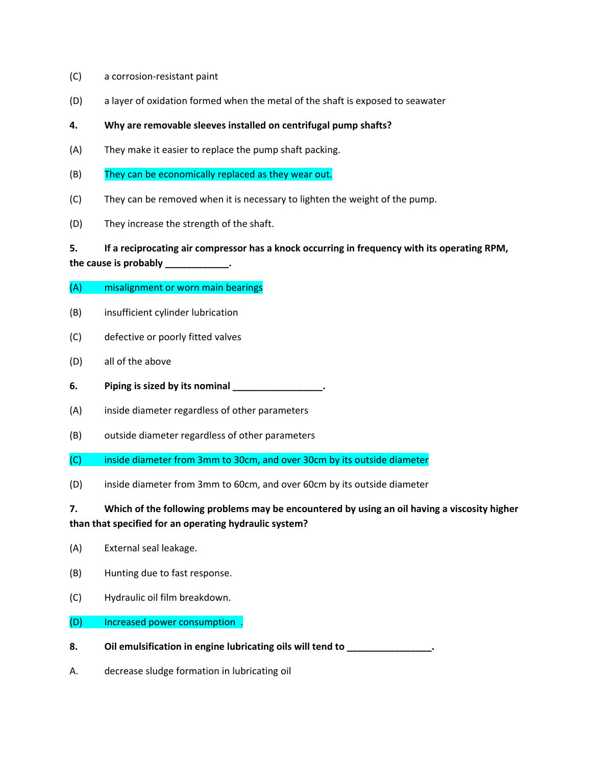(C) a corrosion-resistant paint

(D) a layer of oxidation formed when the metal of the shaft is exposed to seawater

**4. Why are removable sleeves installed on centrifugal pump shafts?**

(A) They make it easier to replace the pump shaft packing.

(B) They can be economically replaced as they wear out.

(C) They can be removed when it is necessary to lighten the weight of the pump.

(D) They increase the strength of the shaft.

**5. If a reciprocating air compressor has a knock occurring in frequency with its operating RPM, the cause is probably ____________.**

(A) misalignment or worn main bearings

(B) insufficient cylinder lubrication

(C) defective or poorly fitted valves

(D) all of the above

**6. Piping is sized by its nominal _________________.**

(A) inside diameter regardless of other parameters

(B) outside diameter regardless of other parameters

(C) inside diameter from 3mm to 30cm, and over 30cm by its outside diameter

(D) inside diameter from 3mm to 60cm, and over 60cm by its outside diameter

**7. Which of the following problems may be encountered by using an oil having a viscosity higher than that specified for an operating hydraulic system?**

(A) External seal leakage.

(B) Hunting due to fast response.

(C) Hydraulic oil film breakdown.

(D) Increased power consumption .

**8. Oil emulsification in engine lubricating oils will tend to ________________.**

A. decrease sludge formation in lubricating oil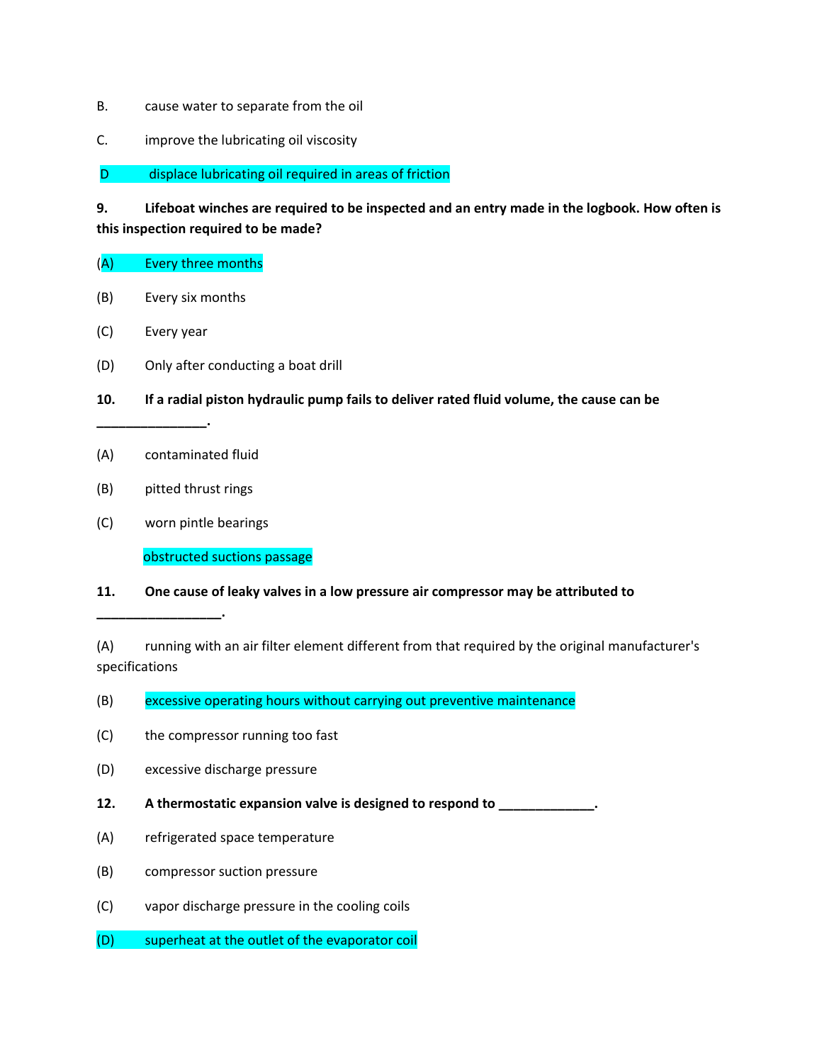B. cause water to separate from the oil

C. improve the lubricating oil viscosity

D displace lubricating oil required in areas of friction

**9. Lifeboat winches are required to be inspected and an entry made in the logbook. How often is this inspection required to be made?**

(A) Every three months

(B) Every six months

(C) Every year

(D) Only after conducting a boat drill

**10. If a radial piston hydraulic pump fails to deliver rated fluid volume, the cause can be _______________.**

(A) contaminated fluid

(B) pitted thrust rings

(C) worn pintle bearings

obstructed suctions passage

**11. One cause of leaky valves in a low pressure air compressor may be attributed to _________________.**

(A) running with an air filter element different from that required by the original manufacturer's specifications

(B) excessive operating hours without carrying out preventive maintenance

(C) the compressor running too fast

(D) excessive discharge pressure

**12. A thermostatic expansion valve is designed to respond to _____________.**

(A) refrigerated space temperature

(B) compressor suction pressure

(C) vapor discharge pressure in the cooling coils

(D) superheat at the outlet of the evaporator coil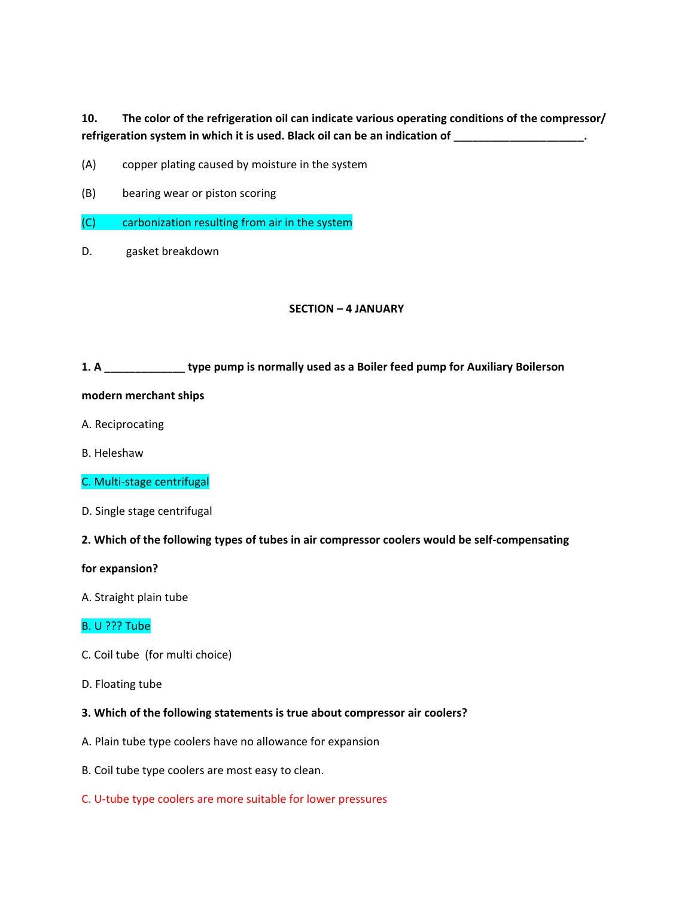**10. The color of the refrigeration oil can indicate various operating conditions of the compressor/ refrigeration system in which it is used. Black oil can be an indication of ____________________.**

(A) copper plating caused by moisture in the system

(B) bearing wear or piston scoring

(C) carbonization resulting from air in the system

D. gasket breakdown

**SECTION – 4 JANUARY**

**1. A _____________ type pump is normally used as a Boiler feed pump for Auxiliary Boilerson modern merchant ships**

A. Reciprocating

B. Heleshaw

C. Multi-stage centrifugal

D. Single stage centrifugal

**2. Which of the following types of tubes in air compressor coolers would be self-compensating for expansion?**

A. Straight plain tube

B. U ??? Tube

C. Coil tube (for multi choice)

D. Floating tube

**3. Which of the following statements is true about compressor air coolers?**

A. Plain tube type coolers have no allowance for expansion

B. Coil tube type coolers are most easy to clean.

C. U-tube type coolers are more suitable for lower pressures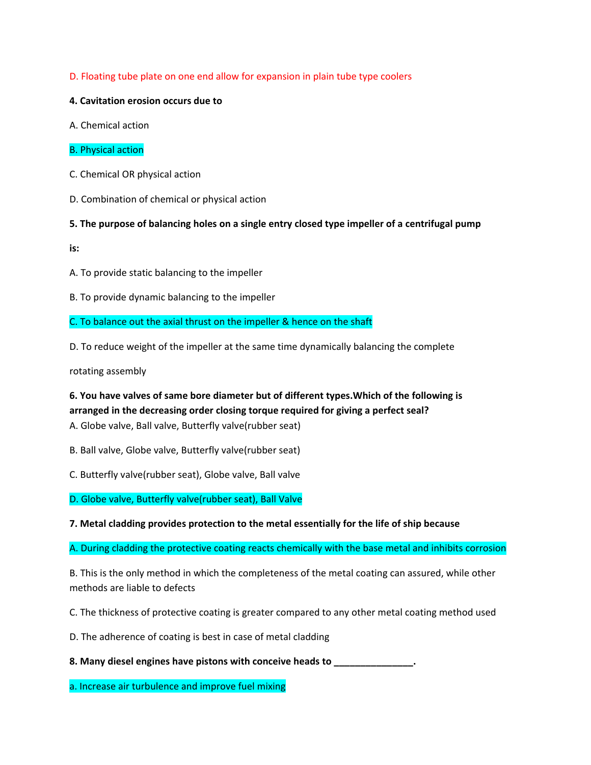D. Floating tube plate on one end allow for expansion in plain tube type coolers

**4. Cavitation erosion occurs due to**

A. Chemical action

B. Physical action

C. Chemical OR physical action

D. Combination of chemical or physical action

**5. The purpose of balancing holes on a single entry closed type impeller of a centrifugal pump**

**is:**

A. To provide static balancing to the impeller

B. To provide dynamic balancing to the impeller

C. To balance out the axial thrust on the impeller & hence on the shaft

D. To reduce weight of the impeller at the same time dynamically balancing the complete

rotating assembly

**6. You have valves of same bore diameter but of different types.Which of the following is arranged in the decreasing order closing torque required for giving a perfect seal?**

A. Globe valve, Ball valve, Butterfly valve(rubber seat)

B. Ball valve, Globe valve, Butterfly valve(rubber seat)

C. Butterfly valve(rubber seat), Globe valve, Ball valve

D. Globe valve, Butterfly valve(rubber seat), Ball Valve

**7. Metal cladding provides protection to the metal essentially for the life of ship because**

A. During cladding the protective coating reacts chemically with the base metal and inhibits corrosion

B. This is the only method in which the completeness of the metal coating can assured, while other methods are liable to defects

C. The thickness of protective coating is greater compared to any other metal coating method used

D. The adherence of coating is best in case of metal cladding

**8. Many diesel engines have pistons with conceive heads to _______________.**

a. Increase air turbulence and improve fuel mixing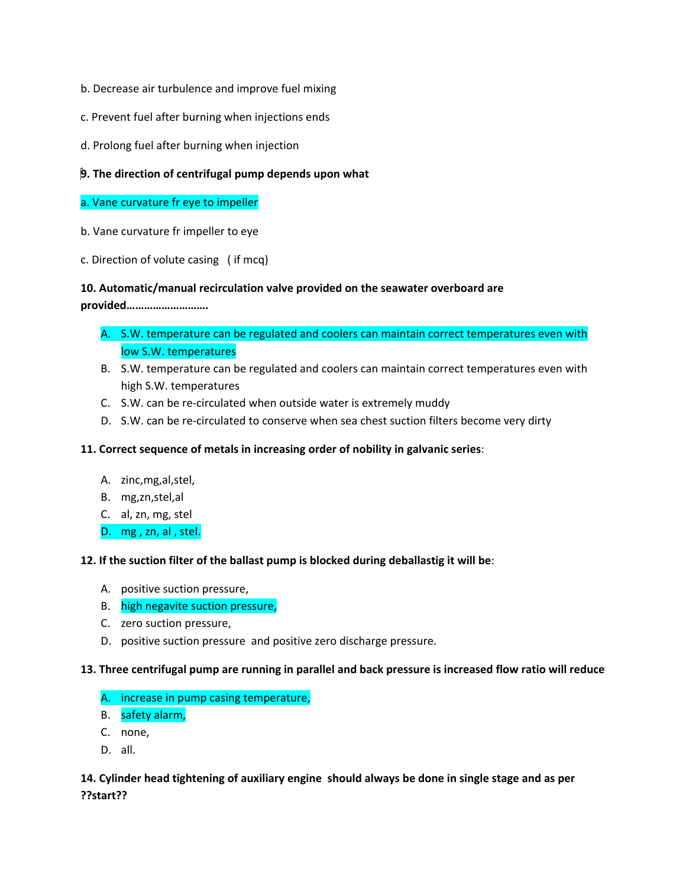b. Decrease air turbulence and improve fuel mixing

c. Prevent fuel after burning when injections ends

d. Prolong fuel after burning when injection

**9. The direction of centrifugal pump depends upon what**

a. Vane curvature fr eye to impeller

b. Vane curvature fr impeller to eye

c. Direction of volute casing ( if mcq)

**10. Automatic/manual recirculation valve provided on the seawater overboard are provided……………………….**

A. S.W. temperature can be regulated and coolers can maintain correct temperatures even with low S.W. temperatures
B. S.W. temperature can be regulated and coolers can maintain correct temperatures even with high S.W. temperatures
C. S.W. can be re-circulated when outside water is extremely muddy
D. S.W. can be re-circulated to conserve when sea chest suction filters become very dirty

**11. Correct sequence of metals in increasing order of nobility in galvanic series**:

A. zinc,mg,al,stel,
B. mg,zn,stel,al
C. al, zn, mg, stel
D. mg , zn, al , stel.

**12. If the suction filter of the ballast pump is blocked during deballastig it will be**:

A. positive suction pressure,
B. high negavite suction pressure,
C. zero suction pressure,
D. positive suction pressure and positive zero discharge pressure.

**13. Three centrifugal pump are running in parallel and back pressure is increased flow ratio will reduce**

A. increase in pump casing temperature,
B. safety alarm,
C. none,
D. all.

**14. Cylinder head tightening of auxiliary engine should always be done in single stage and as per ??start??**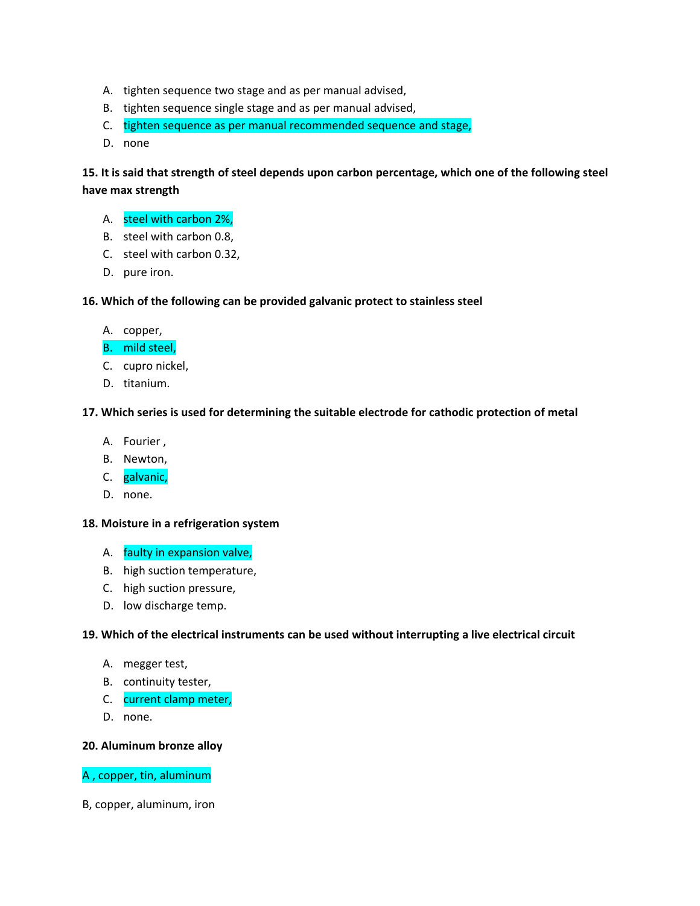A. tighten sequence two stage and as per manual advised,
B. tighten sequence single stage and as per manual advised,
C. tighten sequence as per manual recommended sequence and stage,
D. none

**15. It is said that strength of steel depends upon carbon percentage, which one of the following steel have max strength**

A. steel with carbon 2%,
B. steel with carbon 0.8,
C. steel with carbon 0.32,
D. pure iron.

**16. Which of the following can be provided galvanic protect to stainless steel**

A. copper,
B. mild steel,
C. cupro nickel,
D. titanium.

**17. Which series is used for determining the suitable electrode for cathodic protection of metal**

A. Fourier ,
B. Newton,
C. galvanic,
D. none.

**18. Moisture in a refrigeration system**

A. faulty in expansion valve,
B. high suction temperature,
C. high suction pressure,
D. low discharge temp.

**19. Which of the electrical instruments can be used without interrupting a live electrical circuit**

A. megger test,
B. continuity tester,
C. current clamp meter,
D. none.

**20. Aluminum bronze alloy**

A , copper, tin, aluminum

B, copper, aluminum, iron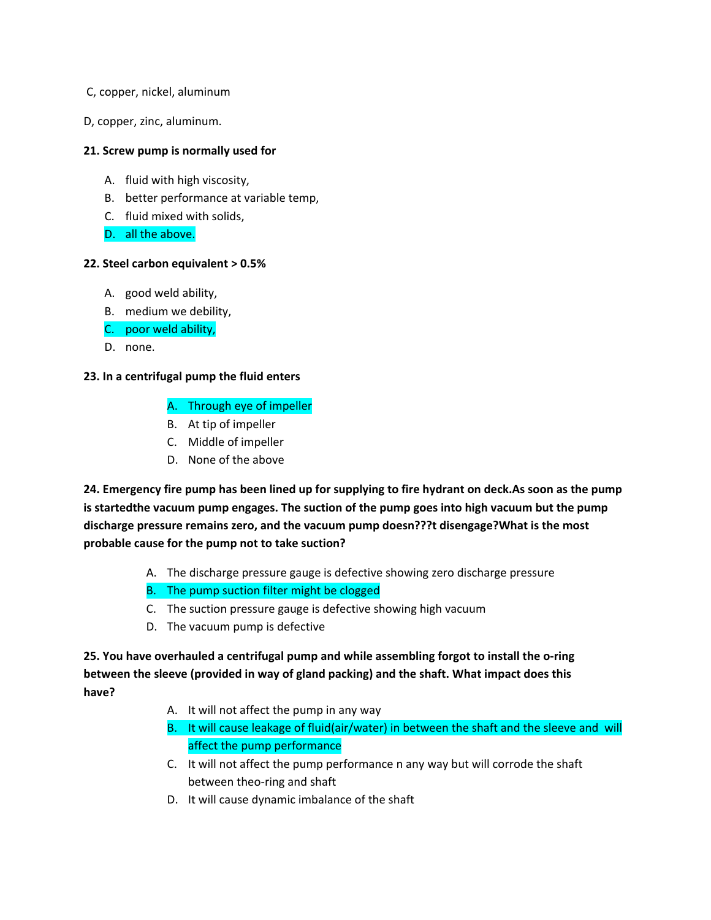C, copper, nickel, aluminum

D, copper, zinc, aluminum.

**21. Screw pump is normally used for**

A. fluid with high viscosity,
B. better performance at variable temp,
C. fluid mixed with solids,
D. all the above.

**22. Steel carbon equivalent > 0.5%**

A. good weld ability,
B. medium we debility,
C. poor weld ability,
D. none.

**23. In a centrifugal pump the fluid enters**

A. Through eye of impeller
B. At tip of impeller
C. Middle of impeller
D. None of the above

**24. Emergency fire pump has been lined up for supplying to fire hydrant on deck.As soon as the pump is startedthe vacuum pump engages. The suction of the pump goes into high vacuum but the pump discharge pressure remains zero, and the vacuum pump doesn???t disengage?What is the most probable cause for the pump not to take suction?**

A. The discharge pressure gauge is defective showing zero discharge pressure
B. The pump suction filter might be clogged
C. The suction pressure gauge is defective showing high vacuum
D. The vacuum pump is defective

**25. You have overhauled a centrifugal pump and while assembling forgot to install the o-ring between the sleeve (provided in way of gland packing) and the shaft. What impact does this have?**

A. It will not affect the pump in any way
B. It will cause leakage of fluid(air/water) in between the shaft and the sleeve and will affect the pump performance
C. It will not affect the pump performance n any way but will corrode the shaft between theo-ring and shaft
D. It will cause dynamic imbalance of the shaft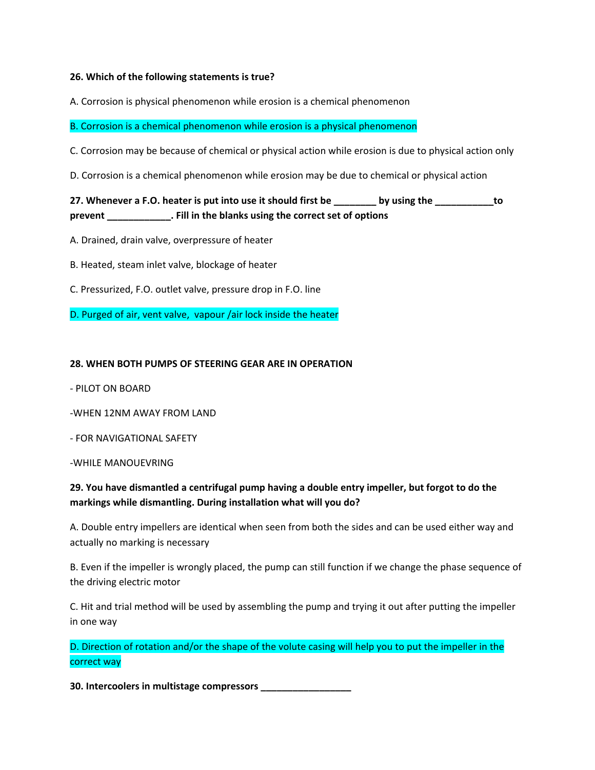**26. Which of the following statements is true?**

A. Corrosion is physical phenomenon while erosion is a chemical phenomenon

B. Corrosion is a chemical phenomenon while erosion is a physical phenomenon

C. Corrosion may be because of chemical or physical action while erosion is due to physical action only

D. Corrosion is a chemical phenomenon while erosion may be due to chemical or physical action

**27. Whenever a F.O. heater is put into use it should first be ________ by using the ___________to prevent ____________. Fill in the blanks using the correct set of options**

A. Drained, drain valve, overpressure of heater

B. Heated, steam inlet valve, blockage of heater

C. Pressurized, F.O. outlet valve, pressure drop in F.O. line

D. Purged of air, vent valve, vapour /air lock inside the heater

**28. WHEN BOTH PUMPS OF STEERING GEAR ARE IN OPERATION**

- PILOT ON BOARD

-WHEN 12NM AWAY FROM LAND

- FOR NAVIGATIONAL SAFETY

-WHILE MANOUEVRING

**29. You have dismantled a centrifugal pump having a double entry impeller, but forgot to do the markings while dismantling. During installation what will you do?**

A. Double entry impellers are identical when seen from both the sides and can be used either way and actually no marking is necessary

B. Even if the impeller is wrongly placed, the pump can still function if we change the phase sequence of the driving electric motor

C. Hit and trial method will be used by assembling the pump and trying it out after putting the impeller in one way

D. Direction of rotation and/or the shape of the volute casing will help you to put the impeller in the correct way

**30. Intercoolers in multistage compressors _________________**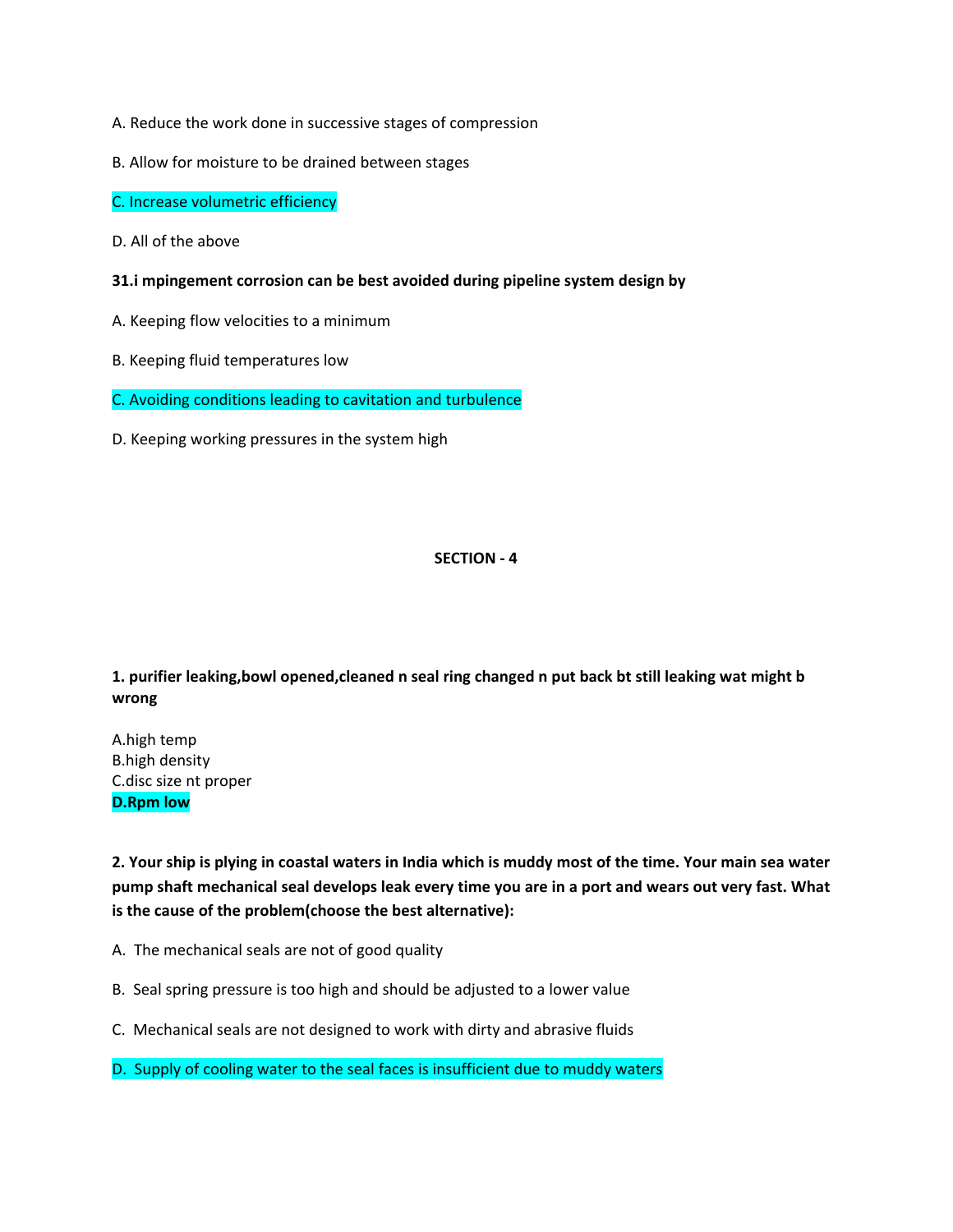A. Reduce the work done in successive stages of compression

B. Allow for moisture to be drained between stages

C. Increase volumetric efficiency

D. All of the above

**31.i mpingement corrosion can be best avoided during pipeline system design by**

A. Keeping flow velocities to a minimum

B. Keeping fluid temperatures low

C. Avoiding conditions leading to cavitation and turbulence

D. Keeping working pressures in the system high

**SECTION - 4**

**1. purifier leaking,bowl opened,cleaned n seal ring changed n put back bt still leaking wat might b wrong**

A.high temp
B.high density
C.disc size nt proper
**D.Rpm low**

**2. Your ship is plying in coastal waters in India which is muddy most of the time. Your main sea water pump shaft mechanical seal develops leak every time you are in a port and wears out very fast. What is the cause of the problem(choose the best alternative):**

A. The mechanical seals are not of good quality

B. Seal spring pressure is too high and should be adjusted to a lower value

C. Mechanical seals are not designed to work with dirty and abrasive fluids

D. Supply of cooling water to the seal faces is insufficient due to muddy waters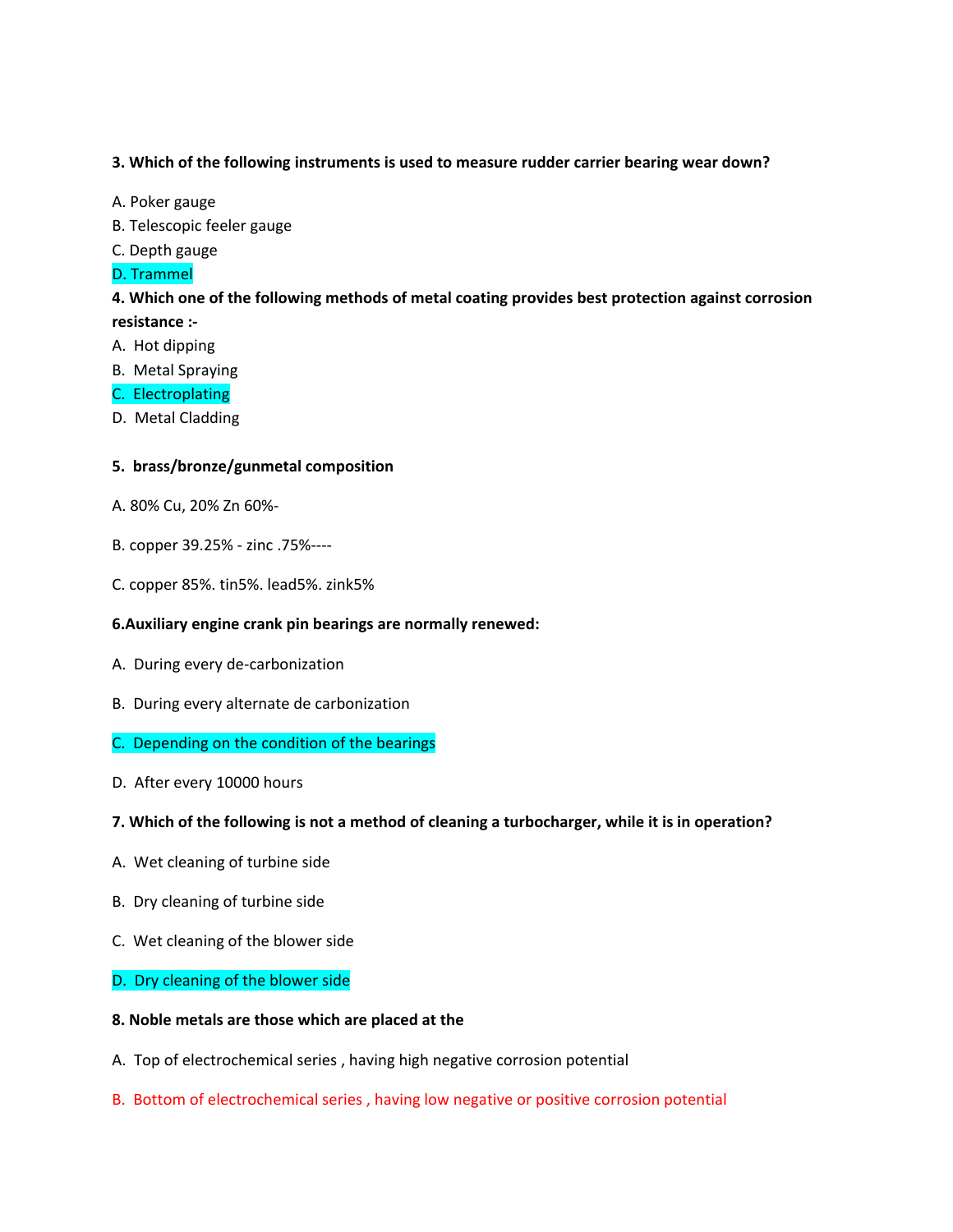**3. Which of the following instruments is used to measure rudder carrier bearing wear down?**

A. Poker gauge

B. Telescopic feeler gauge

C. Depth gauge

D. Trammel

**4. Which one of the following methods of metal coating provides best protection against corrosion resistance :-**

A. Hot dipping

B. Metal Spraying

C. Electroplating

D. Metal Cladding

**5. brass/bronze/gunmetal composition**

A. 80% Cu, 20% Zn 60%-

B. copper 39.25% - zinc .75%----

C. copper 85%. tin5%. lead5%. zink5%

**6.Auxiliary engine crank pin bearings are normally renewed:**

A. During every de-carbonization

B. During every alternate de carbonization

C. Depending on the condition of the bearings

D. After every 10000 hours

**7. Which of the following is not a method of cleaning a turbocharger, while it is in operation?**

A. Wet cleaning of turbine side

B. Dry cleaning of turbine side

C. Wet cleaning of the blower side

D. Dry cleaning of the blower side

**8. Noble metals are those which are placed at the**

A. Top of electrochemical series , having high negative corrosion potential

B. Bottom of electrochemical series , having low negative or positive corrosion potential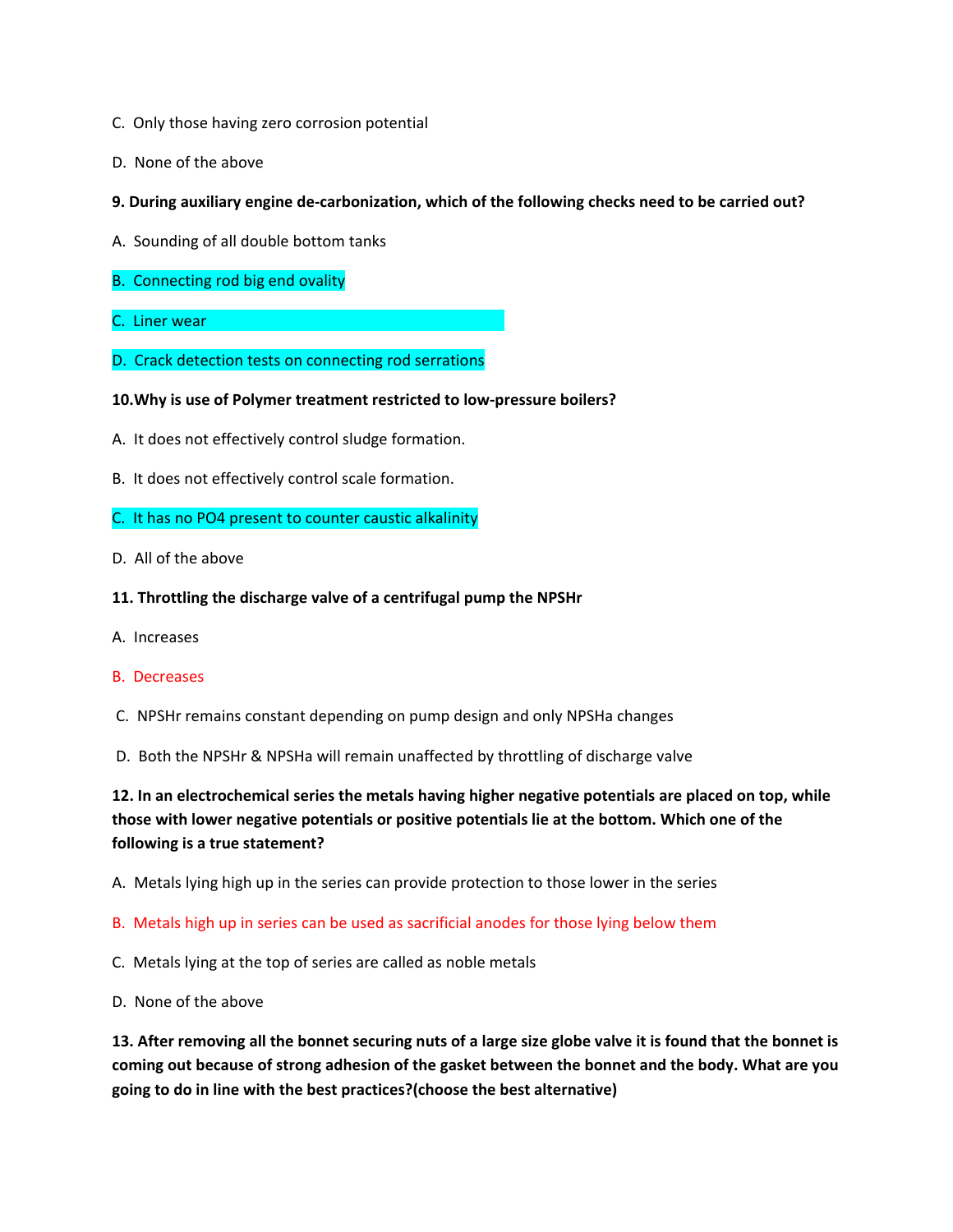C. Only those having zero corrosion potential

D. None of the above

**9. During auxiliary engine de-carbonization, which of the following checks need to be carried out?**

A. Sounding of all double bottom tanks

B. Connecting rod big end ovality

C. Liner wear

D. Crack detection tests on connecting rod serrations

**10.Why is use of Polymer treatment restricted to low-pressure boilers?**

A. It does not effectively control sludge formation.

B. It does not effectively control scale formation.

C. It has no PO4 present to counter caustic alkalinity

D. All of the above

**11. Throttling the discharge valve of a centrifugal pump the NPSHr**

A. Increases

B. Decreases

C. NPSHr remains constant depending on pump design and only NPSHa changes

D. Both the NPSHr & NPSHa will remain unaffected by throttling of discharge valve

**12. In an electrochemical series the metals having higher negative potentials are placed on top, while those with lower negative potentials or positive potentials lie at the bottom. Which one of the following is a true statement?**

A. Metals lying high up in the series can provide protection to those lower in the series

B. Metals high up in series can be used as sacrificial anodes for those lying below them

C. Metals lying at the top of series are called as noble metals

D. None of the above

**13. After removing all the bonnet securing nuts of a large size globe valve it is found that the bonnet is coming out because of strong adhesion of the gasket between the bonnet and the body. What are you going to do in line with the best practices?(choose the best alternative)**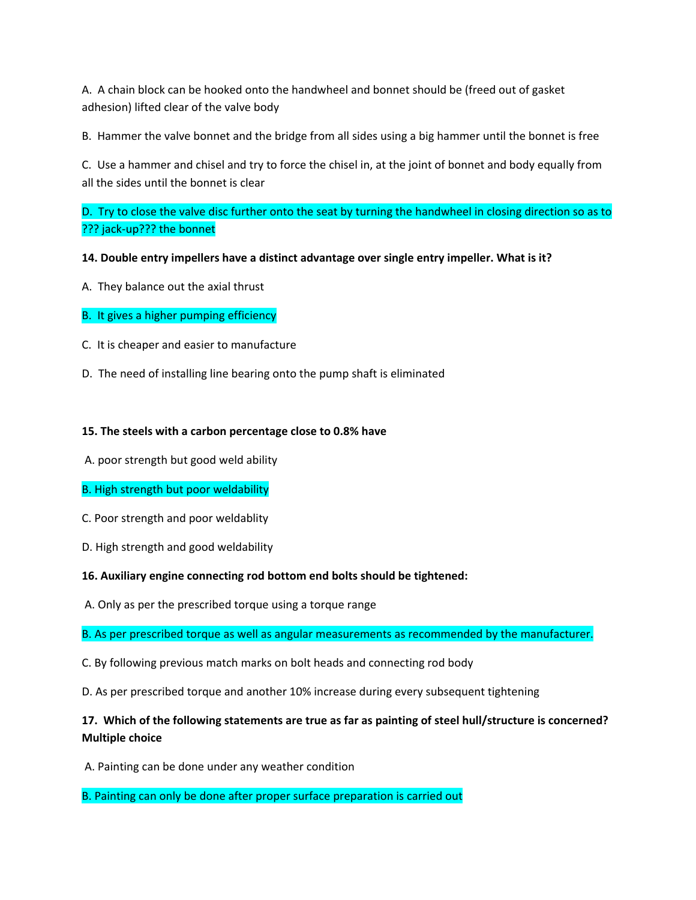A. A chain block can be hooked onto the handwheel and bonnet should be (freed out of gasket adhesion) lifted clear of the valve body

B. Hammer the valve bonnet and the bridge from all sides using a big hammer until the bonnet is free

C. Use a hammer and chisel and try to force the chisel in, at the joint of bonnet and body equally from all the sides until the bonnet is clear

D. Try to close the valve disc further onto the seat by turning the handwheel in closing direction so as to ??? jack-up??? the bonnet

**14. Double entry impellers have a distinct advantage over single entry impeller. What is it?**

A. They balance out the axial thrust

B. It gives a higher pumping efficiency

C. It is cheaper and easier to manufacture

D. The need of installing line bearing onto the pump shaft is eliminated

**15. The steels with a carbon percentage close to 0.8% have**

A. poor strength but good weld ability

B. High strength but poor weldability

C. Poor strength and poor weldablity

D. High strength and good weldability

**16. Auxiliary engine connecting rod bottom end bolts should be tightened:**

A. Only as per the prescribed torque using a torque range

B. As per prescribed torque as well as angular measurements as recommended by the manufacturer.

C. By following previous match marks on bolt heads and connecting rod body

D. As per prescribed torque and another 10% increase during every subsequent tightening

**17. Which of the following statements are true as far as painting of steel hull/structure is concerned? Multiple choice**

A. Painting can be done under any weather condition

B. Painting can only be done after proper surface preparation is carried out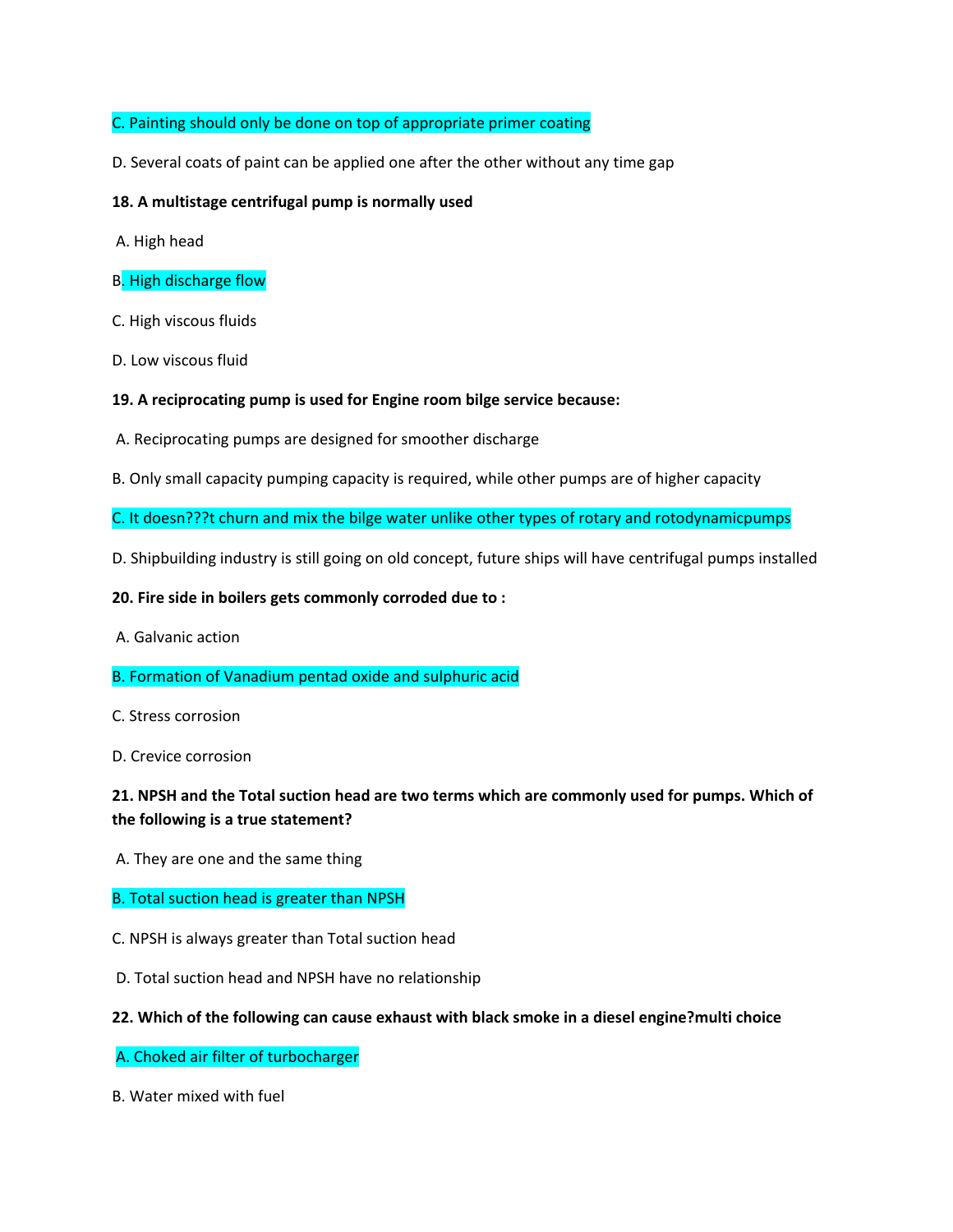C. Painting should only be done on top of appropriate primer coating

D. Several coats of paint can be applied one after the other without any time gap

**18. A multistage centrifugal pump is normally used**

A. High head

B. High discharge flow

C. High viscous fluids

D. Low viscous fluid

**19. A reciprocating pump is used for Engine room bilge service because:**

A. Reciprocating pumps are designed for smoother discharge

B. Only small capacity pumping capacity is required, while other pumps are of higher capacity

C. It doesn???t churn and mix the bilge water unlike other types of rotary and rotodynamicpumps

D. Shipbuilding industry is still going on old concept, future ships will have centrifugal pumps installed

**20. Fire side in boilers gets commonly corroded due to :**

A. Galvanic action

B. Formation of Vanadium pentad oxide and sulphuric acid

C. Stress corrosion

D. Crevice corrosion

**21. NPSH and the Total suction head are two terms which are commonly used for pumps. Which of the following is a true statement?**

A. They are one and the same thing

B. Total suction head is greater than NPSH

C. NPSH is always greater than Total suction head

D. Total suction head and NPSH have no relationship

**22. Which of the following can cause exhaust with black smoke in a diesel engine?multi choice**

A. Choked air filter of turbocharger

B. Water mixed with fuel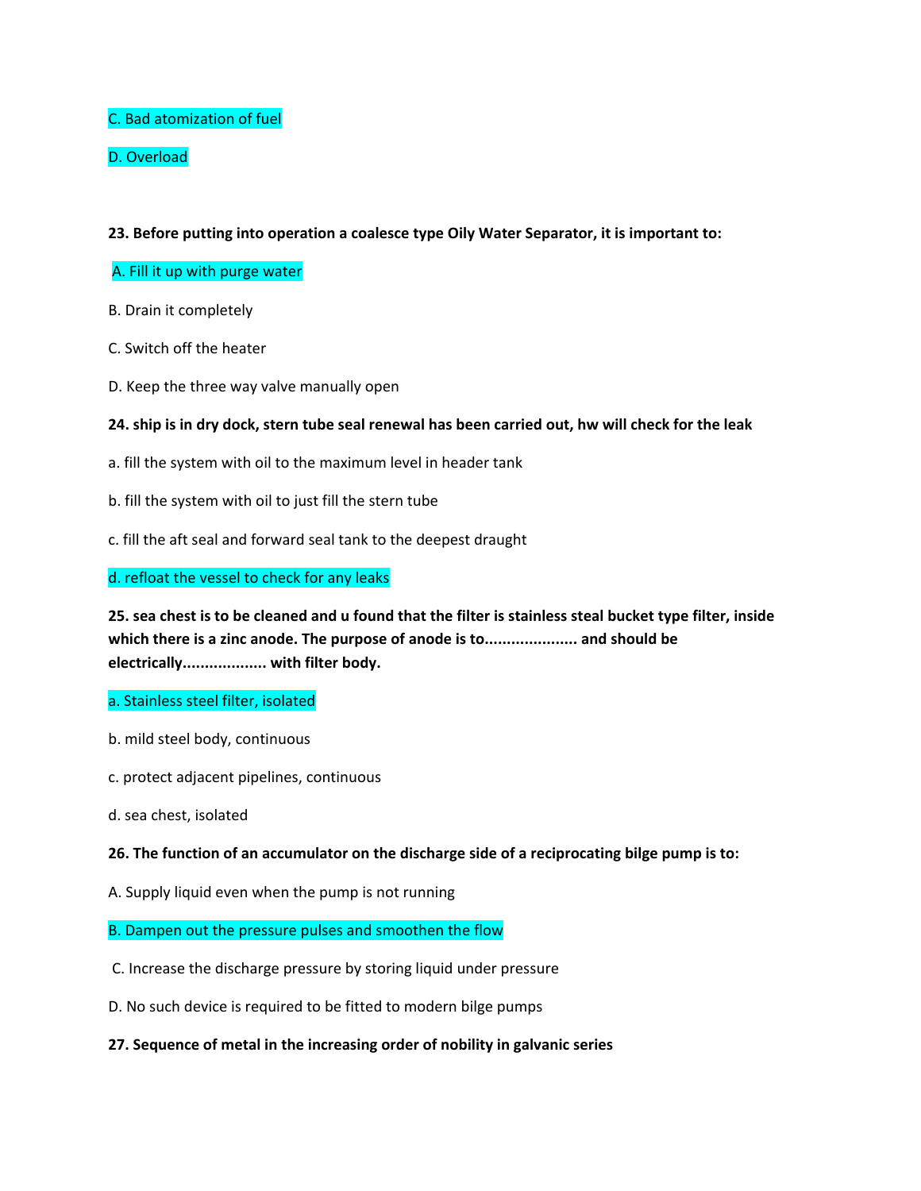C. Bad atomization of fuel

D. Overload

**23. Before putting into operation a coalesce type Oily Water Separator, it is important to:**

A. Fill it up with purge water

B. Drain it completely

C. Switch off the heater

D. Keep the three way valve manually open

**24. ship is in dry dock, stern tube seal renewal has been carried out, hw will check for the leak**

a. fill the system with oil to the maximum level in header tank

b. fill the system with oil to just fill the stern tube

c. fill the aft seal and forward seal tank to the deepest draught

d. refloat the vessel to check for any leaks

**25. sea chest is to be cleaned and u found that the filter is stainless steal bucket type filter, inside which there is a zinc anode. The purpose of anode is to.................... and should be electrically.................. with filter body.**

a. Stainless steel filter, isolated

b. mild steel body, continuous

c. protect adjacent pipelines, continuous

d. sea chest, isolated

**26. The function of an accumulator on the discharge side of a reciprocating bilge pump is to:**

A. Supply liquid even when the pump is not running

B. Dampen out the pressure pulses and smoothen the flow

C. Increase the discharge pressure by storing liquid under pressure

D. No such device is required to be fitted to modern bilge pumps

**27. Sequence of metal in the increasing order of nobility in galvanic series**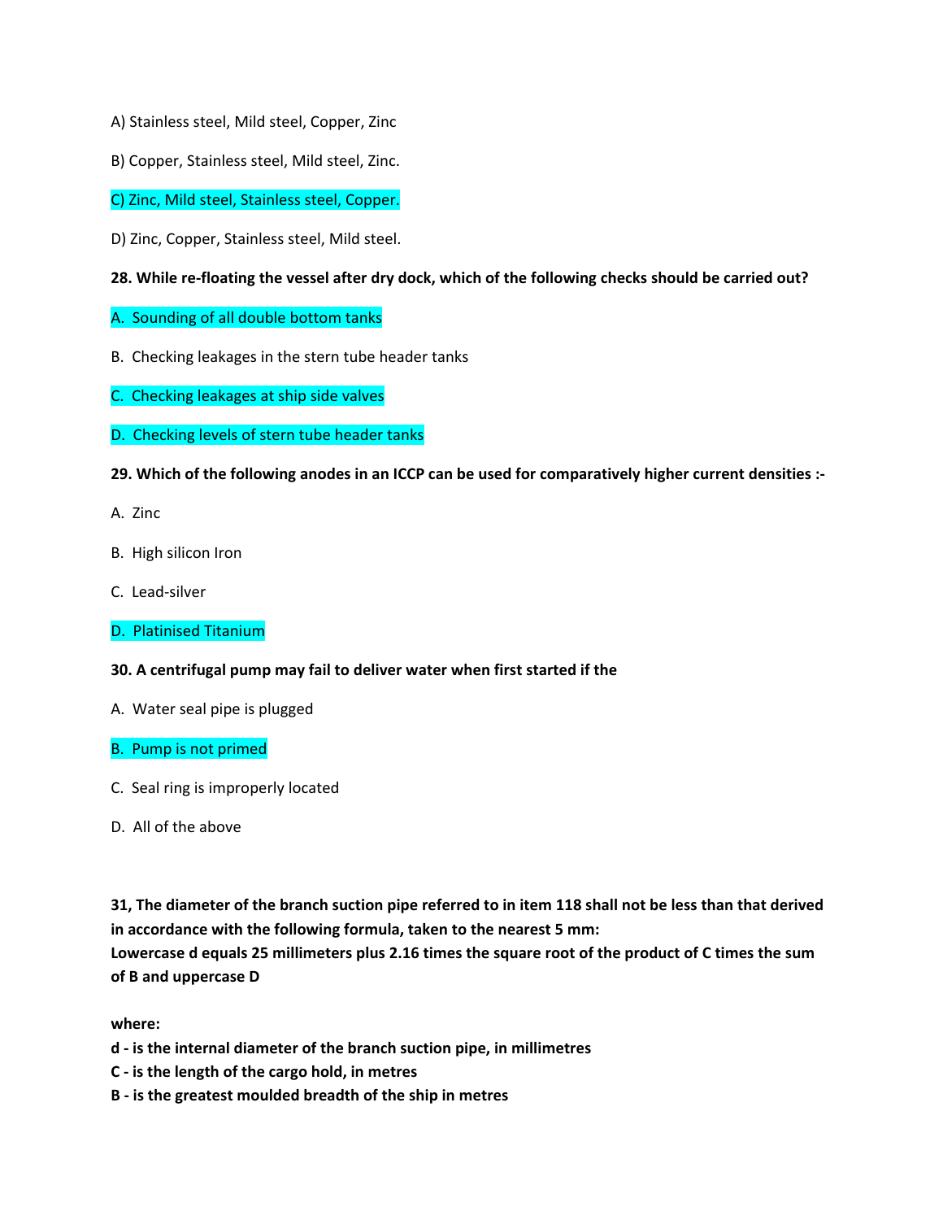A) Stainless steel, Mild steel, Copper, Zinc

B) Copper, Stainless steel, Mild steel, Zinc.

C) Zinc, Mild steel, Stainless steel, Copper.

D) Zinc, Copper, Stainless steel, Mild steel.

**28. While re-floating the vessel after dry dock, which of the following checks should be carried out?**

A. Sounding of all double bottom tanks

B. Checking leakages in the stern tube header tanks

C. Checking leakages at ship side valves

D. Checking levels of stern tube header tanks

**29. Which of the following anodes in an ICCP can be used for comparatively higher current densities :-**

A. Zinc

B. High silicon Iron

C. Lead-silver

D. Platinised Titanium

**30. A centrifugal pump may fail to deliver water when first started if the**

A. Water seal pipe is plugged

B. Pump is not primed

C. Seal ring is improperly located

D. All of the above

**31, The diameter of the branch suction pipe referred to in item 118 shall not be less than that derived in accordance with the following formula, taken to the nearest 5 mm:**
**Lowercase d equals 25 millimeters plus 2.16 times the square root of the product of C times the sum of B and uppercase D**

**where:**
**d - is the internal diameter of the branch suction pipe, in millimetres**
**C - is the length of the cargo hold, in metres**
**B - is the greatest moulded breadth of the ship in metres**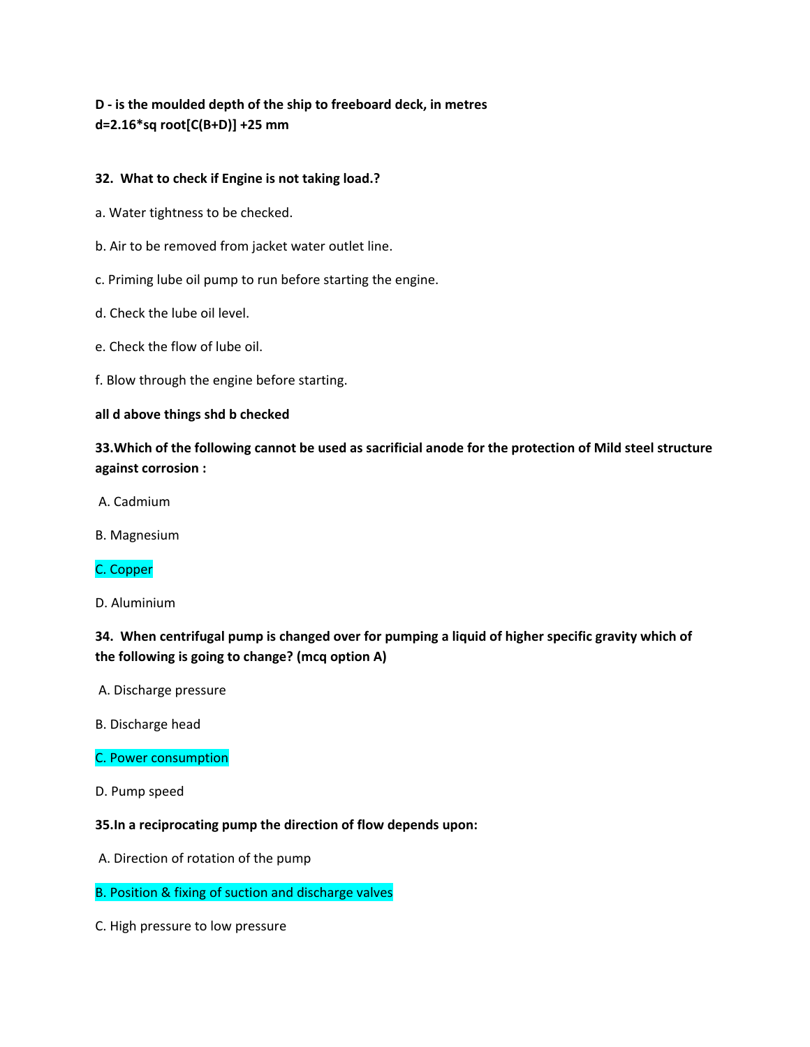**D - is the moulded depth of the ship to freeboard deck, in metres**
**d=2.16*sq root[C(B+D)] +25 mm**

**32. What to check if Engine is not taking load.?**

a. Water tightness to be checked.

b. Air to be removed from jacket water outlet line.

c. Priming lube oil pump to run before starting the engine.

d. Check the lube oil level.

e. Check the flow of lube oil.

f. Blow through the engine before starting.

**all d above things shd b checked**

**33.Which of the following cannot be used as sacrificial anode for the protection of Mild steel structure against corrosion :**

A. Cadmium

B. Magnesium

C. Copper

D. Aluminium

**34. When centrifugal pump is changed over for pumping a liquid of higher specific gravity which of the following is going to change? (mcq option A)**

A. Discharge pressure

B. Discharge head

C. Power consumption

D. Pump speed

**35.In a reciprocating pump the direction of flow depends upon:**

A. Direction of rotation of the pump

B. Position & fixing of suction and discharge valves

C. High pressure to low pressure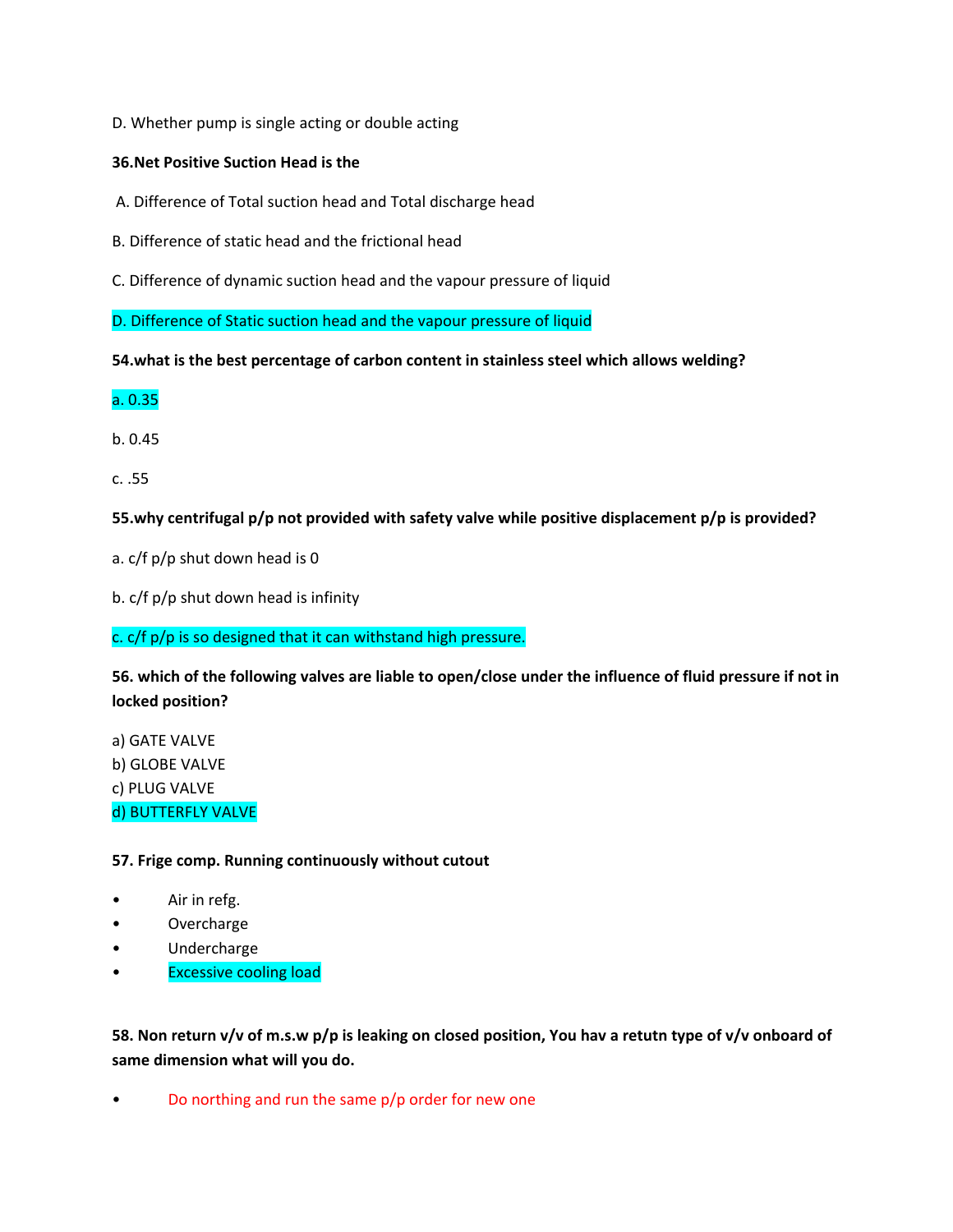D. Whether pump is single acting or double acting

**36.Net Positive Suction Head is the**

A. Difference of Total suction head and Total discharge head

B. Difference of static head and the frictional head

C. Difference of dynamic suction head and the vapour pressure of liquid

D. Difference of Static suction head and the vapour pressure of liquid

**54.what is the best percentage of carbon content in stainless steel which allows welding?**

a. 0.35

b. 0.45

c. .55

**55.why centrifugal p/p not provided with safety valve while positive displacement p/p is provided?**

a. c/f p/p shut down head is 0

b. c/f p/p shut down head is infinity

c. c/f p/p is so designed that it can withstand high pressure.

**56. which of the following valves are liable to open/close under the influence of fluid pressure if not in locked position?**

a) GATE VALVE
b) GLOBE VALVE
c) PLUG VALVE
d) BUTTERFLY VALVE

**57. Frige comp. Running continuously without cutout**

- Air in refg.
- Overcharge
- Undercharge
- Excessive cooling load

**58. Non return v/v of m.s.w p/p is leaking on closed position, You hav a retutn type of v/v onboard of same dimension what will you do.**

- Do northing and run the same p/p order for new one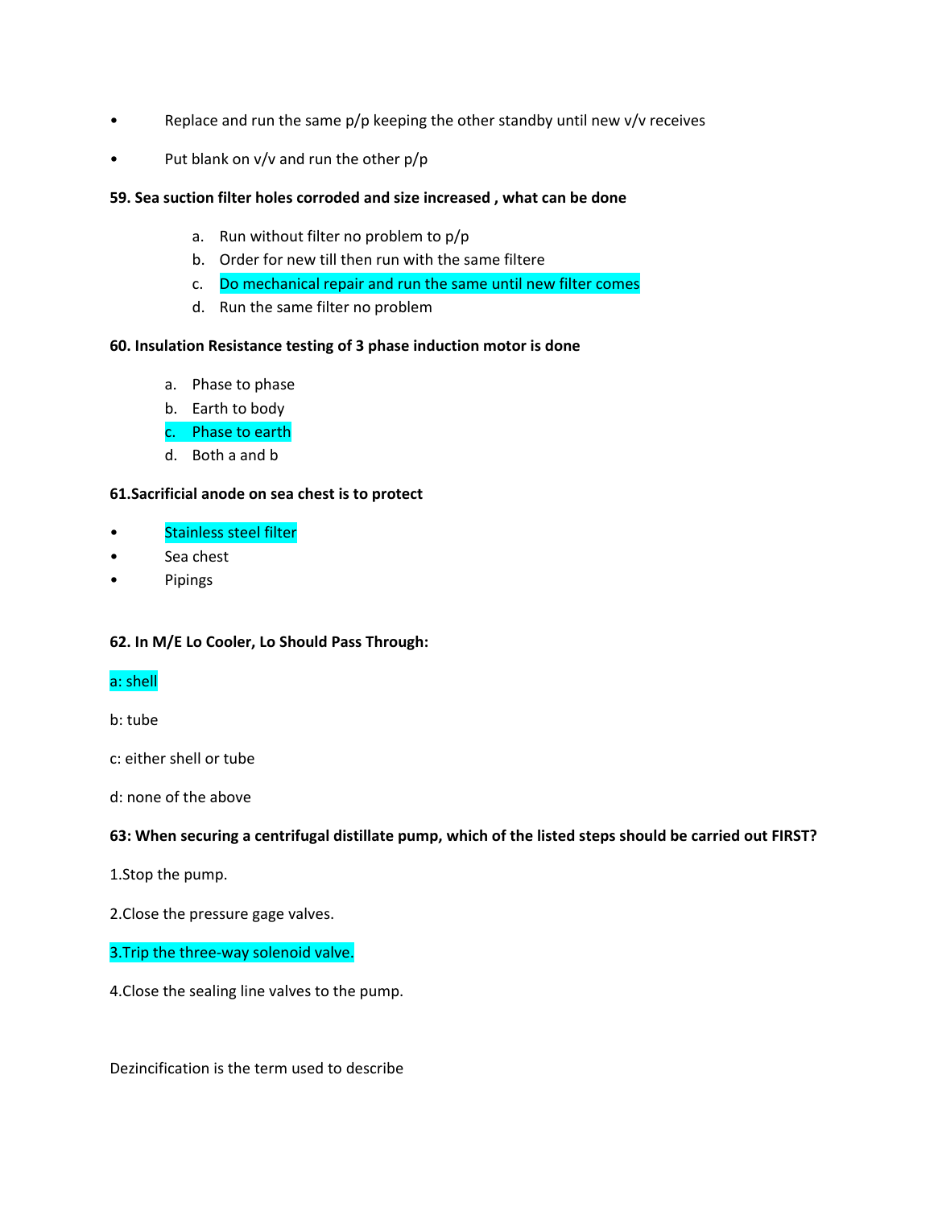- Replace and run the same p/p keeping the other standby until new v/v receives
- Put blank on v/v and run the other p/p

**59. Sea suction filter holes corroded and size increased , what can be done**

a. Run without filter no problem to p/p
b. Order for new till then run with the same filtere
c. Do mechanical repair and run the same until new filter comes
d. Run the same filter no problem

**60. Insulation Resistance testing of 3 phase induction motor is done**

a. Phase to phase
b. Earth to body
c. Phase to earth
d. Both a and b

**61.Sacrificial anode on sea chest is to protect**

- Stainless steel filter
- Sea chest
- Pipings

**62. In M/E Lo Cooler, Lo Should Pass Through:**

a: shell

b: tube

c: either shell or tube

d: none of the above

**63: When securing a centrifugal distillate pump, which of the listed steps should be carried out FIRST?**

1.Stop the pump.

2.Close the pressure gage valves.

3.Trip the three-way solenoid valve.

4.Close the sealing line valves to the pump.

Dezincification is the term used to describe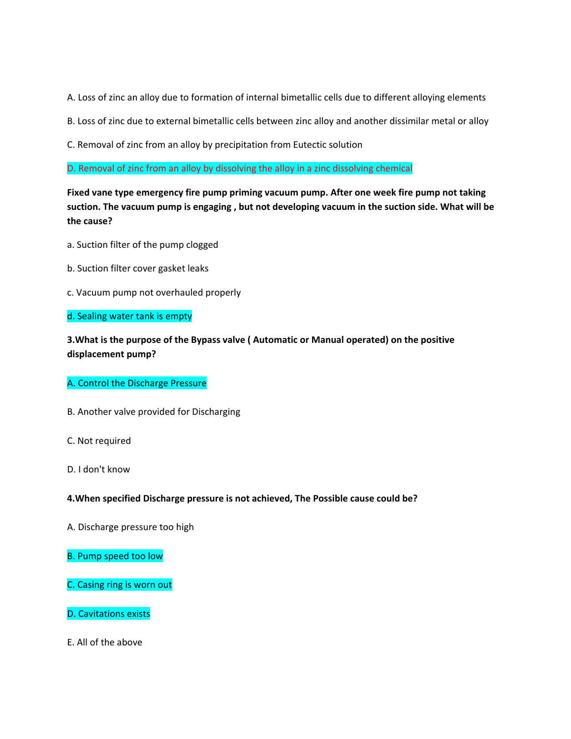A. Loss of zinc an alloy due to formation of internal bimetallic cells due to different alloying elements

B. Loss of zinc due to external bimetallic cells between zinc alloy and another dissimilar metal or alloy

C. Removal of zinc from an alloy by precipitation from Eutectic solution

D. Removal of zinc from an alloy by dissolving the alloy in a zinc dissolving chemical

**Fixed vane type emergency fire pump priming vacuum pump. After one week fire pump not taking suction. The vacuum pump is engaging , but not developing vacuum in the suction side. What will be the cause?**

a. Suction filter of the pump clogged

b. Suction filter cover gasket leaks

c. Vacuum pump not overhauled properly

d. Sealing water tank is empty

**3.What is the purpose of the Bypass valve ( Automatic or Manual operated) on the positive displacement pump?**

A. Control the Discharge Pressure

B. Another valve provided for Discharging

C. Not required

D. I don't know

**4.When specified Discharge pressure is not achieved, The Possible cause could be?**

A. Discharge pressure too high

B. Pump speed too low

C. Casing ring is worn out

D. Cavitations exists

E. All of the above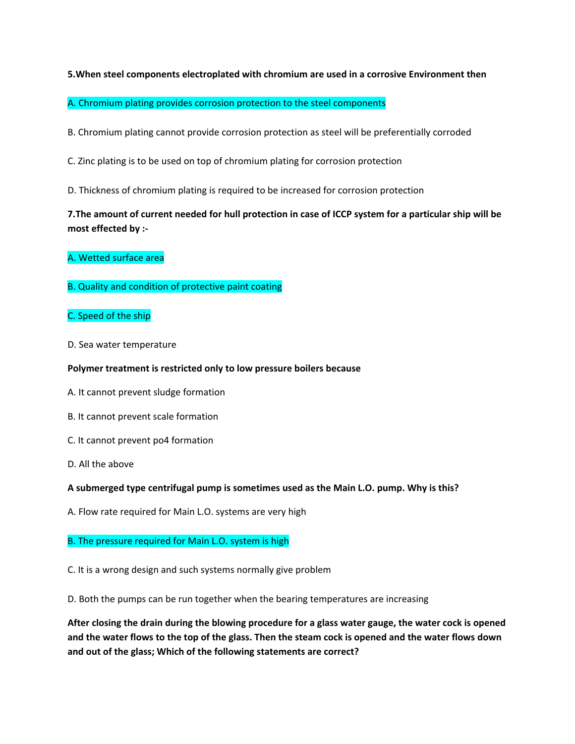**5.When steel components electroplated with chromium are used in a corrosive Environment then**

A. Chromium plating provides corrosion protection to the steel components

B. Chromium plating cannot provide corrosion protection as steel will be preferentially corroded

C. Zinc plating is to be used on top of chromium plating for corrosion protection

D. Thickness of chromium plating is required to be increased for corrosion protection

**7.The amount of current needed for hull protection in case of ICCP system for a particular ship will be most effected by :-**

A. Wetted surface area

B. Quality and condition of protective paint coating

C. Speed of the ship

D. Sea water temperature

**Polymer treatment is restricted only to low pressure boilers because**

A. It cannot prevent sludge formation

B. It cannot prevent scale formation

C. It cannot prevent po4 formation

D. All the above

**A submerged type centrifugal pump is sometimes used as the Main L.O. pump. Why is this?**

A. Flow rate required for Main L.O. systems are very high

B. The pressure required for Main L.O. system is high

C. It is a wrong design and such systems normally give problem

D. Both the pumps can be run together when the bearing temperatures are increasing

**After closing the drain during the blowing procedure for a glass water gauge, the water cock is opened and the water flows to the top of the glass. Then the steam cock is opened and the water flows down and out of the glass; Which of the following statements are correct?**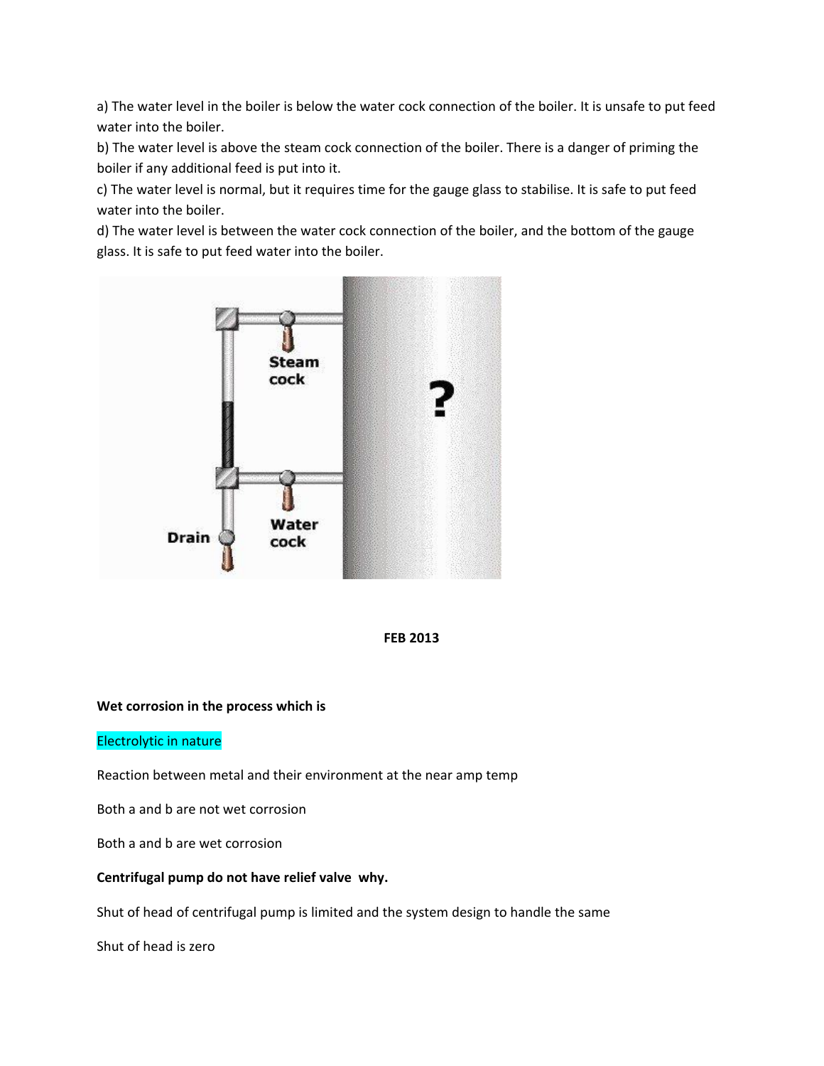a) The water level in the boiler is below the water cock connection of the boiler. It is unsafe to put feed water into the boiler.

b) The water level is above the steam cock connection of the boiler. There is a danger of priming the boiler if any additional feed is put into it.

c) The water level is normal, but it requires time for the gauge glass to stabilise. It is safe to put feed water into the boiler.

d) The water level is between the water cock connection of the boiler, and the bottom of the gauge glass. It is safe to put feed water into the boiler.

**FEB 2013**

**Wet corrosion in the process which is**

Electrolytic in nature

Reaction between metal and their environment at the near amp temp

Both a and b are not wet corrosion

Both a and b are wet corrosion

**Centrifugal pump do not have relief valve why.**

Shut of head of centrifugal pump is limited and the system design to handle the same

Shut of head is zero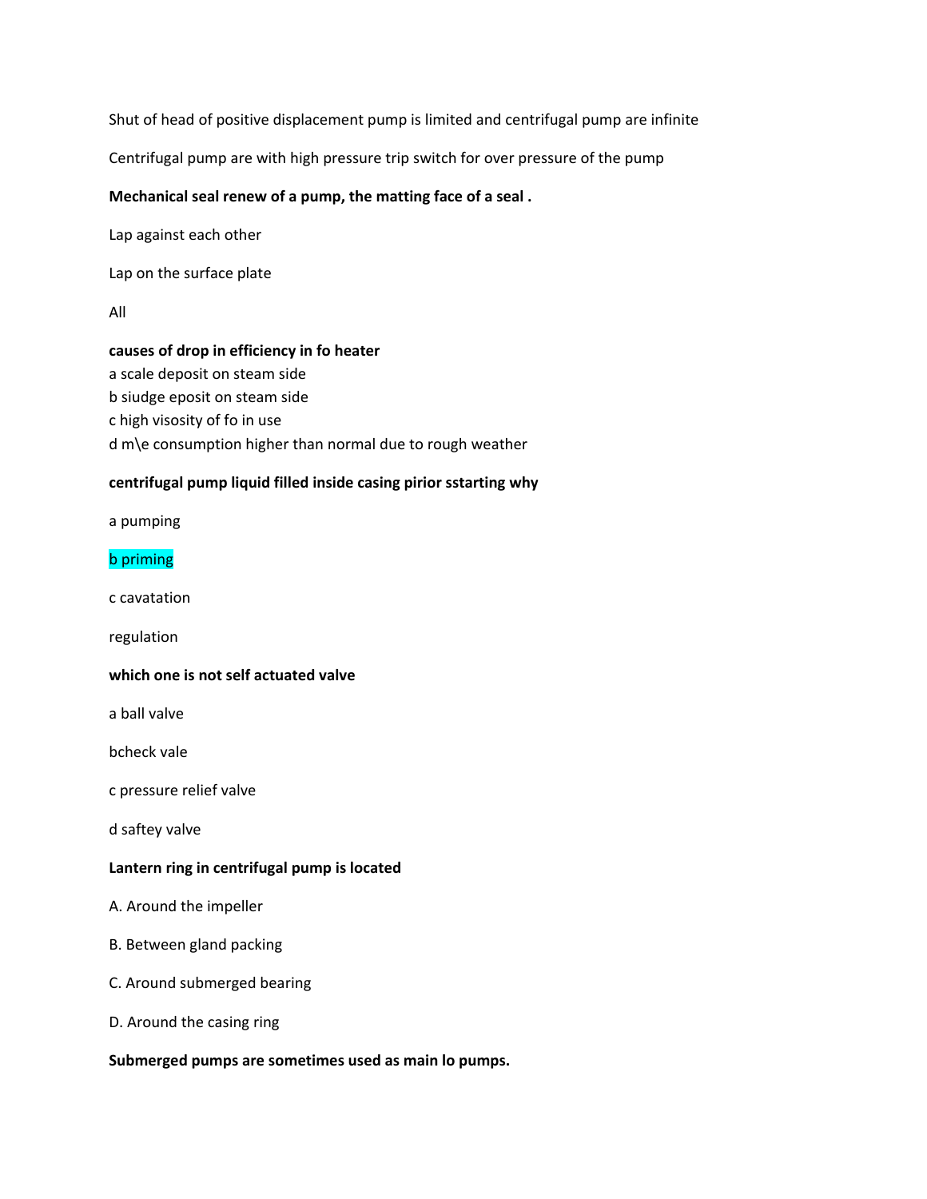Shut of head of positive displacement pump is limited and centrifugal pump are infinite

Centrifugal pump are with high pressure trip switch for over pressure of the pump

**Mechanical seal renew of a pump, the matting face of a seal .**

Lap against each other

Lap on the surface plate

All

**causes of drop in efficiency in fo heater**
a scale deposit on steam side
b siudge eposit on steam side
c high visosity of fo in use
d m\e consumption higher than normal due to rough weather

**centrifugal pump liquid filled inside casing pirior sstarting why**

a pumping

b priming

c cavatation

regulation

**which one is not self actuated valve**

a ball valve

bcheck vale

c pressure relief valve

d saftey valve

**Lantern ring in centrifugal pump is located**

A. Around the impeller

B. Between gland packing

C. Around submerged bearing

D. Around the casing ring

**Submerged pumps are sometimes used as main lo pumps.**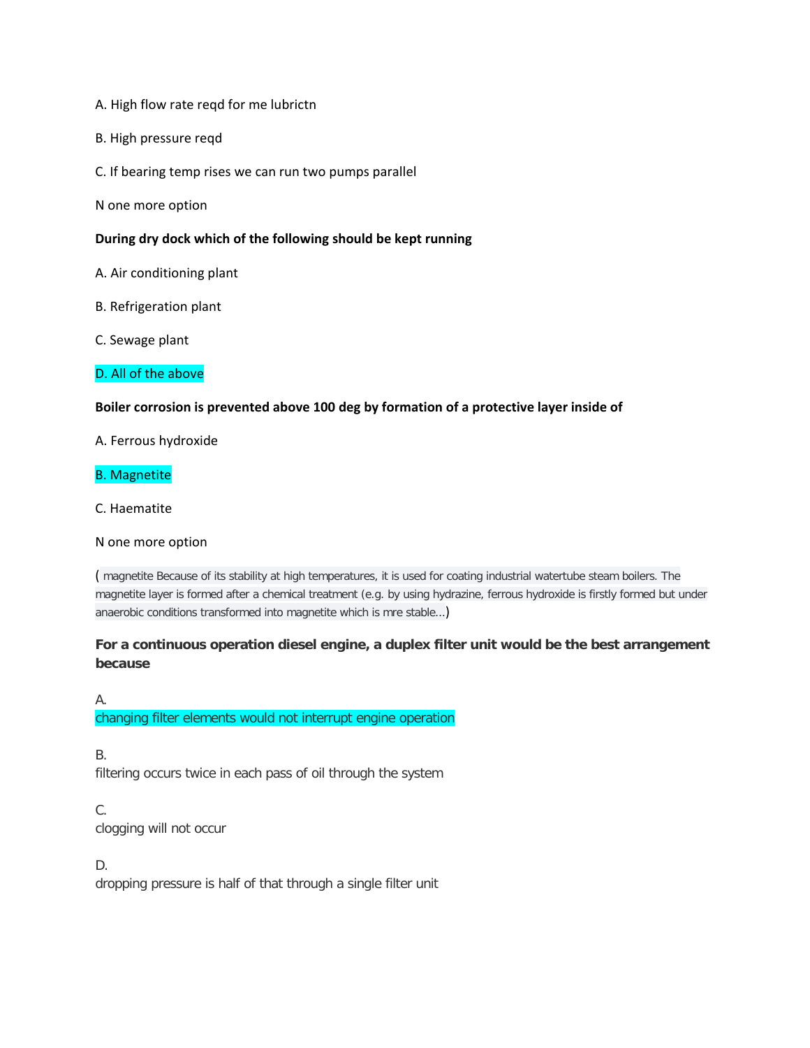A. High flow rate reqd for me lubrictn

B. High pressure reqd

C. If bearing temp rises we can run two pumps parallel

N one more option

**During dry dock which of the following should be kept running**

A. Air conditioning plant

B. Refrigeration plant

C. Sewage plant

D. All of the above

**Boiler corrosion is prevented above 100 deg by formation of a protective layer inside of**

A. Ferrous hydroxide

B. Magnetite

C. Haematite

N one more option

( magnetite Because of its stability at high temperatures, it is used for coating industrial watertube steam boilers. The magnetite layer is formed after a chemical treatment (e.g. by using hydrazine, ferrous hydroxide is firstly formed but under anaerobic conditions transformed into magnetite which is mre stable...)

**For a continuous operation diesel engine, a duplex filter unit would be the best arrangement because**

A.
changing filter elements would not interrupt engine operation

B.
filtering occurs twice in each pass of oil through the system

C.
clogging will not occur

D.
dropping pressure is half of that through a single filter unit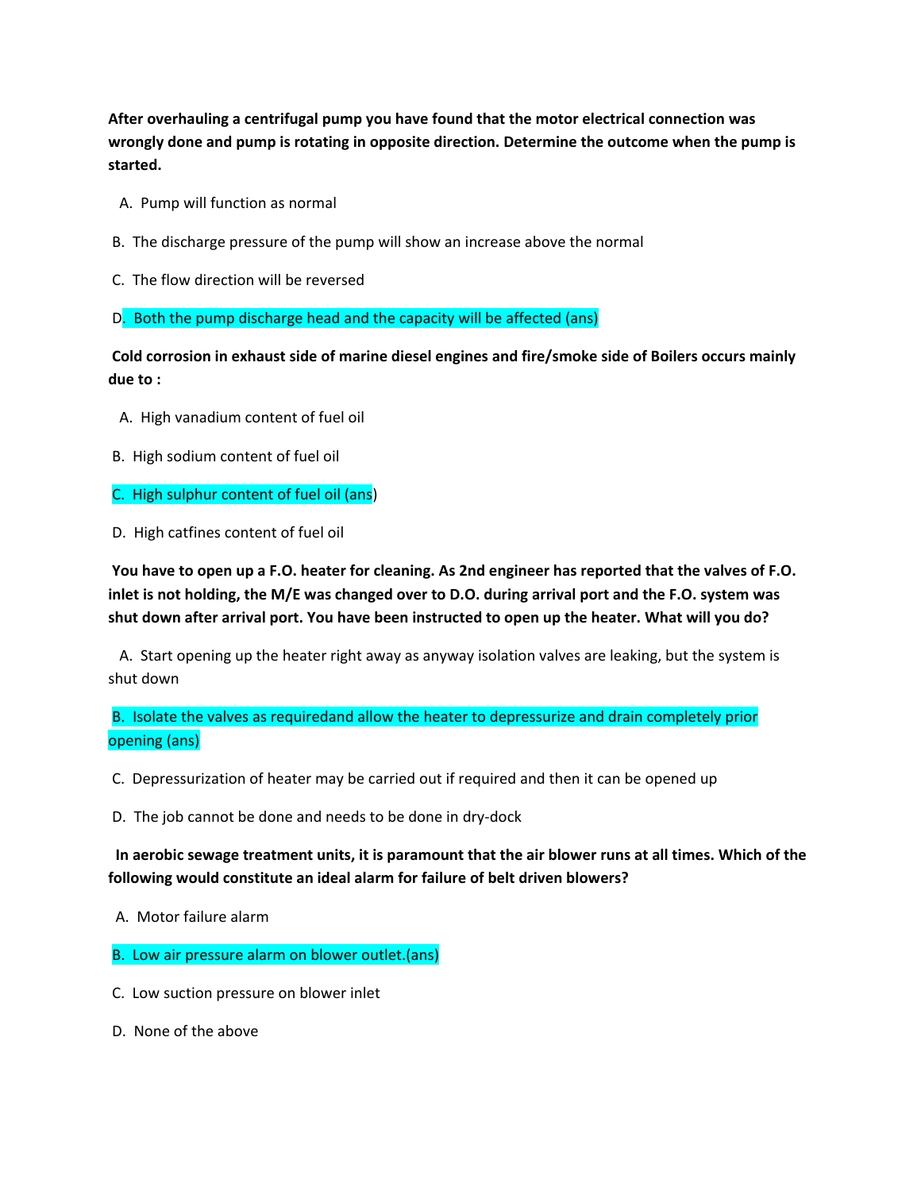**After overhauling a centrifugal pump you have found that the motor electrical connection was wrongly done and pump is rotating in opposite direction. Determine the outcome when the pump is started.**

A. Pump will function as normal

B. The discharge pressure of the pump will show an increase above the normal

C. The flow direction will be reversed

D. Both the pump discharge head and the capacity will be affected (ans)

**Cold corrosion in exhaust side of marine diesel engines and fire/smoke side of Boilers occurs mainly due to :**

A. High vanadium content of fuel oil

B. High sodium content of fuel oil

C. High sulphur content of fuel oil (ans)

D. High catfines content of fuel oil

**You have to open up a F.O. heater for cleaning. As 2nd engineer has reported that the valves of F.O. inlet is not holding, the M/E was changed over to D.O. during arrival port and the F.O. system was shut down after arrival port. You have been instructed to open up the heater. What will you do?**

A. Start opening up the heater right away as anyway isolation valves are leaking, but the system is shut down

B. Isolate the valves as requiredand allow the heater to depressurize and drain completely prior opening (ans)

C. Depressurization of heater may be carried out if required and then it can be opened up

D. The job cannot be done and needs to be done in dry-dock

**In aerobic sewage treatment units, it is paramount that the air blower runs at all times. Which of the following would constitute an ideal alarm for failure of belt driven blowers?**

A. Motor failure alarm

B. Low air pressure alarm on blower outlet.(ans)

C. Low suction pressure on blower inlet

D. None of the above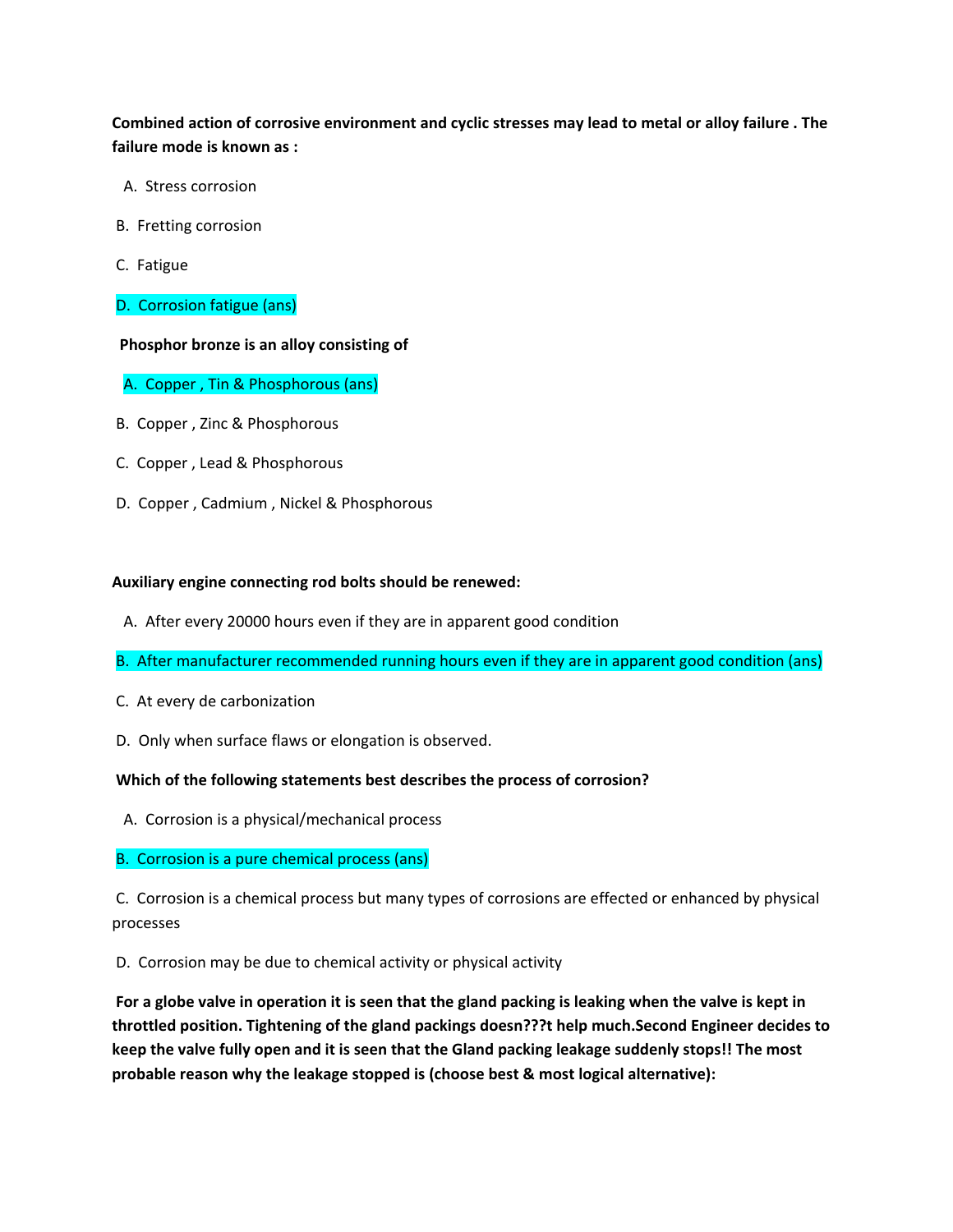**Combined action of corrosive environment and cyclic stresses may lead to metal or alloy failure . The failure mode is known as :**

A. Stress corrosion

B. Fretting corrosion

C. Fatigue

D. Corrosion fatigue (ans)

**Phosphor bronze is an alloy consisting of**

A. Copper , Tin & Phosphorous (ans)

B. Copper , Zinc & Phosphorous

C. Copper , Lead & Phosphorous

D. Copper , Cadmium , Nickel & Phosphorous

**Auxiliary engine connecting rod bolts should be renewed:**

A. After every 20000 hours even if they are in apparent good condition

B. After manufacturer recommended running hours even if they are in apparent good condition (ans)

C. At every de carbonization

D. Only when surface flaws or elongation is observed.

**Which of the following statements best describes the process of corrosion?**

A. Corrosion is a physical/mechanical process

B. Corrosion is a pure chemical process (ans)

C. Corrosion is a chemical process but many types of corrosions are effected or enhanced by physical processes

D. Corrosion may be due to chemical activity or physical activity

**For a globe valve in operation it is seen that the gland packing is leaking when the valve is kept in throttled position. Tightening of the gland packings doesn???t help much.Second Engineer decides to keep the valve fully open and it is seen that the Gland packing leakage suddenly stops!! The most probable reason why the leakage stopped is (choose best & most logical alternative):**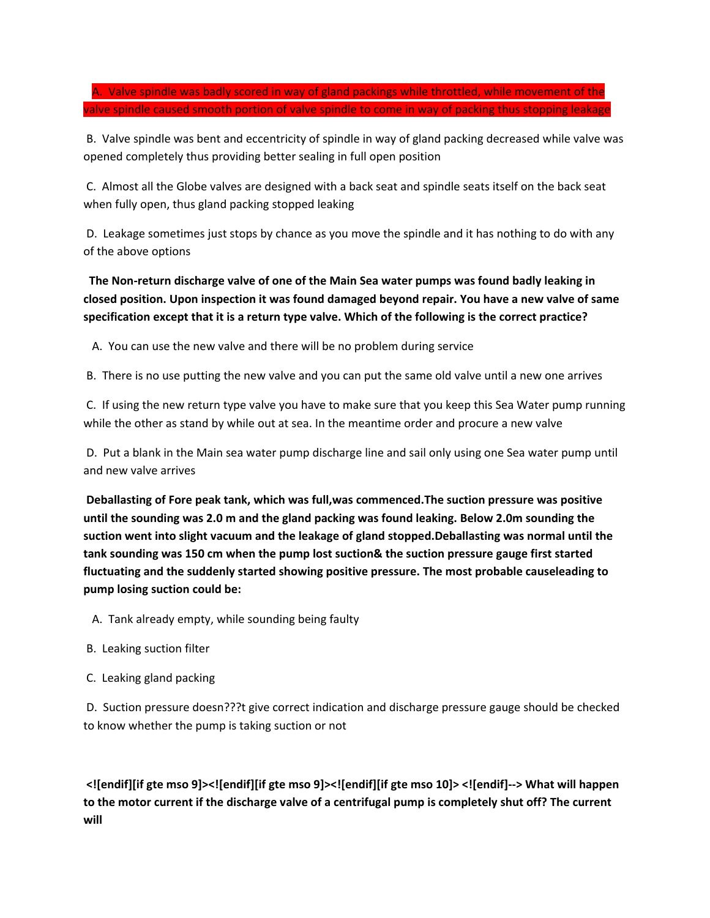A. Valve spindle was badly scored in way of gland packings while throttled, while movement of the valve spindle caused smooth portion of valve spindle to come in way of packing thus stopping leakage

B. Valve spindle was bent and eccentricity of spindle in way of gland packing decreased while valve was opened completely thus providing better sealing in full open position

C. Almost all the Globe valves are designed with a back seat and spindle seats itself on the back seat when fully open, thus gland packing stopped leaking

D. Leakage sometimes just stops by chance as you move the spindle and it has nothing to do with any of the above options

**The Non-return discharge valve of one of the Main Sea water pumps was found badly leaking in closed position. Upon inspection it was found damaged beyond repair. You have a new valve of same specification except that it is a return type valve. Which of the following is the correct practice?**

A. You can use the new valve and there will be no problem during service

B. There is no use putting the new valve and you can put the same old valve until a new one arrives

C. If using the new return type valve you have to make sure that you keep this Sea Water pump running while the other as stand by while out at sea. In the meantime order and procure a new valve

D. Put a blank in the Main sea water pump discharge line and sail only using one Sea water pump until and new valve arrives

**Deballasting of Fore peak tank, which was full,was commenced.The suction pressure was positive until the sounding was 2.0 m and the gland packing was found leaking. Below 2.0m sounding the suction went into slight vacuum and the leakage of gland stopped.Deballasting was normal until the tank sounding was 150 cm when the pump lost suction& the suction pressure gauge first started fluctuating and the suddenly started showing positive pressure. The most probable causeleading to pump losing suction could be:**

A. Tank already empty, while sounding being faulty

B. Leaking suction filter

C. Leaking gland packing

D. Suction pressure doesn???t give correct indication and discharge pressure gauge should be checked to know whether the pump is taking suction or not

**<![endif][if gte mso 9]><![endif][if gte mso 9]><![endif][if gte mso 10]> <![endif]--> What will happen to the motor current if the discharge valve of a centrifugal pump is completely shut off? The current will**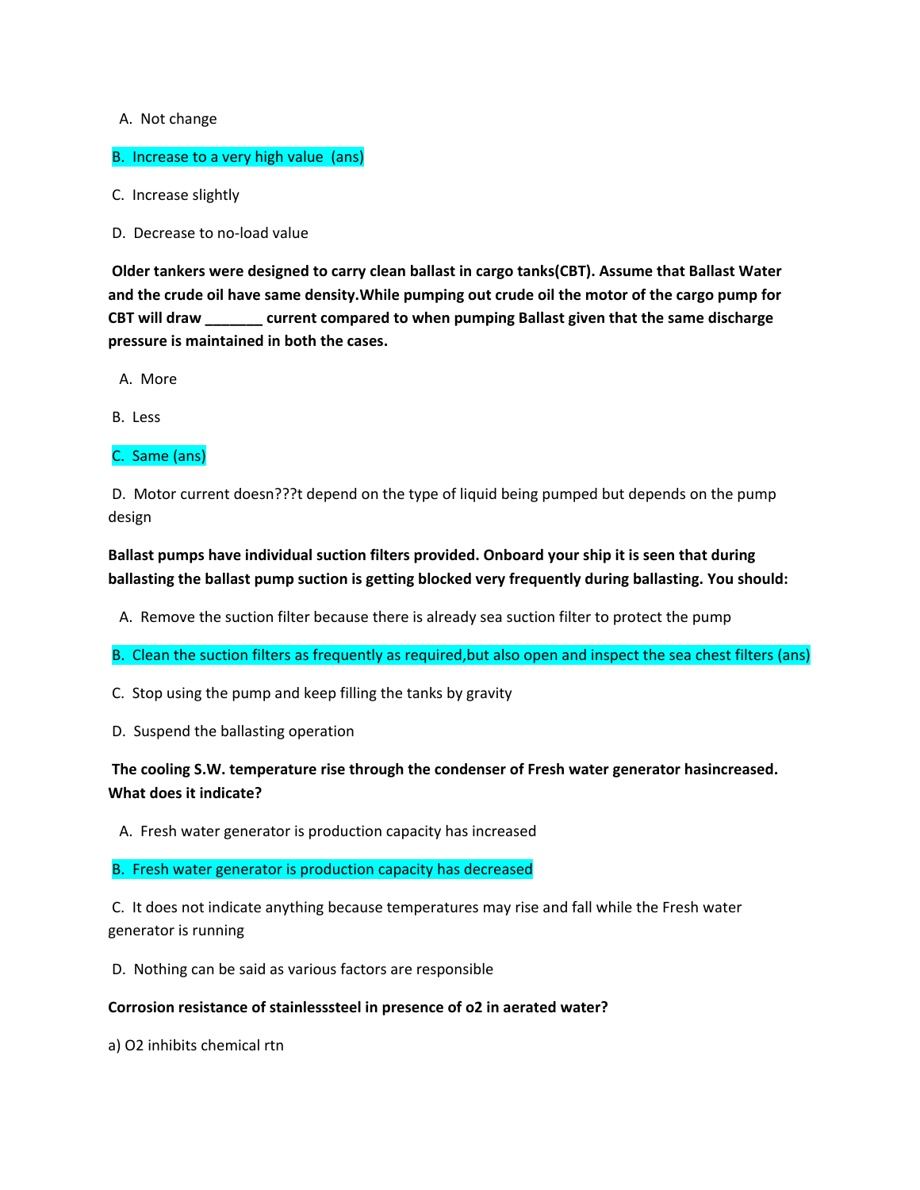A. Not change

B. Increase to a very high value (ans)

C. Increase slightly

D. Decrease to no-load value

**Older tankers were designed to carry clean ballast in cargo tanks(CBT). Assume that Ballast Water and the crude oil have same density.While pumping out crude oil the motor of the cargo pump for CBT will draw _______ current compared to when pumping Ballast given that the same discharge pressure is maintained in both the cases.**

A. More

B. Less

C. Same (ans)

D. Motor current doesn???t depend on the type of liquid being pumped but depends on the pump design

**Ballast pumps have individual suction filters provided. Onboard your ship it is seen that during ballasting the ballast pump suction is getting blocked very frequently during ballasting. You should:**

A. Remove the suction filter because there is already sea suction filter to protect the pump

B. Clean the suction filters as frequently as required,but also open and inspect the sea chest filters (ans)

C. Stop using the pump and keep filling the tanks by gravity

D. Suspend the ballasting operation

**The cooling S.W. temperature rise through the condenser of Fresh water generator hasincreased. What does it indicate?**

A. Fresh water generator is production capacity has increased

B. Fresh water generator is production capacity has decreased

C. It does not indicate anything because temperatures may rise and fall while the Fresh water generator is running

D. Nothing can be said as various factors are responsible

**Corrosion resistance of stainlesssteel in presence of o2 in aerated water?**

a) O2 inhibits chemical rtn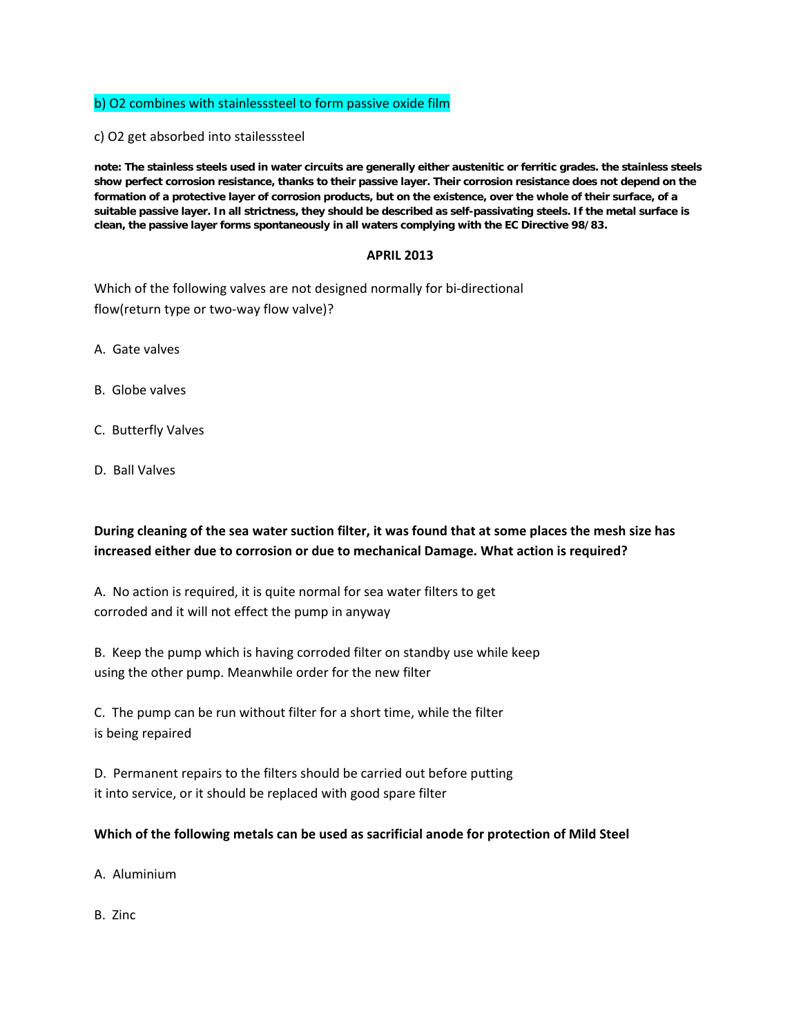b) $O_2$ combines with stainlesssteel to form passive oxide film

c) $O_2$ get absorbed into stailesssteel

**note: The stainless steels used in water circuits are generally either austenitic or ferritic grades. the stainless steels show perfect corrosion resistance, thanks to their passive layer. Their corrosion resistance does not depend on the formation of a protective layer of corrosion products, but on the existence, over the whole of their surface, of a suitable passive layer. In all strictness, they should be described as self-passivating steels. If the metal surface is clean, the passive layer forms spontaneously in all waters complying with the EC Directive 98/83.**

**APRIL 2013**

Which of the following valves are not designed normally for bi-directional flow(return type or two-way flow valve)?

A. Gate valves

B. Globe valves

C. Butterfly Valves

D. Ball Valves

**During cleaning of the sea water suction filter, it was found that at some places the mesh size has increased either due to corrosion or due to mechanical Damage. What action is required?**

A. No action is required, it is quite normal for sea water filters to get corroded and it will not effect the pump in anyway

B. Keep the pump which is having corroded filter on standby use while keep using the other pump. Meanwhile order for the new filter

C. The pump can be run without filter for a short time, while the filter is being repaired

D. Permanent repairs to the filters should be carried out before putting it into service, or it should be replaced with good spare filter

**Which of the following metals can be used as sacrificial anode for protection of Mild Steel**

A. Aluminium

B. Zinc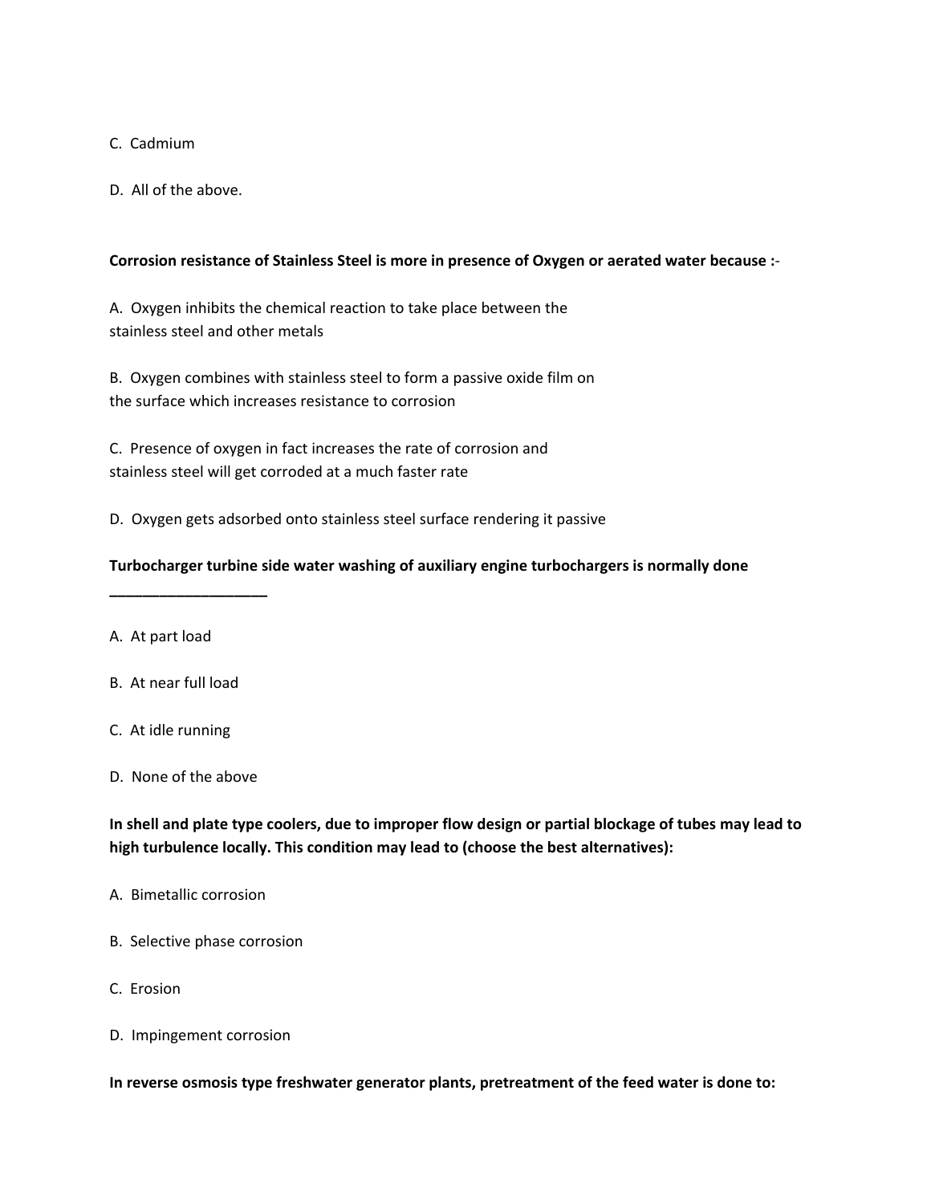C. Cadmium

D. All of the above.

**Corrosion resistance of Stainless Steel is more in presence of Oxygen or aerated water because :-**

A. Oxygen inhibits the chemical reaction to take place between the stainless steel and other metals

B. Oxygen combines with stainless steel to form a passive oxide film on the surface which increases resistance to corrosion

C. Presence of oxygen in fact increases the rate of corrosion and stainless steel will get corroded at a much faster rate

D. Oxygen gets adsorbed onto stainless steel surface rendering it passive

**Turbocharger turbine side water washing of auxiliary engine turbochargers is normally done ___________________**

A. At part load

B. At near full load

C. At idle running

D. None of the above

**In shell and plate type coolers, due to improper flow design or partial blockage of tubes may lead to high turbulence locally. This condition may lead to (choose the best alternatives):**

A. Bimetallic corrosion

B. Selective phase corrosion

C. Erosion

D. Impingement corrosion

**In reverse osmosis type freshwater generator plants, pretreatment of the feed water is done to:**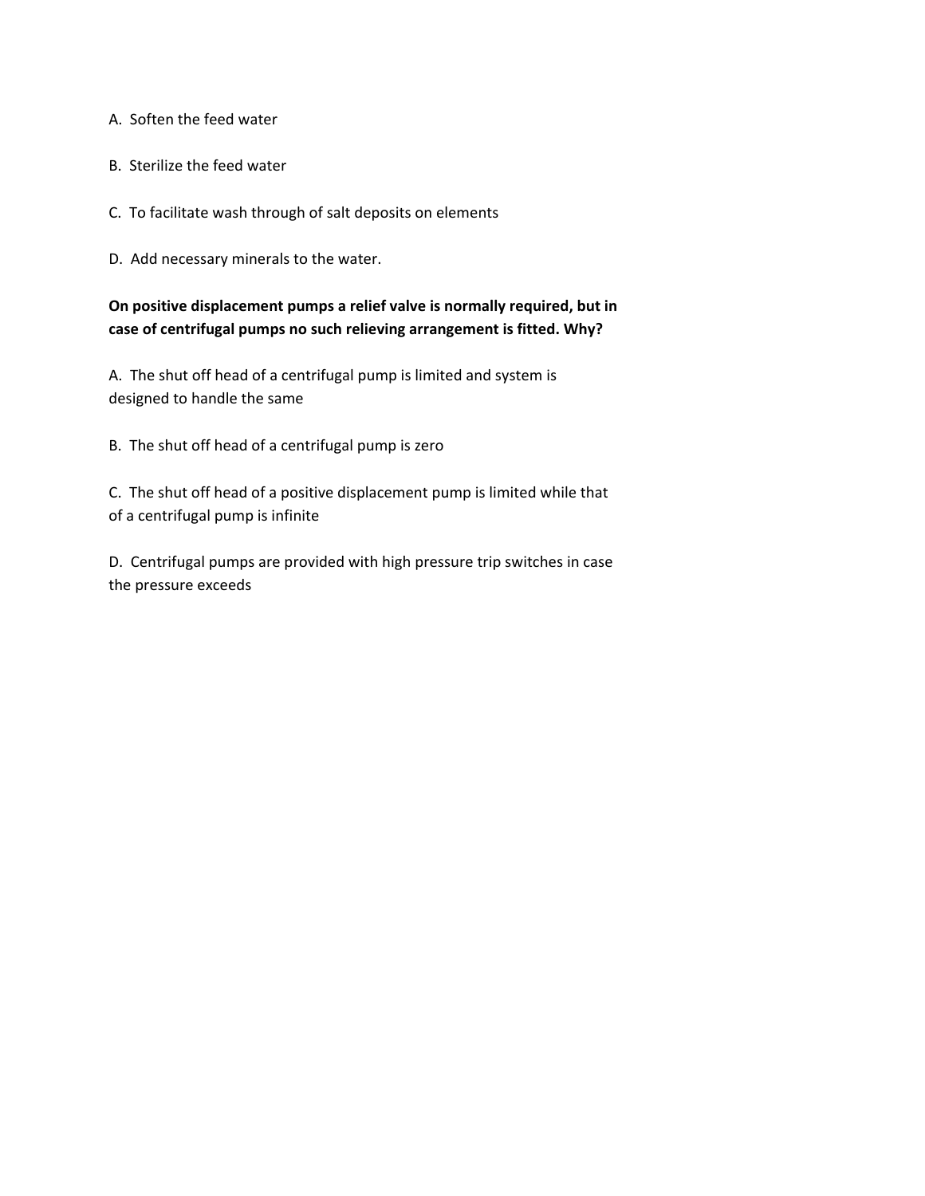A. Soften the feed water

B. Sterilize the feed water

C. To facilitate wash through of salt deposits on elements

D. Add necessary minerals to the water.

**On positive displacement pumps a relief valve is normally required, but in case of centrifugal pumps no such relieving arrangement is fitted. Why?**

A. The shut off head of a centrifugal pump is limited and system is designed to handle the same

B. The shut off head of a centrifugal pump is zero

C. The shut off head of a positive displacement pump is limited while that of a centrifugal pump is infinite

D. Centrifugal pumps are provided with high pressure trip switches in case the pressure exceeds